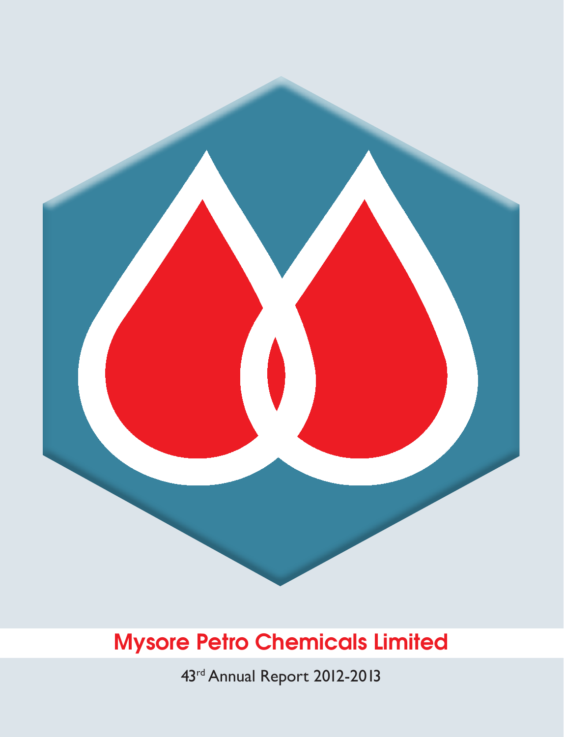# Mysore Petro Chemicals Limited

43rd Annual Report 2012-2013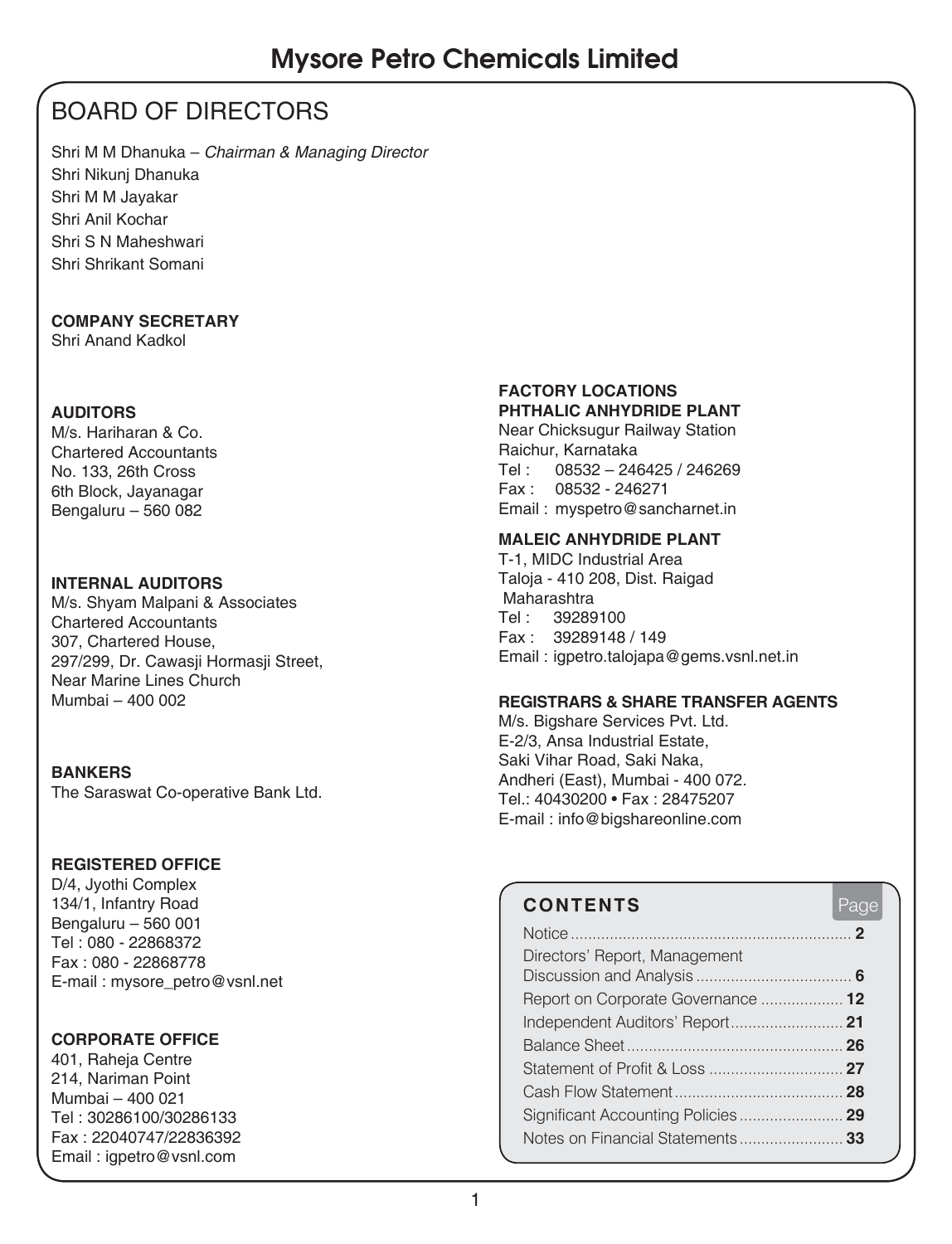# Mysore Petro Chemicals Limited

## BOARD OF DIRECTORS

Shri M M Dhanuka – *Chairman & Managing Director*
Shri Nikunj Dhanuka
Shri M M Jayakar
Shri Anil Kochar
Shri S N Maheshwari
Shri Shrikant Somani

**COMPANY SECRETARY**
Shri Anand Kadkol

**AUDITORS**
M/s. Hariharan & Co.
Chartered Accountants
No. 133, 26th Cross
6th Block, Jayanagar
Bengaluru – 560 082

**INTERNAL AUDITORS**
M/s. Shyam Malpani & Associates
Chartered Accountants
307, Chartered House,
297/299, Dr. Cawasji Hormasji Street,
Near Marine Lines Church
Mumbai – 400 002

**BANKERS**
The Saraswat Co-operative Bank Ltd.

**REGISTERED OFFICE**
D/4, Jyothi Complex
134/1, Infantry Road
Bengaluru – 560 001
Tel : 080 - 22868372
Fax : 080 - 22868778
E-mail : mysore_petro@vsnl.net

**CORPORATE OFFICE**
401, Raheja Centre
214, Nariman Point
Mumbai – 400 021
Tel : 30286100/30286133
Fax : 22040747/22836392
Email : igpetro@vsnl.com

**FACTORY LOCATIONS**

**PHTHALIC ANHYDRIDE PLANT**
Near Chicksugur Railway Station
Raichur, Karnataka
Tel : 08532 – 246425 / 246269
Fax : 08532 - 246271
Email : myspetro@sancharnet.in

**MALEIC ANHYDRIDE PLANT**
T-1, MIDC Industrial Area
Taloja - 410 208, Dist. Raigad
Maharashtra
Tel : 39289100
Fax : 39289148 / 149
Email : igpetro.talojapa@gems.vsnl.net.in

**REGISTRARS & SHARE TRANSFER AGENTS**
M/s. Bigshare Services Pvt. Ltd.
E-2/3, Ansa Industrial Estate,
Saki Vihar Road, Saki Naka,
Andheri (East), Mumbai - 400 072.
Tel.: 40430200 • Fax : 28475207
E-mail : info@bigshareonline.com

**CONTENTS**

| | Page |
|---|---|
| Notice | **2** |
| Directors' Report, Management Discussion and Analysis | **6** |
| Report on Corporate Governance | **12** |
| Independent Auditors' Report | **21** |
| Balance Sheet | **26** |
| Statement of Profit & Loss | **27** |
| Cash Flow Statement | **28** |
| Significant Accounting Policies | **29** |
| Notes on Financial Statements | **33** |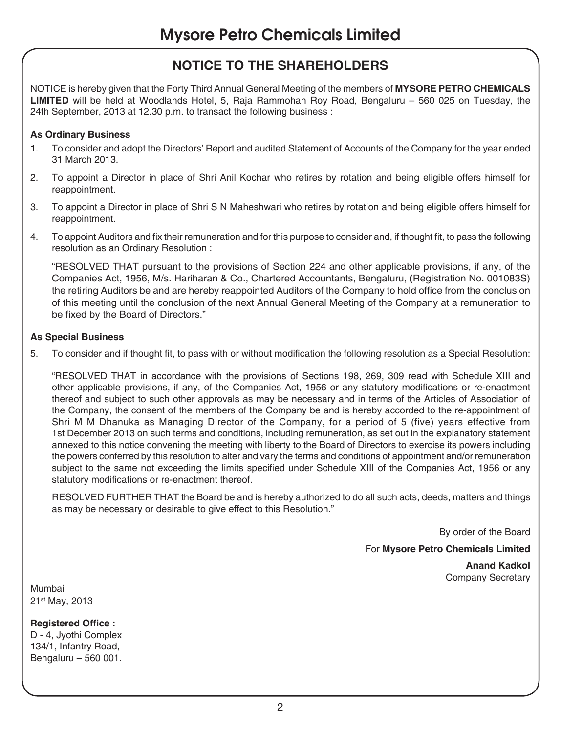# Mysore Petro Chemicals Limited

## NOTICE TO THE SHAREHOLDERS

NOTICE is hereby given that the Forty Third Annual General Meeting of the members of **MYSORE PETRO CHEMICALS LIMITED** will be held at Woodlands Hotel, 5, Raja Rammohan Roy Road, Bengaluru – 560 025 on Tuesday, the 24th September, 2013 at 12.30 p.m. to transact the following business :

**As Ordinary Business**

1. To consider and adopt the Directors' Report and audited Statement of Accounts of the Company for the year ended 31 March 2013.
2. To appoint a Director in place of Shri Anil Kochar who retires by rotation and being eligible offers himself for reappointment.
3. To appoint a Director in place of Shri S N Maheshwari who retires by rotation and being eligible offers himself for reappointment.
4. To appoint Auditors and fix their remuneration and for this purpose to consider and, if thought fit, to pass the following resolution as an Ordinary Resolution :

   "RESOLVED THAT pursuant to the provisions of Section 224 and other applicable provisions, if any, of the Companies Act, 1956, M/s. Hariharan & Co., Chartered Accountants, Bengaluru, (Registration No. 001083S) the retiring Auditors be and are hereby reappointed Auditors of the Company to hold office from the conclusion of this meeting until the conclusion of the next Annual General Meeting of the Company at a remuneration to be fixed by the Board of Directors."

**As Special Business**

5. To consider and if thought fit, to pass with or without modification the following resolution as a Special Resolution:

   "RESOLVED THAT in accordance with the provisions of Sections 198, 269, 309 read with Schedule XIII and other applicable provisions, if any, of the Companies Act, 1956 or any statutory modifications or re-enactment thereof and subject to such other approvals as may be necessary and in terms of the Articles of Association of the Company, the consent of the members of the Company be and is hereby accorded to the re-appointment of Shri M M Dhanuka as Managing Director of the Company, for a period of 5 (five) years effective from 1st December 2013 on such terms and conditions, including remuneration, as set out in the explanatory statement annexed to this notice convening the meeting with liberty to the Board of Directors to exercise its powers including the powers conferred by this resolution to alter and vary the terms and conditions of appointment and/or remuneration subject to the same not exceeding the limits specified under Schedule XIII of the Companies Act, 1956 or any statutory modifications or re-enactment thereof.

   RESOLVED FURTHER THAT the Board be and is hereby authorized to do all such acts, deeds, matters and things as may be necessary or desirable to give effect to this Resolution."

By order of the Board

For **Mysore Petro Chemicals Limited**

**Anand Kadkol**
Company Secretary

Mumbai
21st May, 2013

**Registered Office :**
D - 4, Jyothi Complex
134/1, Infantry Road,
Bengaluru – 560 001.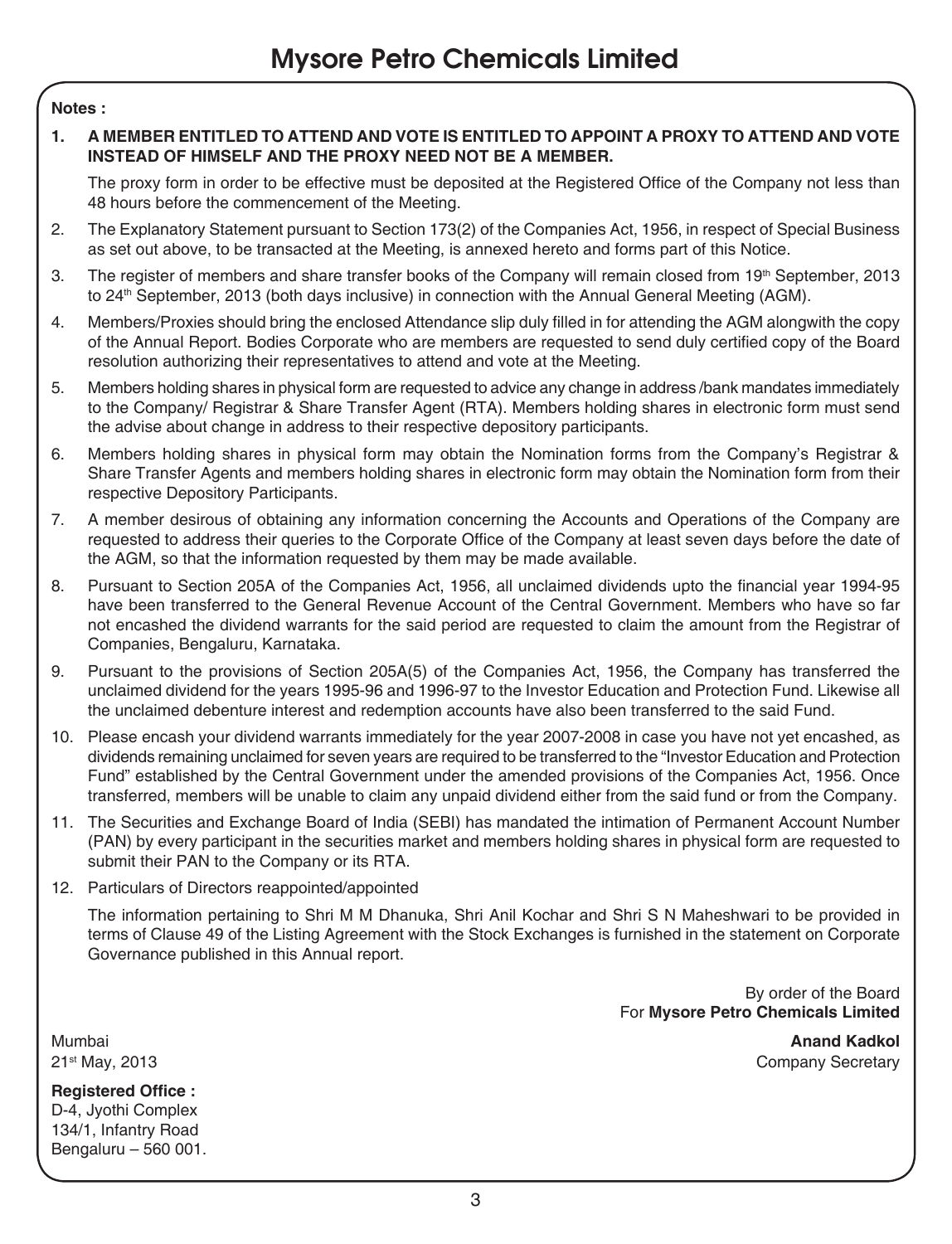**Notes :**

1. **A MEMBER ENTITLED TO ATTEND AND VOTE IS ENTITLED TO APPOINT A PROXY TO ATTEND AND VOTE INSTEAD OF HIMSELF AND THE PROXY NEED NOT BE A MEMBER.**

   The proxy form in order to be effective must be deposited at the Registered Office of the Company not less than 48 hours before the commencement of the Meeting.

2. The Explanatory Statement pursuant to Section 173(2) of the Companies Act, 1956, in respect of Special Business as set out above, to be transacted at the Meeting, is annexed hereto and forms part of this Notice.

3. The register of members and share transfer books of the Company will remain closed from 19th September, 2013 to 24th September, 2013 (both days inclusive) in connection with the Annual General Meeting (AGM).

4. Members/Proxies should bring the enclosed Attendance slip duly filled in for attending the AGM alongwith the copy of the Annual Report. Bodies Corporate who are members are requested to send duly certified copy of the Board resolution authorizing their representatives to attend and vote at the Meeting.

5. Members holding shares in physical form are requested to advice any change in address /bank mandates immediately to the Company/ Registrar & Share Transfer Agent (RTA). Members holding shares in electronic form must send the advise about change in address to their respective depository participants.

6. Members holding shares in physical form may obtain the Nomination forms from the Company's Registrar & Share Transfer Agents and members holding shares in electronic form may obtain the Nomination form from their respective Depository Participants.

7. A member desirous of obtaining any information concerning the Accounts and Operations of the Company are requested to address their queries to the Corporate Office of the Company at least seven days before the date of the AGM, so that the information requested by them may be made available.

8. Pursuant to Section 205A of the Companies Act, 1956, all unclaimed dividends upto the financial year 1994-95 have been transferred to the General Revenue Account of the Central Government. Members who have so far not encashed the dividend warrants for the said period are requested to claim the amount from the Registrar of Companies, Bengaluru, Karnataka.

9. Pursuant to the provisions of Section 205A(5) of the Companies Act, 1956, the Company has transferred the unclaimed dividend for the years 1995-96 and 1996-97 to the Investor Education and Protection Fund. Likewise all the unclaimed debenture interest and redemption accounts have also been transferred to the said Fund.

10. Please encash your dividend warrants immediately for the year 2007-2008 in case you have not yet encashed, as dividends remaining unclaimed for seven years are required to be transferred to the "Investor Education and Protection Fund" established by the Central Government under the amended provisions of the Companies Act, 1956. Once transferred, members will be unable to claim any unpaid dividend either from the said fund or from the Company.

11. The Securities and Exchange Board of India (SEBI) has mandated the intimation of Permanent Account Number (PAN) by every participant in the securities market and members holding shares in physical form are requested to submit their PAN to the Company or its RTA.

12. Particulars of Directors reappointed/appointed

    The information pertaining to Shri M M Dhanuka, Shri Anil Kochar and Shri S N Maheshwari to be provided in terms of Clause 49 of the Listing Agreement with the Stock Exchanges is furnished in the statement on Corporate Governance published in this Annual report.

By order of the Board
For **Mysore Petro Chemicals Limited**

Mumbai
21st May, 2013

**Anand Kadkol**
Company Secretary

**Registered Office :**
D-4, Jyothi Complex
134/1, Infantry Road
Bengaluru – 560 001.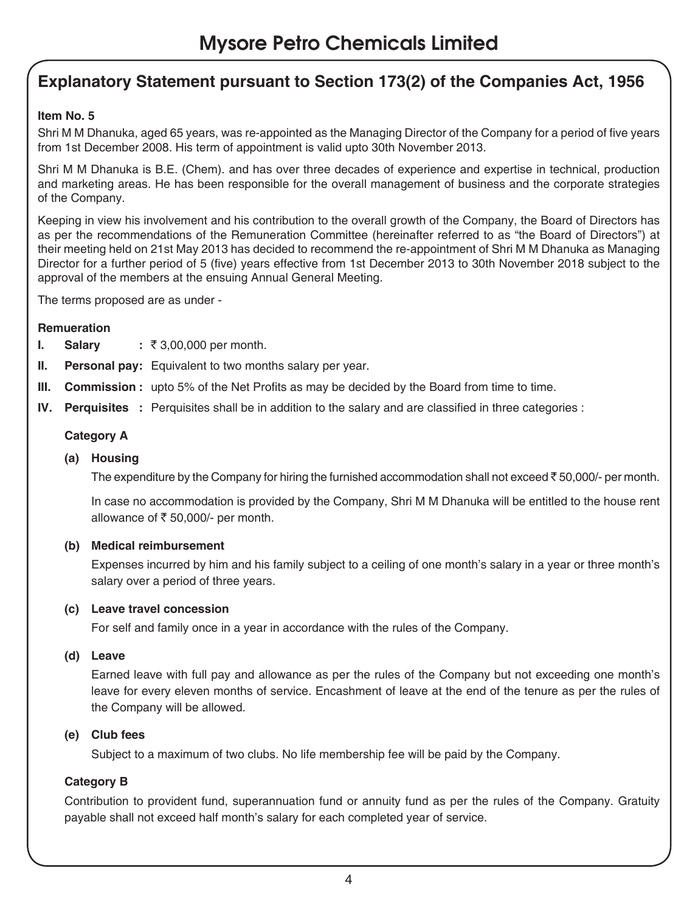# Mysore Petro Chemicals Limited

## Explanatory Statement pursuant to Section 173(2) of the Companies Act, 1956

**Item No. 5**

Shri M M Dhanuka, aged 65 years, was re-appointed as the Managing Director of the Company for a period of five years from 1st December 2008. His term of appointment is valid upto 30th November 2013.

Shri M M Dhanuka is B.E. (Chem). and has over three decades of experience and expertise in technical, production and marketing areas. He has been responsible for the overall management of business and the corporate strategies of the Company.

Keeping in view his involvement and his contribution to the overall growth of the Company, the Board of Directors has as per the recommendations of the Remuneration Committee (hereinafter referred to as "the Board of Directors") at their meeting held on 21st May 2013 has decided to recommend the re-appointment of Shri M M Dhanuka as Managing Director for a further period of 5 (five) years effective from 1st December 2013 to 30th November 2018 subject to the approval of the members at the ensuing Annual General Meeting.

The terms proposed are as under -

**Remueration**

**I. Salary :** ₹ 3,00,000 per month.

**II. Personal pay:** Equivalent to two months salary per year.

**III. Commission :** upto 5% of the Net Profits as may be decided by the Board from time to time.

**IV. Perquisites :** Perquisites shall be in addition to the salary and are classified in three categories :

**Category A**

**(a) Housing**

The expenditure by the Company for hiring the furnished accommodation shall not exceed ₹ 50,000/- per month.

In case no accommodation is provided by the Company, Shri M M Dhanuka will be entitled to the house rent allowance of ₹ 50,000/- per month.

**(b) Medical reimbursement**

Expenses incurred by him and his family subject to a ceiling of one month's salary in a year or three month's salary over a period of three years.

**(c) Leave travel concession**

For self and family once in a year in accordance with the rules of the Company.

**(d) Leave**

Earned leave with full pay and allowance as per the rules of the Company but not exceeding one month's leave for every eleven months of service. Encashment of leave at the end of the tenure as per the rules of the Company will be allowed.

**(e) Club fees**

Subject to a maximum of two clubs. No life membership fee will be paid by the Company.

**Category B**

Contribution to provident fund, superannuation fund or annuity fund as per the rules of the Company. Gratuity payable shall not exceed half month's salary for each completed year of service.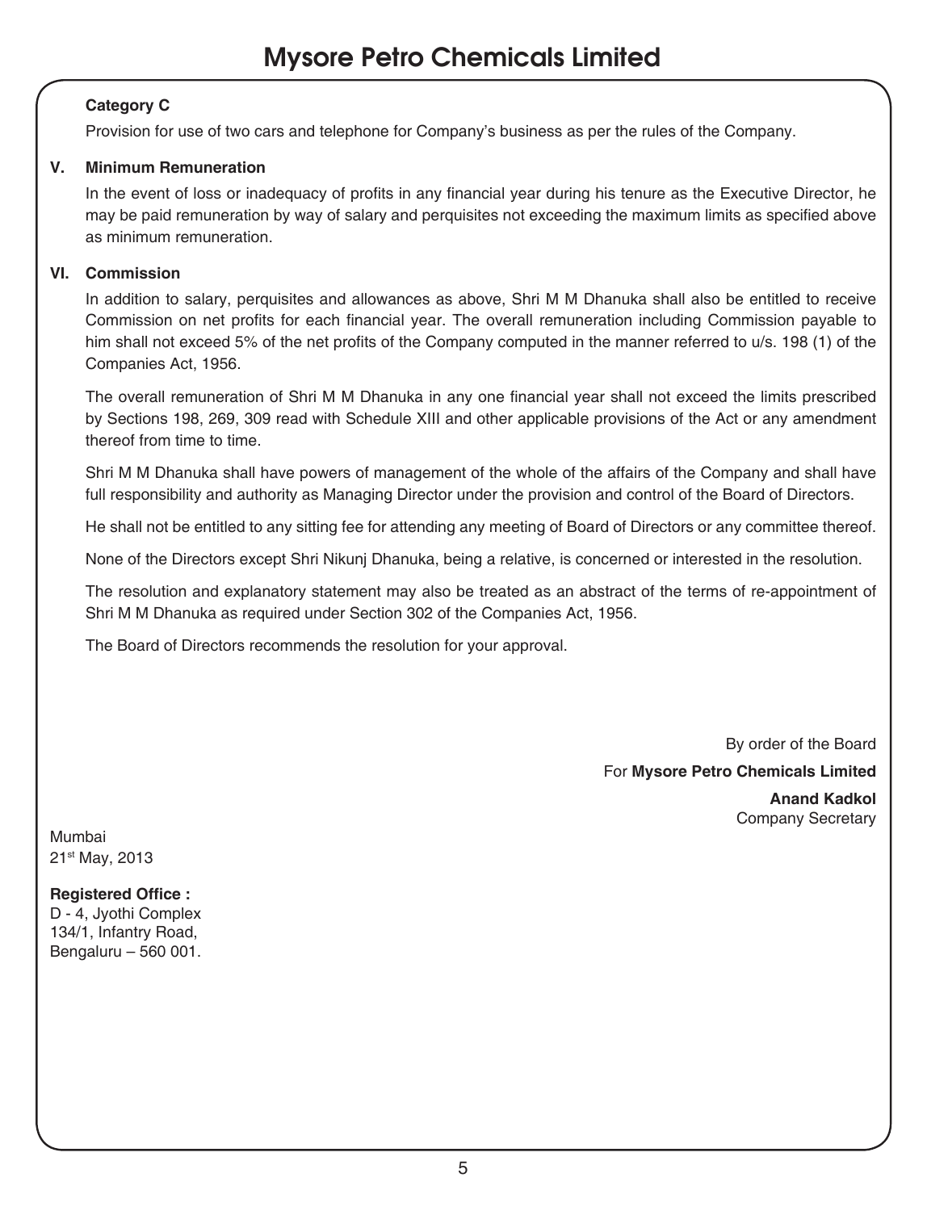**Category C**

Provision for use of two cars and telephone for Company's business as per the rules of the Company.

**V. Minimum Remuneration**

In the event of loss or inadequacy of profits in any financial year during his tenure as the Executive Director, he may be paid remuneration by way of salary and perquisites not exceeding the maximum limits as specified above as minimum remuneration.

**VI. Commission**

In addition to salary, perquisites and allowances as above, Shri M M Dhanuka shall also be entitled to receive Commission on net profits for each financial year. The overall remuneration including Commission payable to him shall not exceed 5% of the net profits of the Company computed in the manner referred to u/s. 198 (1) of the Companies Act, 1956.

The overall remuneration of Shri M M Dhanuka in any one financial year shall not exceed the limits prescribed by Sections 198, 269, 309 read with Schedule XIII and other applicable provisions of the Act or any amendment thereof from time to time.

Shri M M Dhanuka shall have powers of management of the whole of the affairs of the Company and shall have full responsibility and authority as Managing Director under the provision and control of the Board of Directors.

He shall not be entitled to any sitting fee for attending any meeting of Board of Directors or any committee thereof.

None of the Directors except Shri Nikunj Dhanuka, being a relative, is concerned or interested in the resolution.

The resolution and explanatory statement may also be treated as an abstract of the terms of re-appointment of Shri M M Dhanuka as required under Section 302 of the Companies Act, 1956.

The Board of Directors recommends the resolution for your approval.

By order of the Board
For **Mysore Petro Chemicals Limited**
**Anand Kadkol**
Company Secretary

Mumbai
21st May, 2013

**Registered Office :**
D - 4, Jyothi Complex
134/1, Infantry Road,
Bengaluru – 560 001.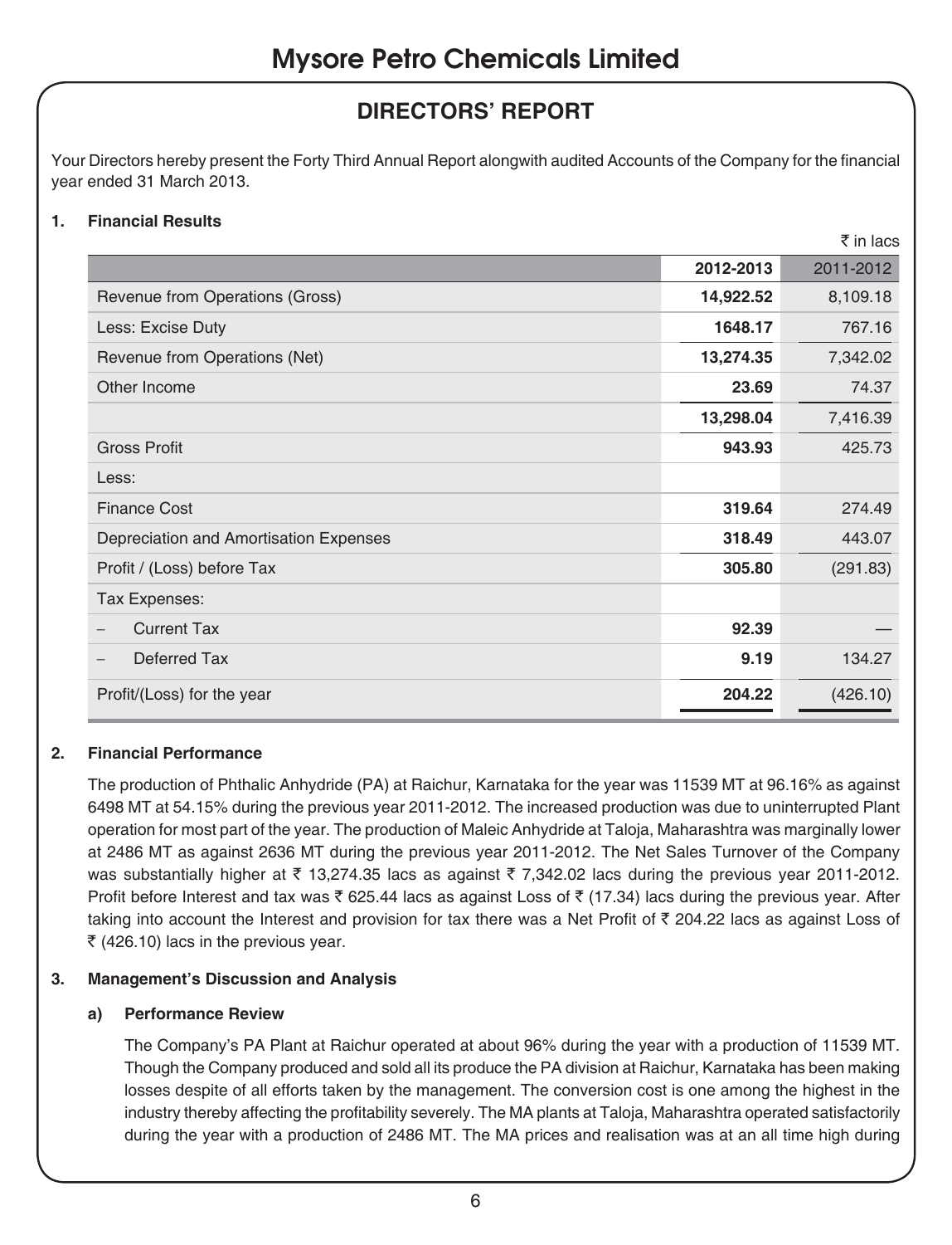# Mysore Petro Chemicals Limited

## DIRECTORS' REPORT

Your Directors hereby present the Forty Third Annual Report alongwith audited Accounts of the Company for the financial year ended 31 March 2013.

### 1. Financial Results

₹ in lacs

| | 2012-2013 | 2011-2012 |
|---|---|---|
| Revenue from Operations (Gross) | **14,922.52** | 8,109.18 |
| Less: Excise Duty | **1648.17** | 767.16 |
| Revenue from Operations (Net) | **13,274.35** | 7,342.02 |
| Other Income | **23.69** | 74.37 |
| | **13,298.04** | 7,416.39 |
| Gross Profit | **943.93** | 425.73 |
| Less: | | |
| Finance Cost | **319.64** | 274.49 |
| Depreciation and Amortisation Expenses | **318.49** | 443.07 |
| Profit / (Loss) before Tax | **305.80** | (291.83) |
| Tax Expenses: | | |
| – Current Tax | **92.39** | — |
| – Deferred Tax | **9.19** | 134.27 |
| Profit/(Loss) for the year | **204.22** | (426.10) |

### 2. Financial Performance

The production of Phthalic Anhydride (PA) at Raichur, Karnataka for the year was 11539 MT at 96.16% as against 6498 MT at 54.15% during the previous year 2011-2012. The increased production was due to uninterrupted Plant operation for most part of the year. The production of Maleic Anhydride at Taloja, Maharashtra was marginally lower at 2486 MT as against 2636 MT during the previous year 2011-2012. The Net Sales Turnover of the Company was substantially higher at ₹ 13,274.35 lacs as against ₹ 7,342.02 lacs during the previous year 2011-2012. Profit before Interest and tax was ₹ 625.44 lacs as against Loss of ₹ (17.34) lacs during the previous year. After taking into account the Interest and provision for tax there was a Net Profit of ₹ 204.22 lacs as against Loss of ₹ (426.10) lacs in the previous year.

### 3. Management's Discussion and Analysis

#### a) Performance Review

The Company's PA Plant at Raichur operated at about 96% during the year with a production of 11539 MT. Though the Company produced and sold all its produce the PA division at Raichur, Karnataka has been making losses despite of all efforts taken by the management. The conversion cost is one among the highest in the industry thereby affecting the profitability severely. The MA plants at Taloja, Maharashtra operated satisfactorily during the year with a production of 2486 MT. The MA prices and realisation was at an all time high during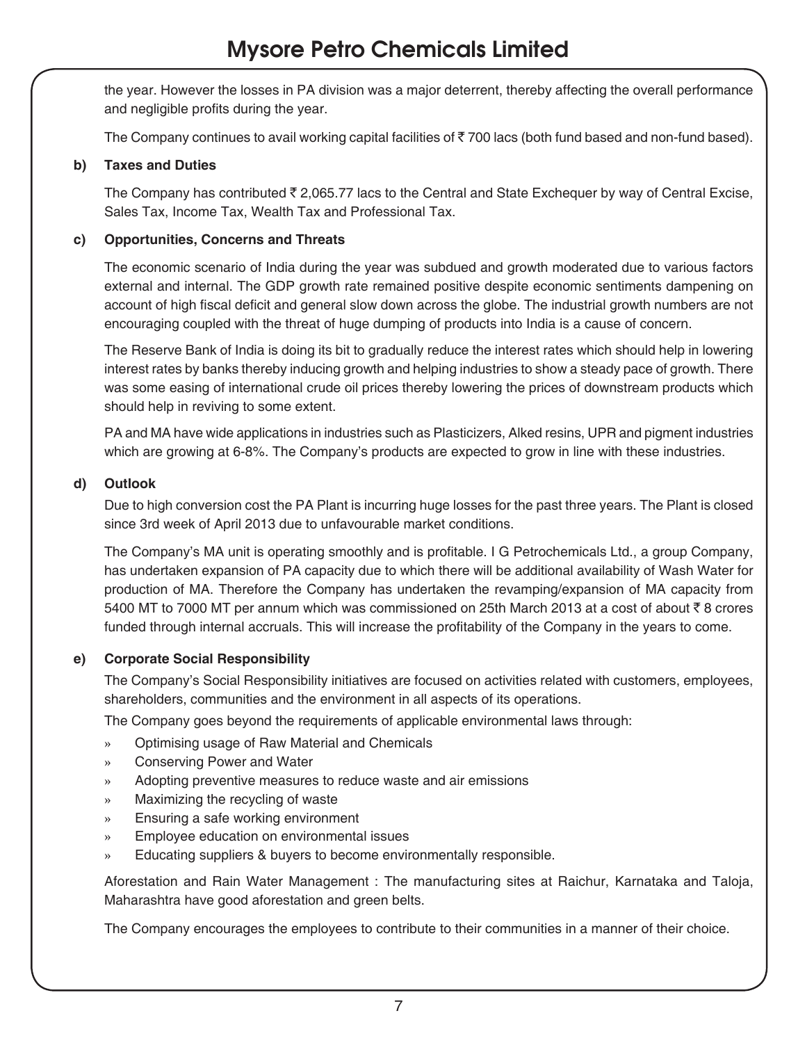the year. However the losses in PA division was a major deterrent, thereby affecting the overall performance and negligible profits during the year.

The Company continues to avail working capital facilities of ₹ 700 lacs (both fund based and non-fund based).

**b) Taxes and Duties**

The Company has contributed ₹ 2,065.77 lacs to the Central and State Exchequer by way of Central Excise, Sales Tax, Income Tax, Wealth Tax and Professional Tax.

**c) Opportunities, Concerns and Threats**

The economic scenario of India during the year was subdued and growth moderated due to various factors external and internal. The GDP growth rate remained positive despite economic sentiments dampening on account of high fiscal deficit and general slow down across the globe. The industrial growth numbers are not encouraging coupled with the threat of huge dumping of products into India is a cause of concern.

The Reserve Bank of India is doing its bit to gradually reduce the interest rates which should help in lowering interest rates by banks thereby inducing growth and helping industries to show a steady pace of growth. There was some easing of international crude oil prices thereby lowering the prices of downstream products which should help in reviving to some extent.

PA and MA have wide applications in industries such as Plasticizers, Alked resins, UPR and pigment industries which are growing at 6-8%. The Company's products are expected to grow in line with these industries.

**d) Outlook**

Due to high conversion cost the PA Plant is incurring huge losses for the past three years. The Plant is closed since 3rd week of April 2013 due to unfavourable market conditions.

The Company's MA unit is operating smoothly and is profitable. I G Petrochemicals Ltd., a group Company, has undertaken expansion of PA capacity due to which there will be additional availability of Wash Water for production of MA. Therefore the Company has undertaken the revamping/expansion of MA capacity from 5400 MT to 7000 MT per annum which was commissioned on 25th March 2013 at a cost of about ₹ 8 crores funded through internal accruals. This will increase the profitability of the Company in the years to come.

**e) Corporate Social Responsibility**

The Company's Social Responsibility initiatives are focused on activities related with customers, employees, shareholders, communities and the environment in all aspects of its operations.

The Company goes beyond the requirements of applicable environmental laws through:

- Optimising usage of Raw Material and Chemicals
- Conserving Power and Water
- Adopting preventive measures to reduce waste and air emissions
- Maximizing the recycling of waste
- Ensuring a safe working environment
- Employee education on environmental issues
- Educating suppliers & buyers to become environmentally responsible.

Aforestation and Rain Water Management : The manufacturing sites at Raichur, Karnataka and Taloja, Maharashtra have good aforestation and green belts.

The Company encourages the employees to contribute to their communities in a manner of their choice.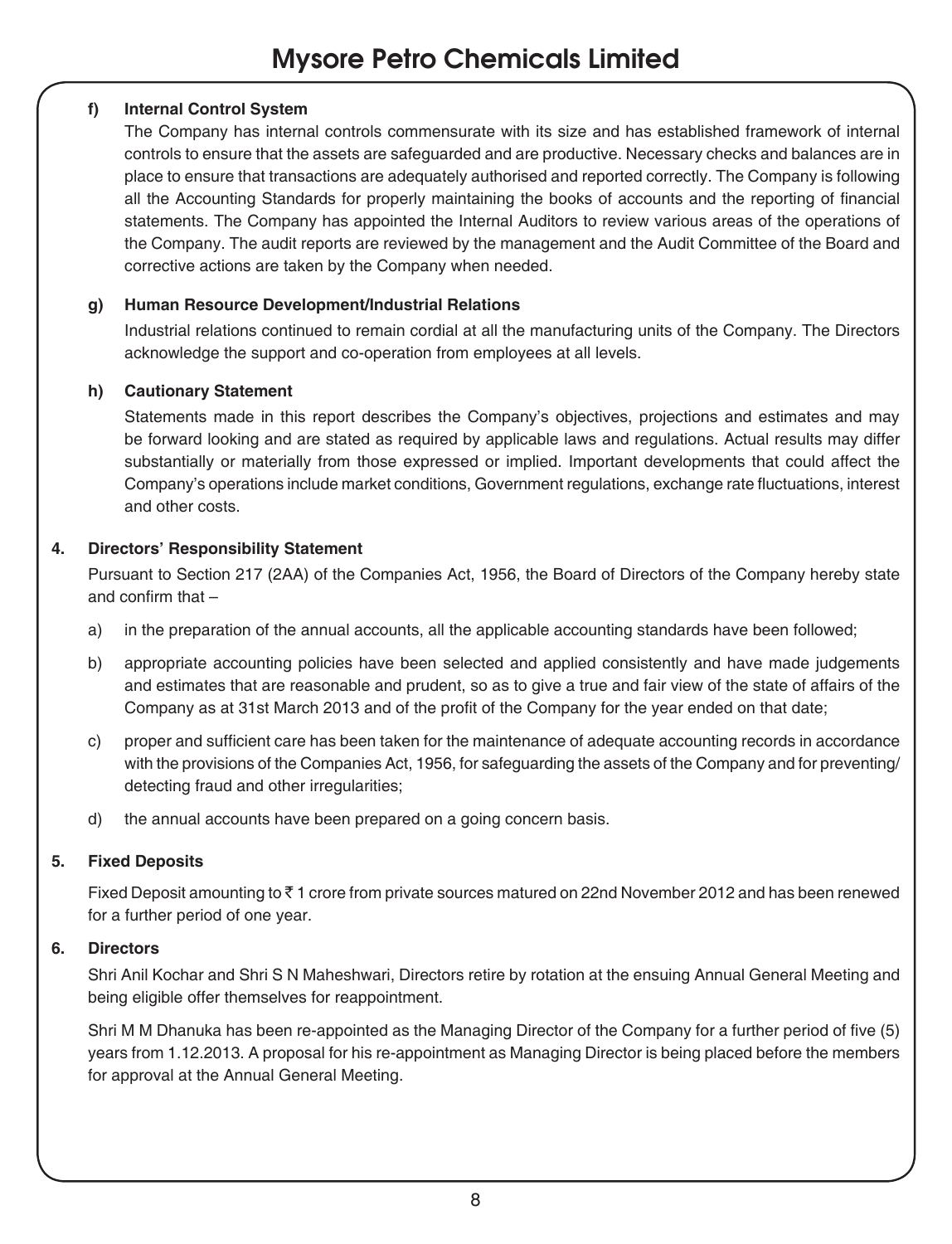#### f) Internal Control System

The Company has internal controls commensurate with its size and has established framework of internal controls to ensure that the assets are safeguarded and are productive. Necessary checks and balances are in place to ensure that transactions are adequately authorised and reported correctly. The Company is following all the Accounting Standards for properly maintaining the books of accounts and the reporting of financial statements. The Company has appointed the Internal Auditors to review various areas of the operations of the Company. The audit reports are reviewed by the management and the Audit Committee of the Board and corrective actions are taken by the Company when needed.

#### g) Human Resource Development/Industrial Relations

Industrial relations continued to remain cordial at all the manufacturing units of the Company. The Directors acknowledge the support and co-operation from employees at all levels.

#### h) Cautionary Statement

Statements made in this report describes the Company's objectives, projections and estimates and may be forward looking and are stated as required by applicable laws and regulations. Actual results may differ substantially or materially from those expressed or implied. Important developments that could affect the Company's operations include market conditions, Government regulations, exchange rate fluctuations, interest and other costs.

### 4. Directors' Responsibility Statement

Pursuant to Section 217 (2AA) of the Companies Act, 1956, the Board of Directors of the Company hereby state and confirm that –

a) in the preparation of the annual accounts, all the applicable accounting standards have been followed;

b) appropriate accounting policies have been selected and applied consistently and have made judgements and estimates that are reasonable and prudent, so as to give a true and fair view of the state of affairs of the Company as at 31st March 2013 and of the profit of the Company for the year ended on that date;

c) proper and sufficient care has been taken for the maintenance of adequate accounting records in accordance with the provisions of the Companies Act, 1956, for safeguarding the assets of the Company and for preventing/ detecting fraud and other irregularities;

d) the annual accounts have been prepared on a going concern basis.

### 5. Fixed Deposits

Fixed Deposit amounting to ₹ 1 crore from private sources matured on 22nd November 2012 and has been renewed for a further period of one year.

### 6. Directors

Shri Anil Kochar and Shri S N Maheshwari, Directors retire by rotation at the ensuing Annual General Meeting and being eligible offer themselves for reappointment.

Shri M M Dhanuka has been re-appointed as the Managing Director of the Company for a further period of five (5) years from 1.12.2013. A proposal for his re-appointment as Managing Director is being placed before the members for approval at the Annual General Meeting.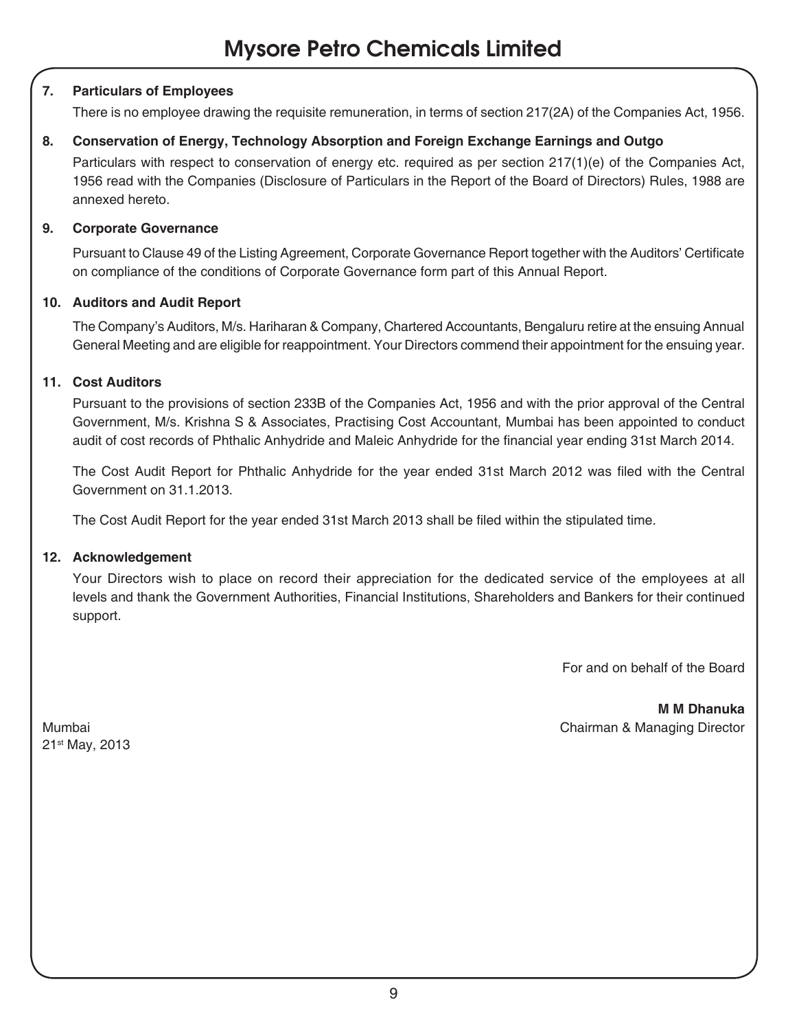**7. Particulars of Employees**

There is no employee drawing the requisite remuneration, in terms of section 217(2A) of the Companies Act, 1956.

**8. Conservation of Energy, Technology Absorption and Foreign Exchange Earnings and Outgo**

Particulars with respect to conservation of energy etc. required as per section 217(1)(e) of the Companies Act, 1956 read with the Companies (Disclosure of Particulars in the Report of the Board of Directors) Rules, 1988 are annexed hereto.

**9. Corporate Governance**

Pursuant to Clause 49 of the Listing Agreement, Corporate Governance Report together with the Auditors' Certificate on compliance of the conditions of Corporate Governance form part of this Annual Report.

**10. Auditors and Audit Report**

The Company's Auditors, M/s. Hariharan & Company, Chartered Accountants, Bengaluru retire at the ensuing Annual General Meeting and are eligible for reappointment. Your Directors commend their appointment for the ensuing year.

**11. Cost Auditors**

Pursuant to the provisions of section 233B of the Companies Act, 1956 and with the prior approval of the Central Government, M/s. Krishna S & Associates, Practising Cost Accountant, Mumbai has been appointed to conduct audit of cost records of Phthalic Anhydride and Maleic Anhydride for the financial year ending 31st March 2014.

The Cost Audit Report for Phthalic Anhydride for the year ended 31st March 2012 was filed with the Central Government on 31.1.2013.

The Cost Audit Report for the year ended 31st March 2013 shall be filed within the stipulated time.

**12. Acknowledgement**

Your Directors wish to place on record their appreciation for the dedicated service of the employees at all levels and thank the Government Authorities, Financial Institutions, Shareholders and Bankers for their continued support.

For and on behalf of the Board

**M M Dhanuka**
Chairman & Managing Director

Mumbai
21st May, 2013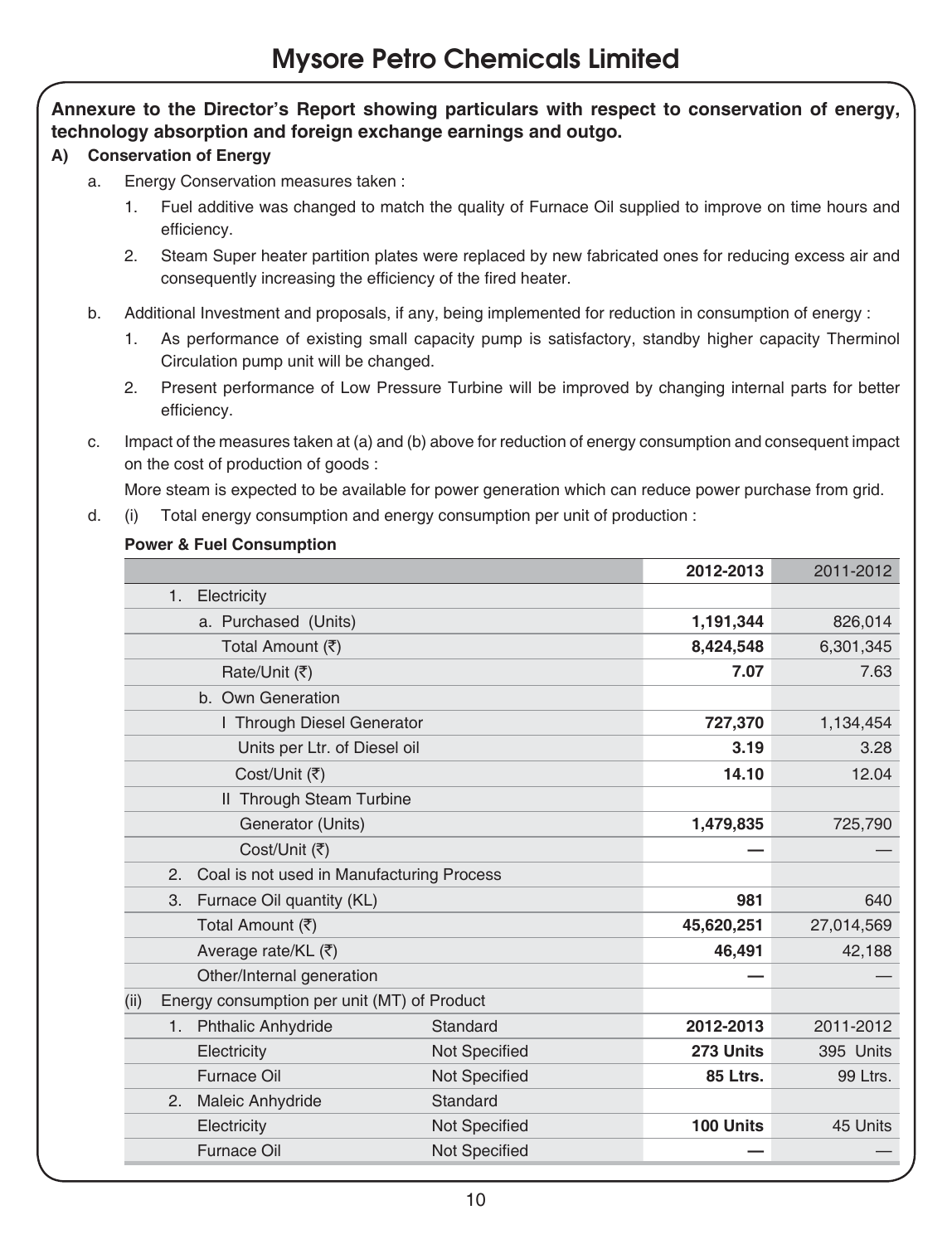# Mysore Petro Chemicals Limited

**Annexure to the Director's Report showing particulars with respect to conservation of energy, technology absorption and foreign exchange earnings and outgo.**

**A) Conservation of Energy**

a. Energy Conservation measures taken :

1. Fuel additive was changed to match the quality of Furnace Oil supplied to improve on time hours and efficiency.
2. Steam Super heater partition plates were replaced by new fabricated ones for reducing excess air and consequently increasing the efficiency of the fired heater.

b. Additional Investment and proposals, if any, being implemented for reduction in consumption of energy :

1. As performance of existing small capacity pump is satisfactory, standby higher capacity Therminol Circulation pump unit will be changed.
2. Present performance of Low Pressure Turbine will be improved by changing internal parts for better efficiency.

c. Impact of the measures taken at (a) and (b) above for reduction of energy consumption and consequent impact on the cost of production of goods :

More steam is expected to be available for power generation which can reduce power purchase from grid.

d. (i) Total energy consumption and energy consumption per unit of production :

**Power & Fuel Consumption**

| | | 2012-2013 | 2011-2012 |
|---|---|---|---|
| 1. Electricity | | | |
| a. Purchased (Units) | | **1,191,344** | 826,014 |
| Total Amount (₹) | | **8,424,548** | 6,301,345 |
| Rate/Unit (₹) | | **7.07** | 7.63 |
| b. Own Generation | | | |
| I Through Diesel Generator | | **727,370** | 1,134,454 |
| Units per Ltr. of Diesel oil | | **3.19** | 3.28 |
| Cost/Unit (₹) | | **14.10** | 12.04 |
| II Through Steam Turbine | | | |
| Generator (Units) | | **1,479,835** | 725,790 |
| Cost/Unit (₹) | | **—** | — |
| 2. Coal is not used in Manufacturing Process | | | |
| 3. Furnace Oil quantity (KL) | | **981** | 640 |
| Total Amount (₹) | | **45,620,251** | 27,014,569 |
| Average rate/KL (₹) | | **46,491** | 42,188 |
| Other/Internal generation | | **—** | — |
| (ii) Energy consumption per unit (MT) of Product | | | |
| 1. Phthalic Anhydride | Standard | **2012-2013** | 2011-2012 |
| Electricity | Not Specified | **273 Units** | 395 Units |
| Furnace Oil | Not Specified | **85 Ltrs.** | 99 Ltrs. |
| 2. Maleic Anhydride | Standard | | |
| Electricity | Not Specified | **100 Units** | 45 Units |
| Furnace Oil | Not Specified | **—** | — |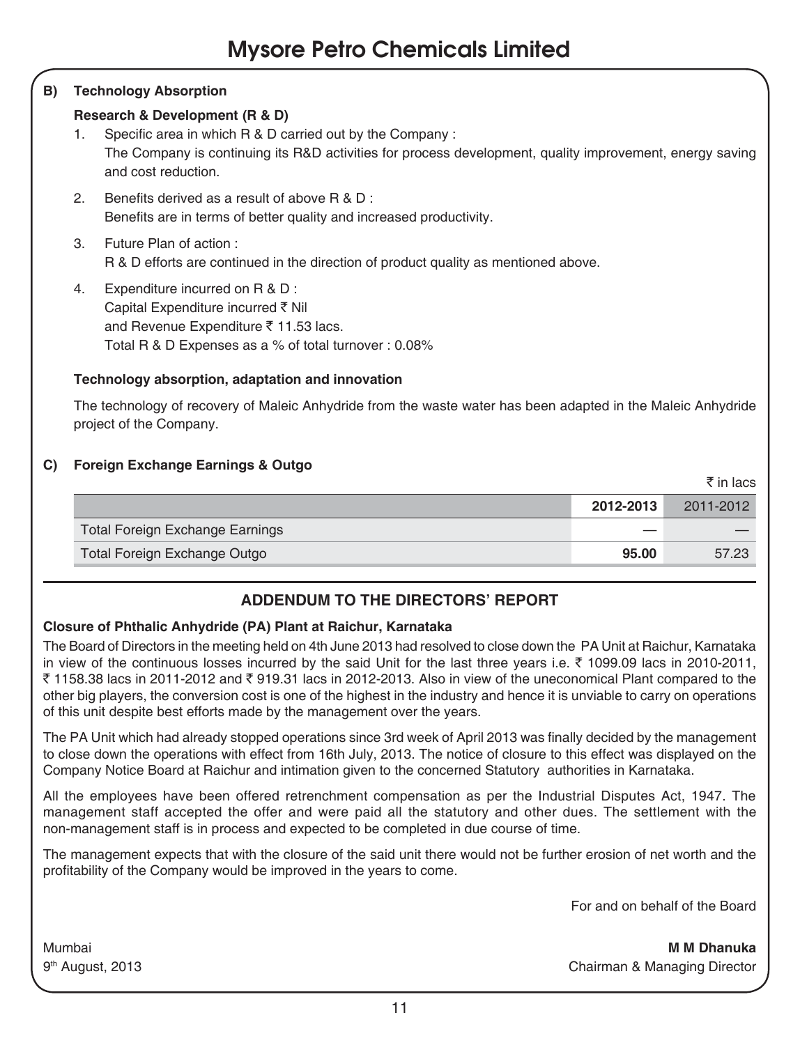**B) Technology Absorption**

**Research & Development (R & D)**

1. Specific area in which R & D carried out by the Company :
   The Company is continuing its R&D activities for process development, quality improvement, energy saving and cost reduction.
2. Benefits derived as a result of above R & D :
   Benefits are in terms of better quality and increased productivity.
3. Future Plan of action :
   R & D efforts are continued in the direction of product quality as mentioned above.
4. Expenditure incurred on R & D :
   Capital Expenditure incurred ₹ Nil
   and Revenue Expenditure ₹ 11.53 lacs.
   Total R & D Expenses as a % of total turnover : 0.08%

**Technology absorption, adaptation and innovation**

The technology of recovery of Maleic Anhydride from the waste water has been adapted in the Maleic Anhydride project of the Company.

**C) Foreign Exchange Earnings & Outgo**

₹ in lacs

| | 2012-2013 | 2011-2012 |
|---|---|---|
| Total Foreign Exchange Earnings | — | — |
| Total Foreign Exchange Outgo | **95.00** | 57.23 |

## ADDENDUM TO THE DIRECTORS' REPORT

**Closure of Phthalic Anhydride (PA) Plant at Raichur, Karnataka**

The Board of Directors in the meeting held on 4th June 2013 had resolved to close down the PA Unit at Raichur, Karnataka in view of the continuous losses incurred by the said Unit for the last three years i.e. ₹ 1099.09 lacs in 2010-2011, ₹ 1158.38 lacs in 2011-2012 and ₹ 919.31 lacs in 2012-2013. Also in view of the uneconomical Plant compared to the other big players, the conversion cost is one of the highest in the industry and hence it is unviable to carry on operations of this unit despite best efforts made by the management over the years.

The PA Unit which had already stopped operations since 3rd week of April 2013 was finally decided by the management to close down the operations with effect from 16th July, 2013. The notice of closure to this effect was displayed on the Company Notice Board at Raichur and intimation given to the concerned Statutory authorities in Karnataka.

All the employees have been offered retrenchment compensation as per the Industrial Disputes Act, 1947. The management staff accepted the offer and were paid all the statutory and other dues. The settlement with the non-management staff is in process and expected to be completed in due course of time.

The management expects that with the closure of the said unit there would not be further erosion of net worth and the profitability of the Company would be improved in the years to come.

For and on behalf of the Board

Mumbai
9th August, 2013

**M M Dhanuka**
Chairman & Managing Director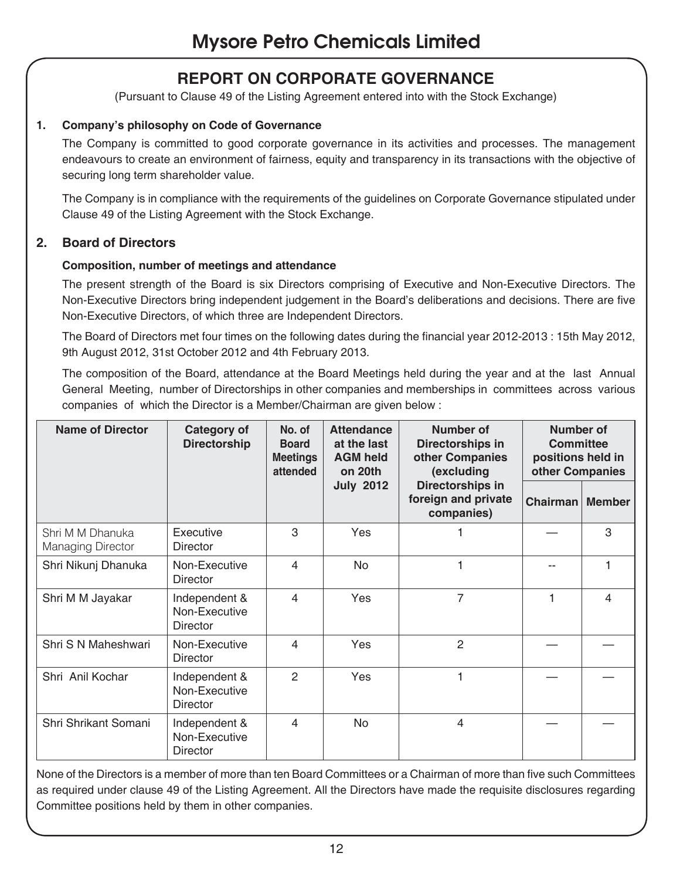# Mysore Petro Chemicals Limited

## REPORT ON CORPORATE GOVERNANCE

(Pursuant to Clause 49 of the Listing Agreement entered into with the Stock Exchange)

### 1. Company's philosophy on Code of Governance

The Company is committed to good corporate governance in its activities and processes. The management endeavours to create an environment of fairness, equity and transparency in its transactions with the objective of securing long term shareholder value.

The Company is in compliance with the requirements of the guidelines on Corporate Governance stipulated under Clause 49 of the Listing Agreement with the Stock Exchange.

### 2. Board of Directors

**Composition, number of meetings and attendance**

The present strength of the Board is six Directors comprising of Executive and Non-Executive Directors. The Non-Executive Directors bring independent judgement in the Board's deliberations and decisions. There are five Non-Executive Directors, of which three are Independent Directors.

The Board of Directors met four times on the following dates during the financial year 2012-2013 : 15th May 2012, 9th August 2012, 31st October 2012 and 4th February 2013.

The composition of the Board, attendance at the Board Meetings held during the year and at the last Annual General Meeting, number of Directorships in other companies and memberships in committees across various companies of which the Director is a Member/Chairman are given below :

| Name of Director | Category of Directorship | No. of Board Meetings attended | Attendance at the last AGM held on 20th July 2012 | Number of Directorships in other Companies (excluding Directorships in foreign and private companies) | Number of Committee positions held in other Companies | |
|---|---|---|---|---|---|---|
| | | | | | Chairman | Member |
| Shri M M Dhanuka Managing Director | Executive Director | 3 | Yes | 1 | — | 3 |
| Shri Nikunj Dhanuka | Non-Executive Director | 4 | No | 1 | -- | 1 |
| Shri M M Jayakar | Independent & Non-Executive Director | 4 | Yes | 7 | 1 | 4 |
| Shri S N Maheshwari | Non-Executive Director | 4 | Yes | 2 | — | — |
| Shri Anil Kochar | Independent & Non-Executive Director | 2 | Yes | 1 | — | — |
| Shri Shrikant Somani | Independent & Non-Executive Director | 4 | No | 4 | — | — |

None of the Directors is a member of more than ten Board Committees or a Chairman of more than five such Committees as required under clause 49 of the Listing Agreement. All the Directors have made the requisite disclosures regarding Committee positions held by them in other companies.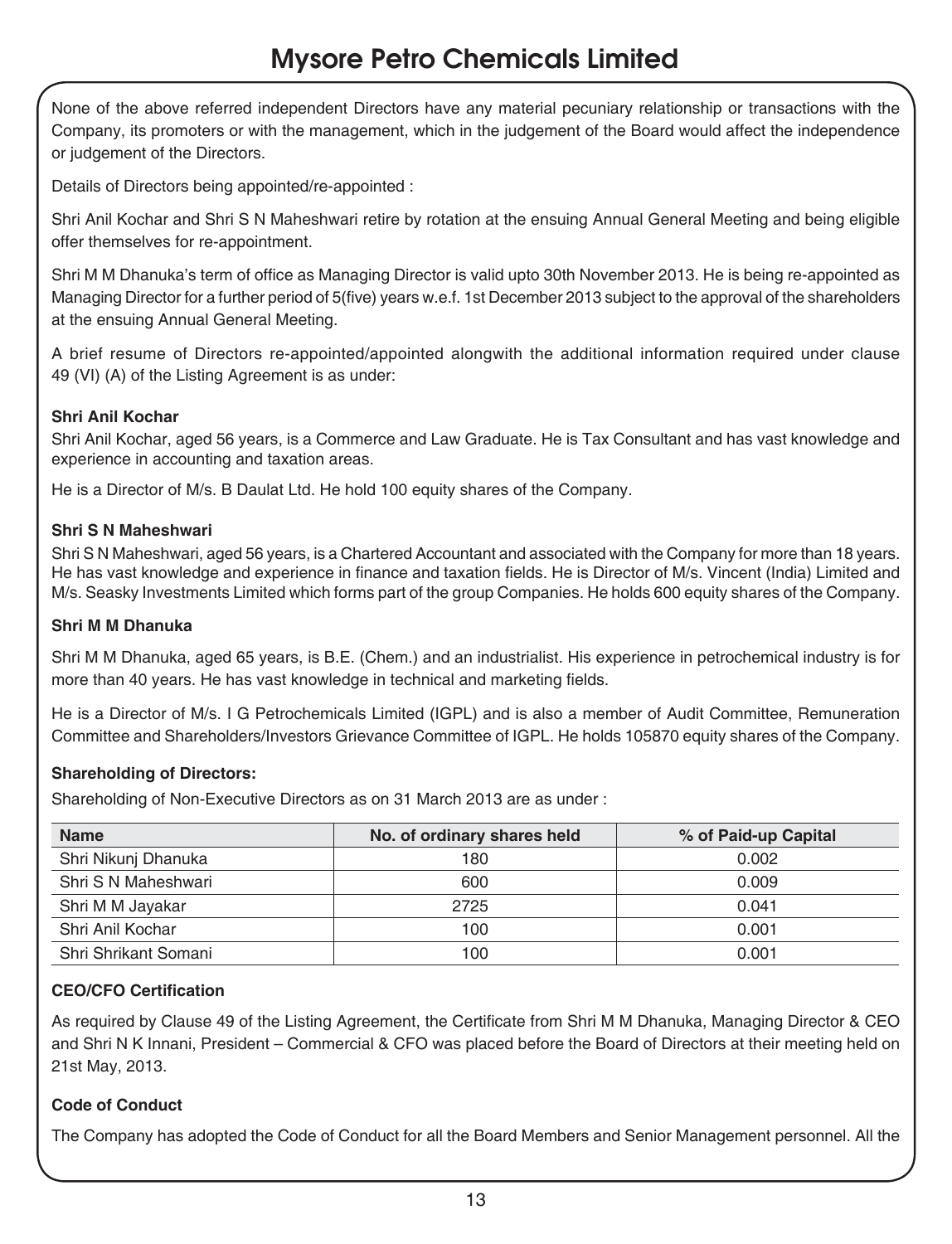None of the above referred independent Directors have any material pecuniary relationship or transactions with the Company, its promoters or with the management, which in the judgement of the Board would affect the independence or judgement of the Directors.

Details of Directors being appointed/re-appointed :

Shri Anil Kochar and Shri S N Maheshwari retire by rotation at the ensuing Annual General Meeting and being eligible offer themselves for re-appointment.

Shri M M Dhanuka's term of office as Managing Director is valid upto 30th November 2013. He is being re-appointed as Managing Director for a further period of 5(five) years w.e.f. 1st December 2013 subject to the approval of the shareholders at the ensuing Annual General Meeting.

A brief resume of Directors re-appointed/appointed alongwith the additional information required under clause 49 (VI) (A) of the Listing Agreement is as under:

**Shri Anil Kochar**

Shri Anil Kochar, aged 56 years, is a Commerce and Law Graduate. He is Tax Consultant and has vast knowledge and experience in accounting and taxation areas.

He is a Director of M/s. B Daulat Ltd. He hold 100 equity shares of the Company.

**Shri S N Maheshwari**

Shri S N Maheshwari, aged 56 years, is a Chartered Accountant and associated with the Company for more than 18 years. He has vast knowledge and experience in finance and taxation fields. He is Director of M/s. Vincent (India) Limited and M/s. Seasky Investments Limited which forms part of the group Companies. He holds 600 equity shares of the Company.

**Shri M M Dhanuka**

Shri M M Dhanuka, aged 65 years, is B.E. (Chem.) and an industrialist. His experience in petrochemical industry is for more than 40 years. He has vast knowledge in technical and marketing fields.

He is a Director of M/s. I G Petrochemicals Limited (IGPL) and is also a member of Audit Committee, Remuneration Committee and Shareholders/Investors Grievance Committee of IGPL. He holds 105870 equity shares of the Company.

**Shareholding of Directors:**

Shareholding of Non-Executive Directors as on 31 March 2013 are as under :

| Name | No. of ordinary shares held | % of Paid-up Capital |
|---|---|---|
| Shri Nikunj Dhanuka | 180 | 0.002 |
| Shri S N Maheshwari | 600 | 0.009 |
| Shri M M Jayakar | 2725 | 0.041 |
| Shri Anil Kochar | 100 | 0.001 |
| Shri Shrikant Somani | 100 | 0.001 |

**CEO/CFO Certification**

As required by Clause 49 of the Listing Agreement, the Certificate from Shri M M Dhanuka, Managing Director & CEO and Shri N K Innani, President – Commercial & CFO was placed before the Board of Directors at their meeting held on 21st May, 2013.

**Code of Conduct**

The Company has adopted the Code of Conduct for all the Board Members and Senior Management personnel. All the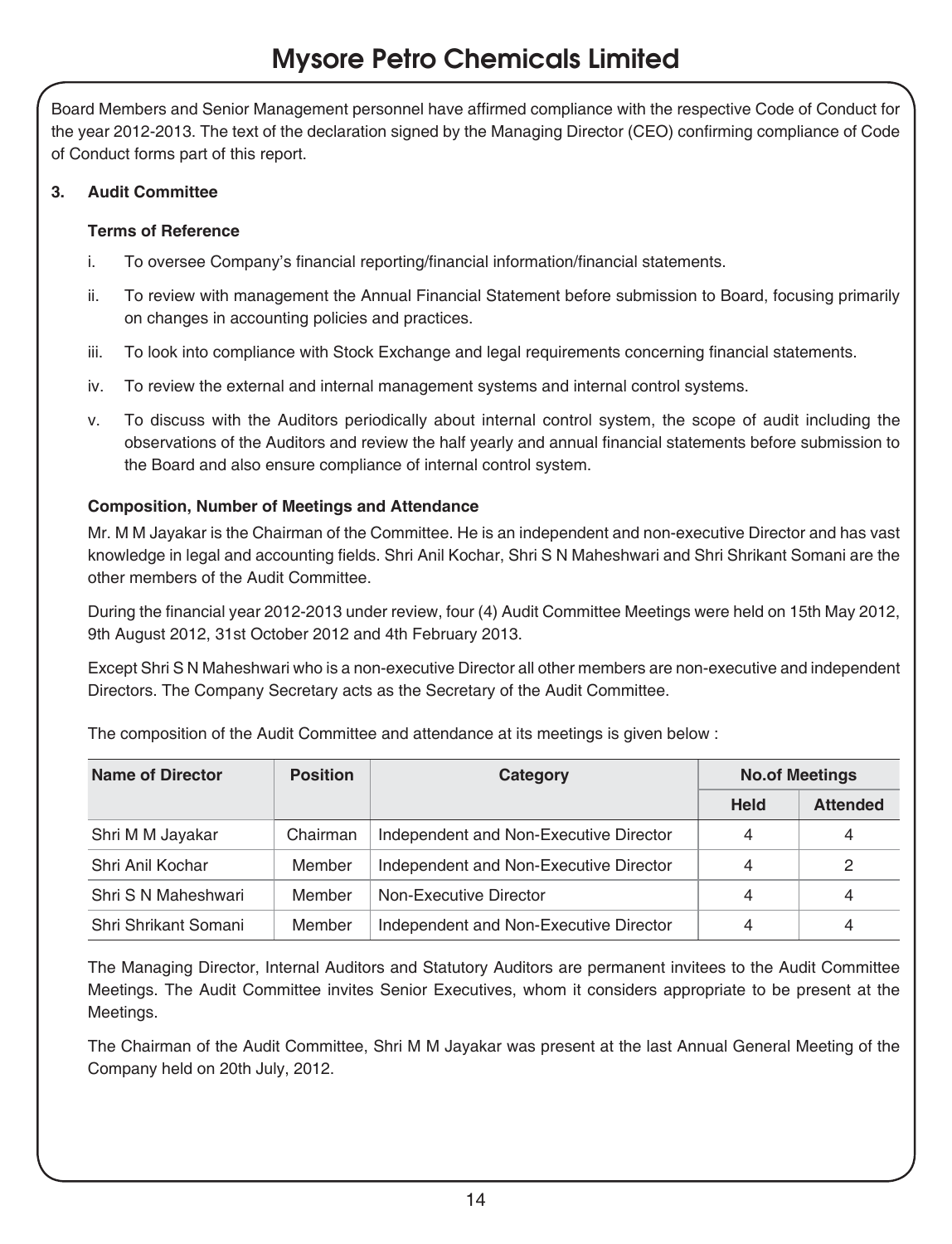Board Members and Senior Management personnel have affirmed compliance with the respective Code of Conduct for the year 2012-2013. The text of the declaration signed by the Managing Director (CEO) confirming compliance of Code of Conduct forms part of this report.

**3. Audit Committee**

**Terms of Reference**

i. To oversee Company's financial reporting/financial information/financial statements.

ii. To review with management the Annual Financial Statement before submission to Board, focusing primarily on changes in accounting policies and practices.

iii. To look into compliance with Stock Exchange and legal requirements concerning financial statements.

iv. To review the external and internal management systems and internal control systems.

v. To discuss with the Auditors periodically about internal control system, the scope of audit including the observations of the Auditors and review the half yearly and annual financial statements before submission to the Board and also ensure compliance of internal control system.

**Composition, Number of Meetings and Attendance**

Mr. M M Jayakar is the Chairman of the Committee. He is an independent and non-executive Director and has vast knowledge in legal and accounting fields. Shri Anil Kochar, Shri S N Maheshwari and Shri Shrikant Somani are the other members of the Audit Committee.

During the financial year 2012-2013 under review, four (4) Audit Committee Meetings were held on 15th May 2012, 9th August 2012, 31st October 2012 and 4th February 2013.

Except Shri S N Maheshwari who is a non-executive Director all other members are non-executive and independent Directors. The Company Secretary acts as the Secretary of the Audit Committee.

The composition of the Audit Committee and attendance at its meetings is given below :

| Name of Director | Position | Category | No.of Meetings | |
|---|---|---|---|---|
| | | | Held | Attended |
| Shri M M Jayakar | Chairman | Independent and Non-Executive Director | 4 | 4 |
| Shri Anil Kochar | Member | Independent and Non-Executive Director | 4 | 2 |
| Shri S N Maheshwari | Member | Non-Executive Director | 4 | 4 |
| Shri Shrikant Somani | Member | Independent and Non-Executive Director | 4 | 4 |

The Managing Director, Internal Auditors and Statutory Auditors are permanent invitees to the Audit Committee Meetings. The Audit Committee invites Senior Executives, whom it considers appropriate to be present at the Meetings.

The Chairman of the Audit Committee, Shri M M Jayakar was present at the last Annual General Meeting of the Company held on 20th July, 2012.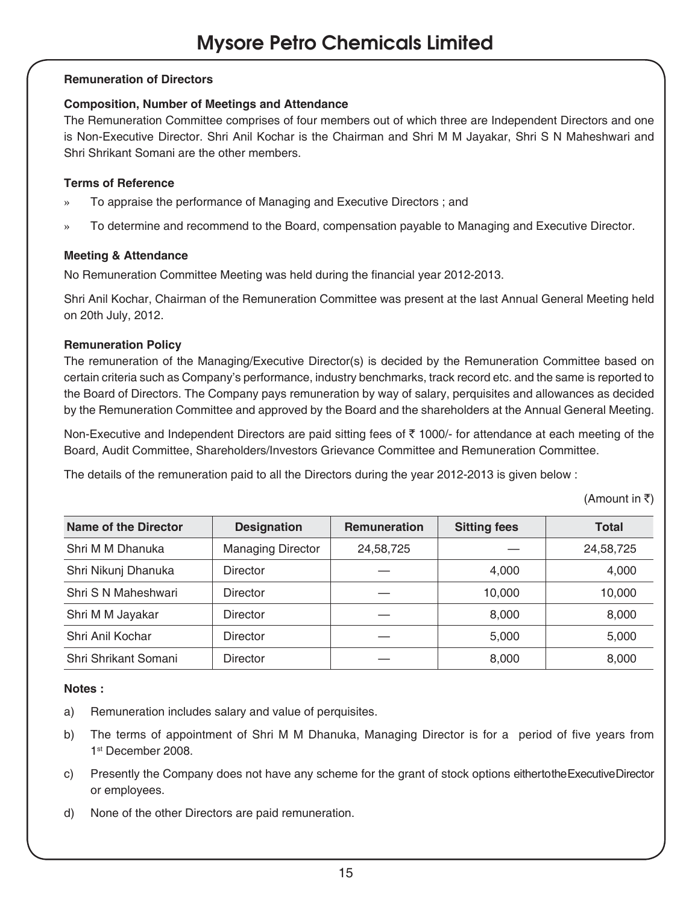## Remuneration of Directors

### Composition, Number of Meetings and Attendance

The Remuneration Committee comprises of four members out of which three are Independent Directors and one is Non-Executive Director. Shri Anil Kochar is the Chairman and Shri M M Jayakar, Shri S N Maheshwari and Shri Shrikant Somani are the other members.

### Terms of Reference

» To appraise the performance of Managing and Executive Directors ; and

» To determine and recommend to the Board, compensation payable to Managing and Executive Director.

### Meeting & Attendance

No Remuneration Committee Meeting was held during the financial year 2012-2013.

Shri Anil Kochar, Chairman of the Remuneration Committee was present at the last Annual General Meeting held on 20th July, 2012.

### Remuneration Policy

The remuneration of the Managing/Executive Director(s) is decided by the Remuneration Committee based on certain criteria such as Company's performance, industry benchmarks, track record etc. and the same is reported to the Board of Directors. The Company pays remuneration by way of salary, perquisites and allowances as decided by the Remuneration Committee and approved by the Board and the shareholders at the Annual General Meeting.

Non-Executive and Independent Directors are paid sitting fees of ₹ 1000/- for attendance at each meeting of the Board, Audit Committee, Shareholders/Investors Grievance Committee and Remuneration Committee.

The details of the remuneration paid to all the Directors during the year 2012-2013 is given below :

(Amount in ₹)

| Name of the Director | Designation | Remuneration | Sitting fees | Total |
|---|---|---|---|---|
| Shri M M Dhanuka | Managing Director | 24,58,725 | — | 24,58,725 |
| Shri Nikunj Dhanuka | Director | — | 4,000 | 4,000 |
| Shri S N Maheshwari | Director | — | 10,000 | 10,000 |
| Shri M M Jayakar | Director | — | 8,000 | 8,000 |
| Shri Anil Kochar | Director | — | 5,000 | 5,000 |
| Shri Shrikant Somani | Director | — | 8,000 | 8,000 |

**Notes :**

a) Remuneration includes salary and value of perquisites.

b) The terms of appointment of Shri M M Dhanuka, Managing Director is for a period of five years from 1st December 2008.

c) Presently the Company does not have any scheme for the grant of stock options either to the Executive Director or employees.

d) None of the other Directors are paid remuneration.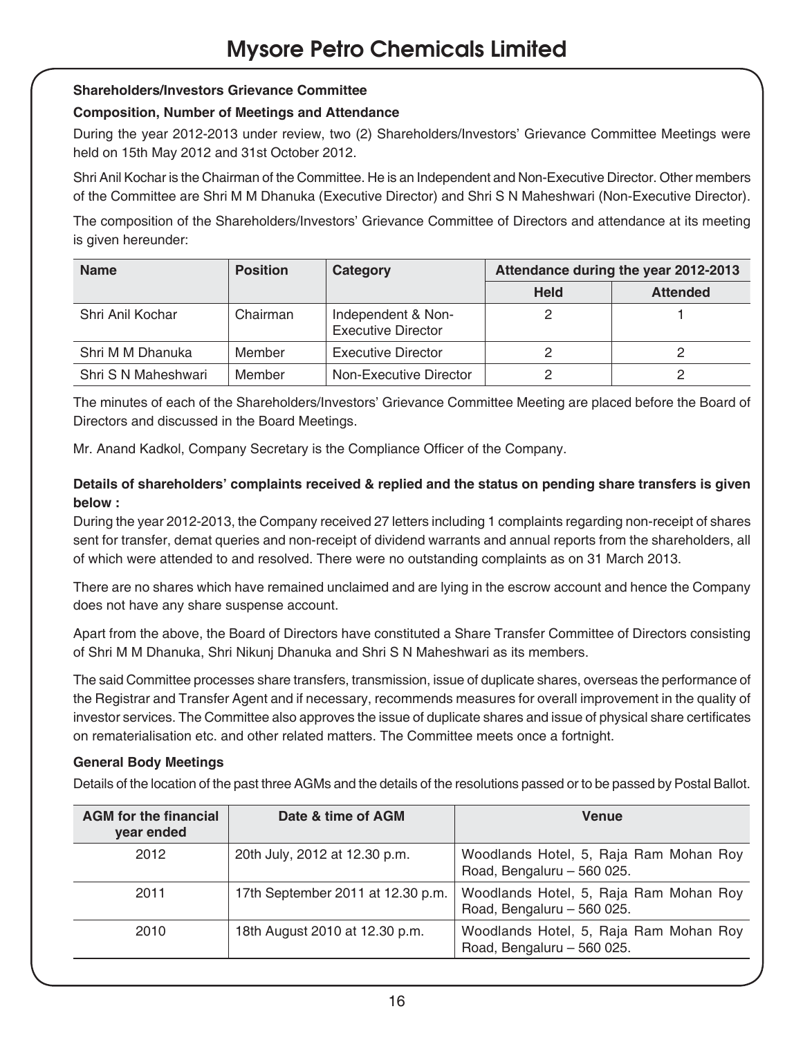### Shareholders/Investors Grievance Committee

**Composition, Number of Meetings and Attendance**

During the year 2012-2013 under review, two (2) Shareholders/Investors' Grievance Committee Meetings were held on 15th May 2012 and 31st October 2012.

Shri Anil Kochar is the Chairman of the Committee. He is an Independent and Non-Executive Director. Other members of the Committee are Shri M M Dhanuka (Executive Director) and Shri S N Maheshwari (Non-Executive Director).

The composition of the Shareholders/Investors' Grievance Committee of Directors and attendance at its meeting is given hereunder:

| Name | Position | Category | Attendance during the year 2012-2013 | |
|---|---|---|---|---|
| | | | Held | Attended |
| Shri Anil Kochar | Chairman | Independent & Non-Executive Director | 2 | 1 |
| Shri M M Dhanuka | Member | Executive Director | 2 | 2 |
| Shri S N Maheshwari | Member | Non-Executive Director | 2 | 2 |

The minutes of each of the Shareholders/Investors' Grievance Committee Meeting are placed before the Board of Directors and discussed in the Board Meetings.

Mr. Anand Kadkol, Company Secretary is the Compliance Officer of the Company.

**Details of shareholders' complaints received & replied and the status on pending share transfers is given below :**

During the year 2012-2013, the Company received 27 letters including 1 complaints regarding non-receipt of shares sent for transfer, demat queries and non-receipt of dividend warrants and annual reports from the shareholders, all of which were attended to and resolved. There were no outstanding complaints as on 31 March 2013.

There are no shares which have remained unclaimed and are lying in the escrow account and hence the Company does not have any share suspense account.

Apart from the above, the Board of Directors have constituted a Share Transfer Committee of Directors consisting of Shri M M Dhanuka, Shri Nikunj Dhanuka and Shri S N Maheshwari as its members.

The said Committee processes share transfers, transmission, issue of duplicate shares, overseas the performance of the Registrar and Transfer Agent and if necessary, recommends measures for overall improvement in the quality of investor services. The Committee also approves the issue of duplicate shares and issue of physical share certificates on rematerialisation etc. and other related matters. The Committee meets once a fortnight.

**General Body Meetings**

Details of the location of the past three AGMs and the details of the resolutions passed or to be passed by Postal Ballot.

| AGM for the financial year ended | Date & time of AGM | Venue |
|---|---|---|
| 2012 | 20th July, 2012 at 12.30 p.m. | Woodlands Hotel, 5, Raja Ram Mohan Roy Road, Bengaluru – 560 025. |
| 2011 | 17th September 2011 at 12.30 p.m. | Woodlands Hotel, 5, Raja Ram Mohan Roy Road, Bengaluru – 560 025. |
| 2010 | 18th August 2010 at 12.30 p.m. | Woodlands Hotel, 5, Raja Ram Mohan Roy Road, Bengaluru – 560 025. |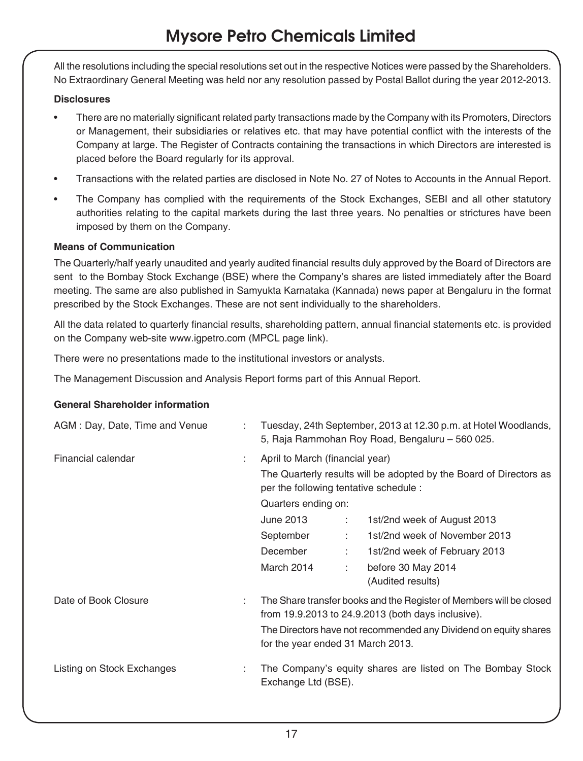All the resolutions including the special resolutions set out in the respective Notices were passed by the Shareholders. No Extraordinary General Meeting was held nor any resolution passed by Postal Ballot during the year 2012-2013.

**Disclosures**

- There are no materially significant related party transactions made by the Company with its Promoters, Directors or Management, their subsidiaries or relatives etc. that may have potential conflict with the interests of the Company at large. The Register of Contracts containing the transactions in which Directors are interested is placed before the Board regularly for its approval.
- Transactions with the related parties are disclosed in Note No. 27 of Notes to Accounts in the Annual Report.
- The Company has complied with the requirements of the Stock Exchanges, SEBI and all other statutory authorities relating to the capital markets during the last three years. No penalties or strictures have been imposed by them on the Company.

**Means of Communication**

The Quarterly/half yearly unaudited and yearly audited financial results duly approved by the Board of Directors are sent to the Bombay Stock Exchange (BSE) where the Company's shares are listed immediately after the Board meeting. The same are also published in Samyukta Karnataka (Kannada) news paper at Bengaluru in the format prescribed by the Stock Exchanges. These are not sent individually to the shareholders.

All the data related to quarterly financial results, shareholding pattern, annual financial statements etc. is provided on the Company web-site www.igpetro.com (MPCL page link).

There were no presentations made to the institutional investors or analysts.

The Management Discussion and Analysis Report forms part of this Annual Report.

**General Shareholder information**

| | | |
|---|---|---|
| AGM : Day, Date, Time and Venue | : | Tuesday, 24th September, 2013 at 12.30 p.m. at Hotel Woodlands, 5, Raja Rammohan Roy Road, Bengaluru – 560 025. |
| Financial calendar | : | April to March (financial year)<br>The Quarterly results will be adopted by the Board of Directors as per the following tentative schedule :<br>Quarters ending on:<br>June 2013 : 1st/2nd week of August 2013<br>September : 1st/2nd week of November 2013<br>December : 1st/2nd week of February 2013<br>March 2014 : before 30 May 2014 (Audited results) |
| Date of Book Closure | : | The Share transfer books and the Register of Members will be closed from 19.9.2013 to 24.9.2013 (both days inclusive).<br>The Directors have not recommended any Dividend on equity shares for the year ended 31 March 2013. |
| Listing on Stock Exchanges | : | The Company's equity shares are listed on The Bombay Stock Exchange Ltd (BSE). |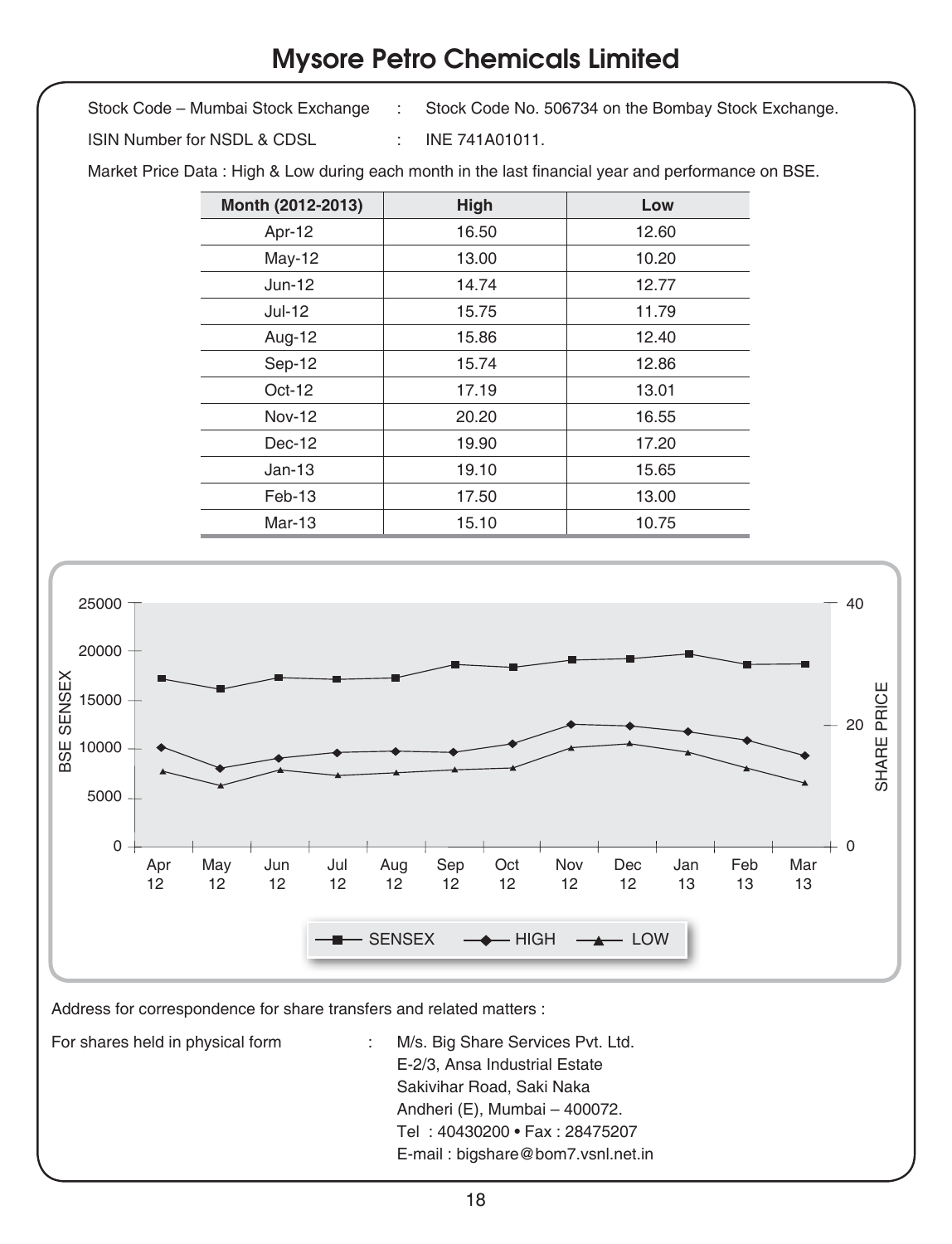# Mysore Petro Chemicals Limited

Stock Code – Mumbai Stock Exchange : Stock Code No. 506734 on the Bombay Stock Exchange.

ISIN Number for NSDL & CDSL : INE 741A01011.

Market Price Data : High & Low during each month in the last financial year and performance on BSE.

| Month (2012-2013) | High | Low |
|---|---|---|
| Apr-12 | 16.50 | 12.60 |
| May-12 | 13.00 | 10.20 |
| Jun-12 | 14.74 | 12.77 |
| Jul-12 | 15.75 | 11.79 |
| Aug-12 | 15.86 | 12.40 |
| Sep-12 | 15.74 | 12.86 |
| Oct-12 | 17.19 | 13.01 |
| Nov-12 | 20.20 | 16.55 |
| Dec-12 | 19.90 | 17.20 |
| Jan-13 | 19.10 | 15.65 |
| Feb-13 | 17.50 | 13.00 |
| Mar-13 | 15.10 | 10.75 |

BSE SENSEX

25000
20000
15000
10000
5000
0

SHARE PRICE

40
20
0

Apr 12, May 12, Jun 12, Jul 12, Aug 12, Sep 12, Oct 12, Nov 12, Dec 12, Jan 13, Feb 13, Mar 13

SENSEX, HIGH, LOW

Address for correspondence for share transfers and related matters :

For shares held in physical form : M/s. Big Share Services Pvt. Ltd.
E-2/3, Ansa Industrial Estate
Sakivihar Road, Saki Naka
Andheri (E), Mumbai – 400072.
Tel : 40430200 • Fax : 28475207
E-mail : bigshare@bom7.vsnl.net.in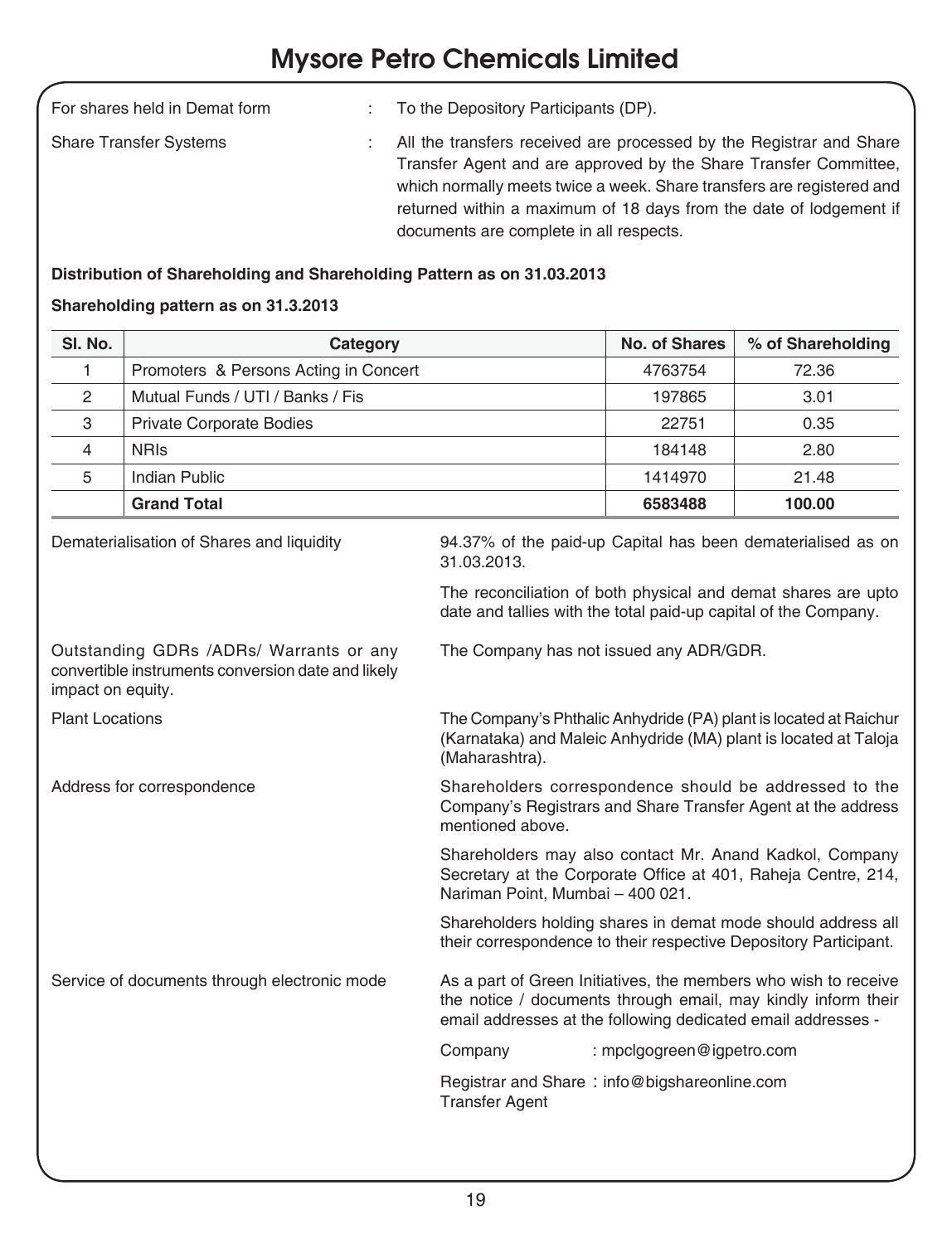| | | |
|---|---|---|
| For shares held in Demat form | : | To the Depository Participants (DP). |
| Share Transfer Systems | : | All the transfers received are processed by the Registrar and Share Transfer Agent and are approved by the Share Transfer Committee, which normally meets twice a week. Share transfers are registered and returned within a maximum of 18 days from the date of lodgement if documents are complete in all respects. |

**Distribution of Shareholding and Shareholding Pattern as on 31.03.2013**

**Shareholding pattern as on 31.3.2013**

| Sl. No. | Category | No. of Shares | % of Shareholding |
|---|---|---|---|
| 1 | Promoters & Persons Acting in Concert | 4763754 | 72.36 |
| 2 | Mutual Funds / UTI / Banks / Fis | 197865 | 3.01 |
| 3 | Private Corporate Bodies | 22751 | 0.35 |
| 4 | NRIs | 184148 | 2.80 |
| 5 | Indian Public | 1414970 | 21.48 |
| | **Grand Total** | **6583488** | **100.00** |

| | |
|---|---|
| Dematerialisation of Shares and liquidity | 94.37% of the paid-up Capital has been dematerialised as on 31.03.2013.<br><br>The reconciliation of both physical and demat shares are upto date and tallies with the total paid-up capital of the Company. |
| Outstanding GDRs /ADRs/ Warrants or any convertible instruments conversion date and likely impact on equity. | The Company has not issued any ADR/GDR. |
| Plant Locations | The Company's Phthalic Anhydride (PA) plant is located at Raichur (Karnataka) and Maleic Anhydride (MA) plant is located at Taloja (Maharashtra). |
| Address for correspondence | Shareholders correspondence should be addressed to the Company's Registrars and Share Transfer Agent at the address mentioned above.<br><br>Shareholders may also contact Mr. Anand Kadkol, Company Secretary at the Corporate Office at 401, Raheja Centre, 214, Nariman Point, Mumbai – 400 021.<br><br>Shareholders holding shares in demat mode should address all their correspondence to their respective Depository Participant. |
| Service of documents through electronic mode | As a part of Green Initiatives, the members who wish to receive the notice / documents through email, may kindly inform their email addresses at the following dedicated email addresses -<br><br>Company : mpclgogreen@igpetro.com<br><br>Registrar and Share Transfer Agent : info@bigshareonline.com |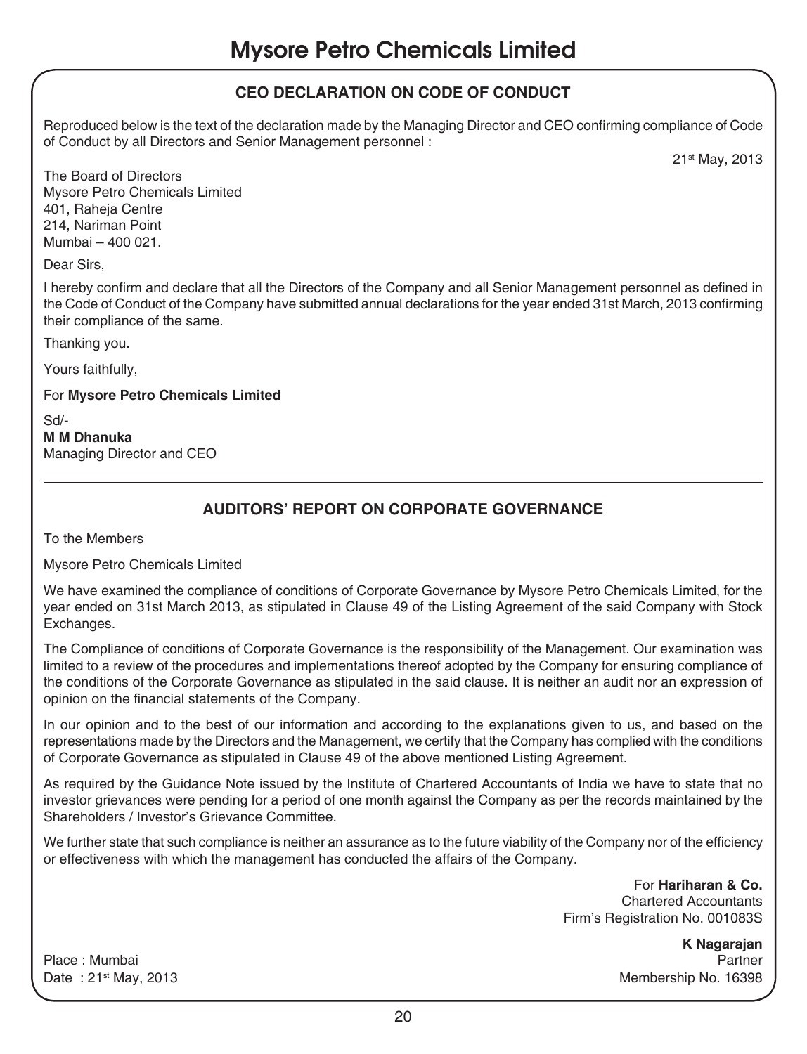## CEO DECLARATION ON CODE OF CONDUCT

Reproduced below is the text of the declaration made by the Managing Director and CEO confirming compliance of Code of Conduct by all Directors and Senior Management personnel :

21st May, 2013

The Board of Directors
Mysore Petro Chemicals Limited
401, Raheja Centre
214, Nariman Point
Mumbai – 400 021.

Dear Sirs,

I hereby confirm and declare that all the Directors of the Company and all Senior Management personnel as defined in the Code of Conduct of the Company have submitted annual declarations for the year ended 31st March, 2013 confirming their compliance of the same.

Thanking you.

Yours faithfully,

For **Mysore Petro Chemicals Limited**

Sd/-
**M M Dhanuka**
Managing Director and CEO

---

## AUDITORS' REPORT ON CORPORATE GOVERNANCE

To the Members

Mysore Petro Chemicals Limited

We have examined the compliance of conditions of Corporate Governance by Mysore Petro Chemicals Limited, for the year ended on 31st March 2013, as stipulated in Clause 49 of the Listing Agreement of the said Company with Stock Exchanges.

The Compliance of conditions of Corporate Governance is the responsibility of the Management. Our examination was limited to a review of the procedures and implementations thereof adopted by the Company for ensuring compliance of the conditions of the Corporate Governance as stipulated in the said clause. It is neither an audit nor an expression of opinion on the financial statements of the Company.

In our opinion and to the best of our information and according to the explanations given to us, and based on the representations made by the Directors and the Management, we certify that the Company has complied with the conditions of Corporate Governance as stipulated in Clause 49 of the above mentioned Listing Agreement.

As required by the Guidance Note issued by the Institute of Chartered Accountants of India we have to state that no investor grievances were pending for a period of one month against the Company as per the records maintained by the Shareholders / Investor's Grievance Committee.

We further state that such compliance is neither an assurance as to the future viability of the Company nor of the efficiency or effectiveness with which the management has conducted the affairs of the Company.

For **Hariharan & Co.**
Chartered Accountants
Firm's Registration No. 001083S

**K Nagarajan**
Partner
Membership No. 16398

Place : Mumbai
Date : 21st May, 2013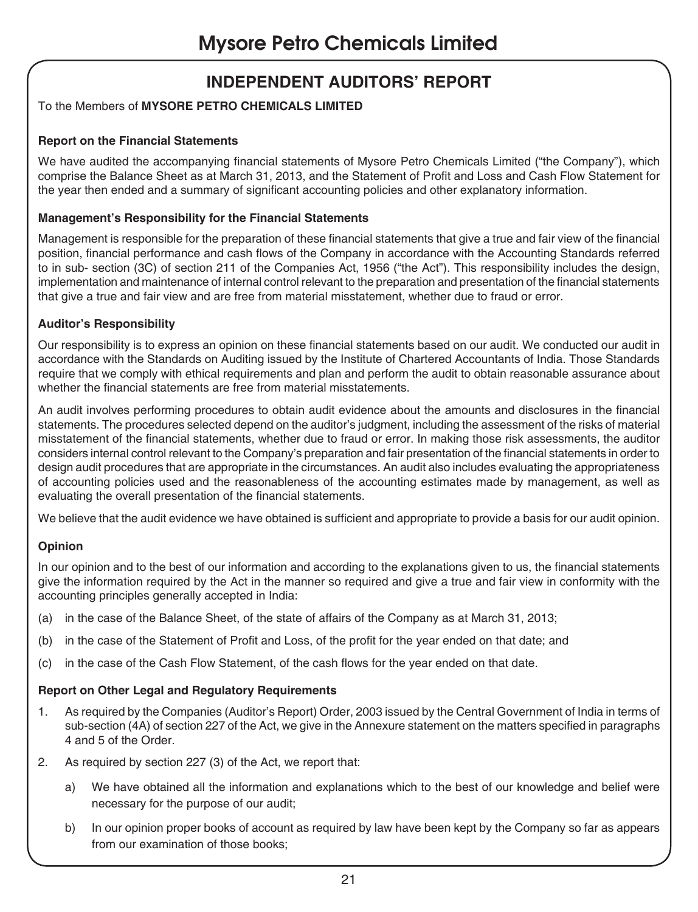## INDEPENDENT AUDITORS' REPORT

To the Members of **MYSORE PETRO CHEMICALS LIMITED**

### Report on the Financial Statements

We have audited the accompanying financial statements of Mysore Petro Chemicals Limited ("the Company"), which comprise the Balance Sheet as at March 31, 2013, and the Statement of Profit and Loss and Cash Flow Statement for the year then ended and a summary of significant accounting policies and other explanatory information.

### Management's Responsibility for the Financial Statements

Management is responsible for the preparation of these financial statements that give a true and fair view of the financial position, financial performance and cash flows of the Company in accordance with the Accounting Standards referred to in sub- section (3C) of section 211 of the Companies Act, 1956 ("the Act"). This responsibility includes the design, implementation and maintenance of internal control relevant to the preparation and presentation of the financial statements that give a true and fair view and are free from material misstatement, whether due to fraud or error.

### Auditor's Responsibility

Our responsibility is to express an opinion on these financial statements based on our audit. We conducted our audit in accordance with the Standards on Auditing issued by the Institute of Chartered Accountants of India. Those Standards require that we comply with ethical requirements and plan and perform the audit to obtain reasonable assurance about whether the financial statements are free from material misstatements.

An audit involves performing procedures to obtain audit evidence about the amounts and disclosures in the financial statements. The procedures selected depend on the auditor's judgment, including the assessment of the risks of material misstatement of the financial statements, whether due to fraud or error. In making those risk assessments, the auditor considers internal control relevant to the Company's preparation and fair presentation of the financial statements in order to design audit procedures that are appropriate in the circumstances. An audit also includes evaluating the appropriateness of accounting policies used and the reasonableness of the accounting estimates made by management, as well as evaluating the overall presentation of the financial statements.

We believe that the audit evidence we have obtained is sufficient and appropriate to provide a basis for our audit opinion.

### Opinion

In our opinion and to the best of our information and according to the explanations given to us, the financial statements give the information required by the Act in the manner so required and give a true and fair view in conformity with the accounting principles generally accepted in India:

(a) in the case of the Balance Sheet, of the state of affairs of the Company as at March 31, 2013;

(b) in the case of the Statement of Profit and Loss, of the profit for the year ended on that date; and

(c) in the case of the Cash Flow Statement, of the cash flows for the year ended on that date.

### Report on Other Legal and Regulatory Requirements

1. As required by the Companies (Auditor's Report) Order, 2003 issued by the Central Government of India in terms of sub-section (4A) of section 227 of the Act, we give in the Annexure statement on the matters specified in paragraphs 4 and 5 of the Order.

2. As required by section 227 (3) of the Act, we report that:

   a) We have obtained all the information and explanations which to the best of our knowledge and belief were necessary for the purpose of our audit;

   b) In our opinion proper books of account as required by law have been kept by the Company so far as appears from our examination of those books;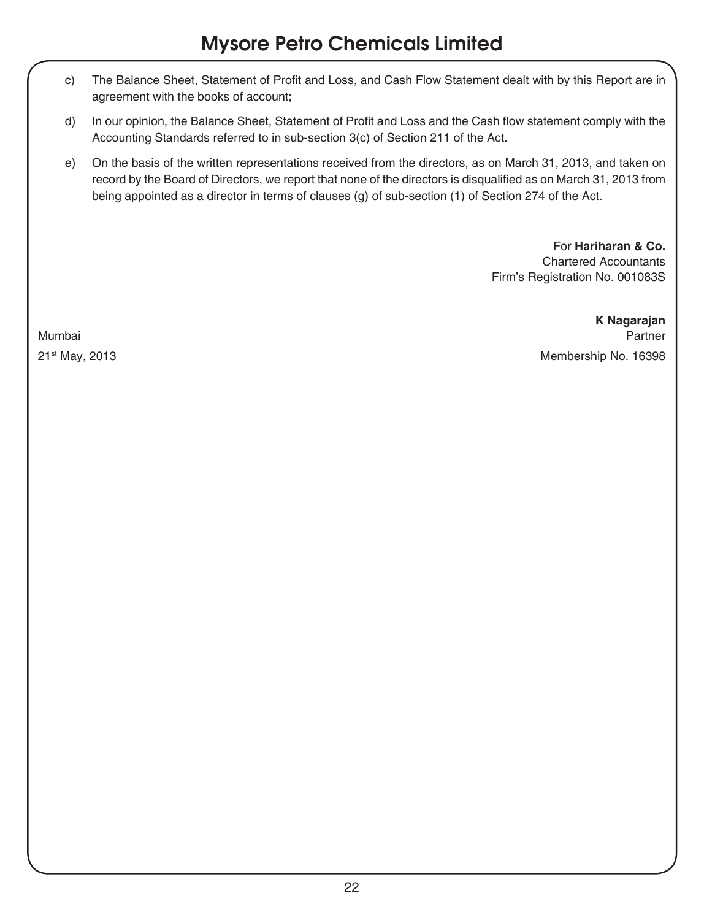c) The Balance Sheet, Statement of Profit and Loss, and Cash Flow Statement dealt with by this Report are in agreement with the books of account;

d) In our opinion, the Balance Sheet, Statement of Profit and Loss and the Cash flow statement comply with the Accounting Standards referred to in sub-section 3(c) of Section 211 of the Act.

e) On the basis of the written representations received from the directors, as on March 31, 2013, and taken on record by the Board of Directors, we report that none of the directors is disqualified as on March 31, 2013 from being appointed as a director in terms of clauses (g) of sub-section (1) of Section 274 of the Act.

For **Hariharan & Co.**
Chartered Accountants
Firm's Registration No. 001083S

**K Nagarajan**
Partner
Membership No. 16398

Mumbai
21st May, 2013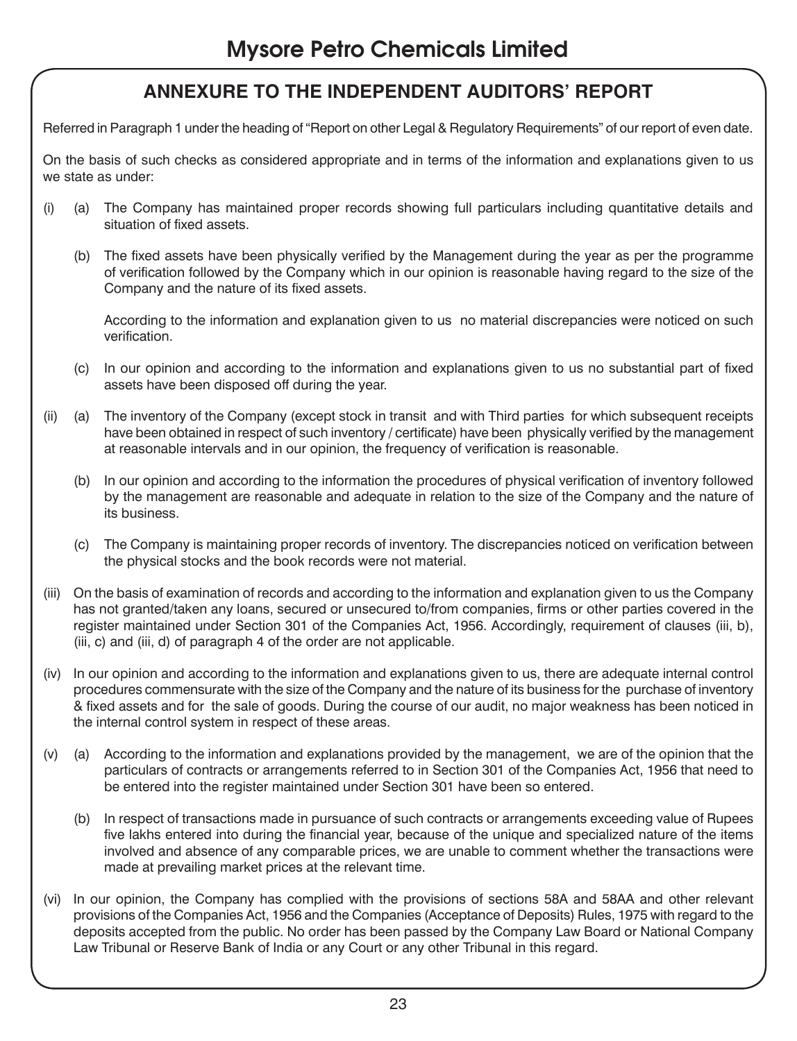## ANNEXURE TO THE INDEPENDENT AUDITORS' REPORT

Referred in Paragraph 1 under the heading of "Report on other Legal & Regulatory Requirements" of our report of even date.

On the basis of such checks as considered appropriate and in terms of the information and explanations given to us we state as under:

(i) (a) The Company has maintained proper records showing full particulars including quantitative details and situation of fixed assets.

(b) The fixed assets have been physically verified by the Management during the year as per the programme of verification followed by the Company which in our opinion is reasonable having regard to the size of the Company and the nature of its fixed assets.

According to the information and explanation given to us no material discrepancies were noticed on such verification.

(c) In our opinion and according to the information and explanations given to us no substantial part of fixed assets have been disposed off during the year.

(ii) (a) The inventory of the Company (except stock in transit and with Third parties for which subsequent receipts have been obtained in respect of such inventory / certificate) have been physically verified by the management at reasonable intervals and in our opinion, the frequency of verification is reasonable.

(b) In our opinion and according to the information the procedures of physical verification of inventory followed by the management are reasonable and adequate in relation to the size of the Company and the nature of its business.

(c) The Company is maintaining proper records of inventory. The discrepancies noticed on verification between the physical stocks and the book records were not material.

(iii) On the basis of examination of records and according to the information and explanation given to us the Company has not granted/taken any loans, secured or unsecured to/from companies, firms or other parties covered in the register maintained under Section 301 of the Companies Act, 1956. Accordingly, requirement of clauses (iii, b), (iii, c) and (iii, d) of paragraph 4 of the order are not applicable.

(iv) In our opinion and according to the information and explanations given to us, there are adequate internal control procedures commensurate with the size of the Company and the nature of its business for the purchase of inventory & fixed assets and for the sale of goods. During the course of our audit, no major weakness has been noticed in the internal control system in respect of these areas.

(v) (a) According to the information and explanations provided by the management, we are of the opinion that the particulars of contracts or arrangements referred to in Section 301 of the Companies Act, 1956 that need to be entered into the register maintained under Section 301 have been so entered.

(b) In respect of transactions made in pursuance of such contracts or arrangements exceeding value of Rupees five lakhs entered into during the financial year, because of the unique and specialized nature of the items involved and absence of any comparable prices, we are unable to comment whether the transactions were made at prevailing market prices at the relevant time.

(vi) In our opinion, the Company has complied with the provisions of sections 58A and 58AA and other relevant provisions of the Companies Act, 1956 and the Companies (Acceptance of Deposits) Rules, 1975 with regard to the deposits accepted from the public. No order has been passed by the Company Law Board or National Company Law Tribunal or Reserve Bank of India or any Court or any other Tribunal in this regard.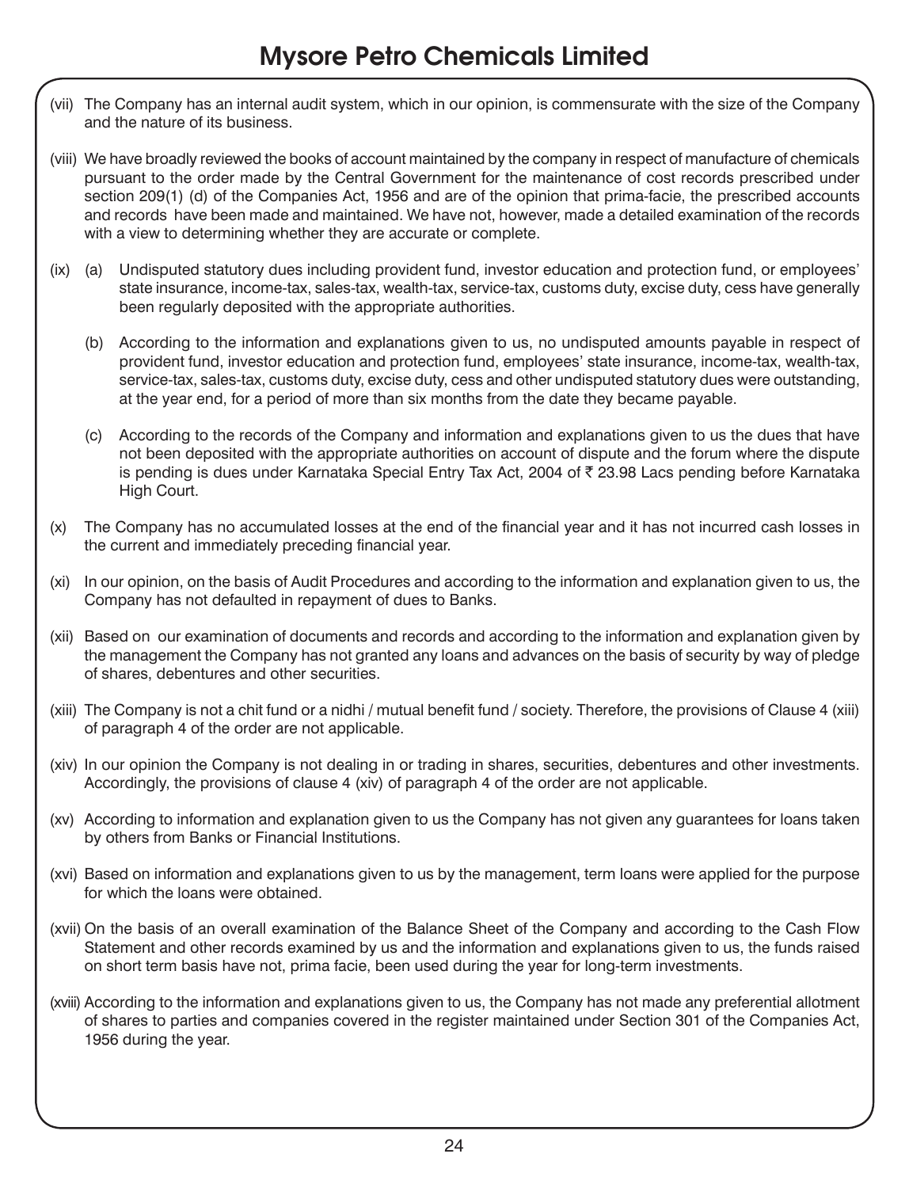(vii) The Company has an internal audit system, which in our opinion, is commensurate with the size of the Company and the nature of its business.

(viii) We have broadly reviewed the books of account maintained by the company in respect of manufacture of chemicals pursuant to the order made by the Central Government for the maintenance of cost records prescribed under section 209(1) (d) of the Companies Act, 1956 and are of the opinion that prima-facie, the prescribed accounts and records have been made and maintained. We have not, however, made a detailed examination of the records with a view to determining whether they are accurate or complete.

(ix) (a) Undisputed statutory dues including provident fund, investor education and protection fund, or employees' state insurance, income-tax, sales-tax, wealth-tax, service-tax, customs duty, excise duty, cess have generally been regularly deposited with the appropriate authorities.

(b) According to the information and explanations given to us, no undisputed amounts payable in respect of provident fund, investor education and protection fund, employees' state insurance, income-tax, wealth-tax, service-tax, sales-tax, customs duty, excise duty, cess and other undisputed statutory dues were outstanding, at the year end, for a period of more than six months from the date they became payable.

(c) According to the records of the Company and information and explanations given to us the dues that have not been deposited with the appropriate authorities on account of dispute and the forum where the dispute is pending is dues under Karnataka Special Entry Tax Act, 2004 of ₹ 23.98 Lacs pending before Karnataka High Court.

(x) The Company has no accumulated losses at the end of the financial year and it has not incurred cash losses in the current and immediately preceding financial year.

(xi) In our opinion, on the basis of Audit Procedures and according to the information and explanation given to us, the Company has not defaulted in repayment of dues to Banks.

(xii) Based on our examination of documents and records and according to the information and explanation given by the management the Company has not granted any loans and advances on the basis of security by way of pledge of shares, debentures and other securities.

(xiii) The Company is not a chit fund or a nidhi / mutual benefit fund / society. Therefore, the provisions of Clause 4 (xiii) of paragraph 4 of the order are not applicable.

(xiv) In our opinion the Company is not dealing in or trading in shares, securities, debentures and other investments. Accordingly, the provisions of clause 4 (xiv) of paragraph 4 of the order are not applicable.

(xv) According to information and explanation given to us the Company has not given any guarantees for loans taken by others from Banks or Financial Institutions.

(xvi) Based on information and explanations given to us by the management, term loans were applied for the purpose for which the loans were obtained.

(xvii) On the basis of an overall examination of the Balance Sheet of the Company and according to the Cash Flow Statement and other records examined by us and the information and explanations given to us, the funds raised on short term basis have not, prima facie, been used during the year for long-term investments.

(xviii) According to the information and explanations given to us, the Company has not made any preferential allotment of shares to parties and companies covered in the register maintained under Section 301 of the Companies Act, 1956 during the year.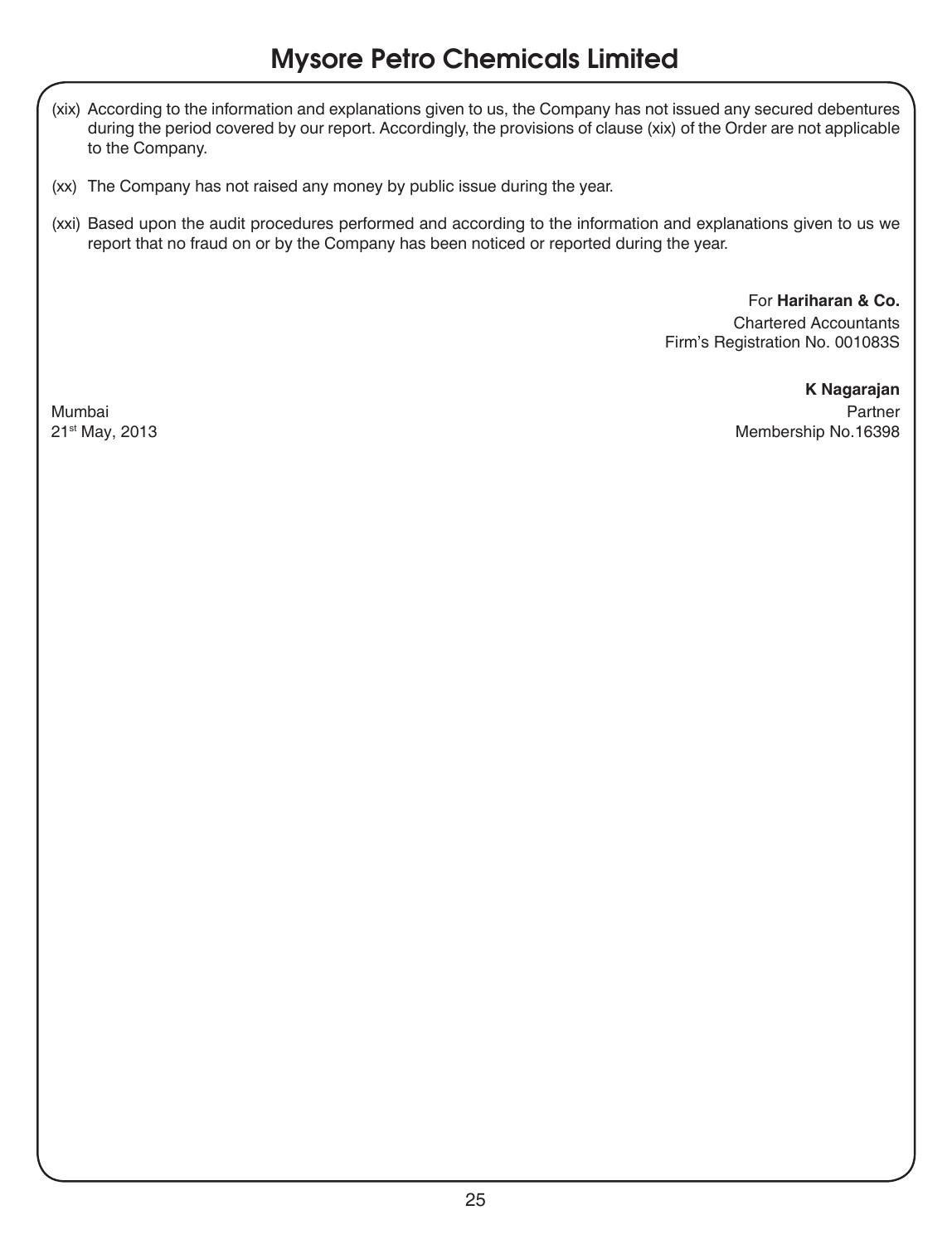(xix) According to the information and explanations given to us, the Company has not issued any secured debentures during the period covered by our report. Accordingly, the provisions of clause (xix) of the Order are not applicable to the Company.

(xx) The Company has not raised any money by public issue during the year.

(xxi) Based upon the audit procedures performed and according to the information and explanations given to us we report that no fraud on or by the Company has been noticed or reported during the year.

For **Hariharan & Co.**
Chartered Accountants
Firm's Registration No. 001083S

**K Nagarajan**
Partner
Membership No.16398

Mumbai
21st May, 2013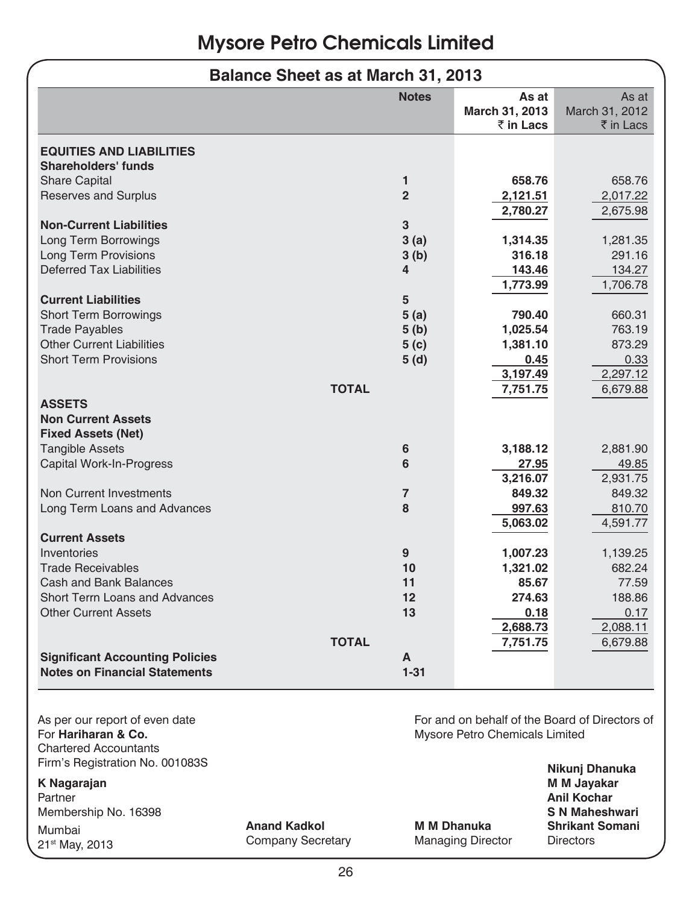# Mysore Petro Chemicals Limited

## Balance Sheet as at March 31, 2013

| | Notes | As at March 31, 2013 ₹ in Lacs | As at March 31, 2012 ₹ in Lacs |
|---|---|---|---|
| **EQUITIES AND LIABILITIES** | | | |
| **Shareholders' funds** | | | |
| Share Capital | 1 | **658.76** | 658.76 |
| Reserves and Surplus | 2 | **2,121.51** | 2,017.22 |
| | | **2,780.27** | 2,675.98 |
| **Non-Current Liabilities** | 3 | | |
| Long Term Borrowings | 3 (a) | **1,314.35** | 1,281.35 |
| Long Term Provisions | 3 (b) | **316.18** | 291.16 |
| Deferred Tax Liabilities | 4 | **143.46** | 134.27 |
| | | **1,773.99** | 1,706.78 |
| **Current Liabilities** | 5 | | |
| Short Term Borrowings | 5 (a) | **790.40** | 660.31 |
| Trade Payables | 5 (b) | **1,025.54** | 763.19 |
| Other Current Liabilities | 5 (c) | **1,381.10** | 873.29 |
| Short Term Provisions | 5 (d) | **0.45** | 0.33 |
| | | **3,197.49** | 2,297.12 |
| **TOTAL** | | **7,751.75** | 6,679.88 |
| **ASSETS** | | | |
| **Non Current Assets** | | | |
| **Fixed Assets (Net)** | | | |
| Tangible Assets | 6 | **3,188.12** | 2,881.90 |
| Capital Work-In-Progress | 6 | **27.95** | 49.85 |
| | | **3,216.07** | 2,931.75 |
| Non Current Investments | 7 | **849.32** | 849.32 |
| Long Term Loans and Advances | 8 | **997.63** | 810.70 |
| | | **5,063.02** | 4,591.77 |
| **Current Assets** | | | |
| Inventories | 9 | **1,007.23** | 1,139.25 |
| Trade Receivables | 10 | **1,321.02** | 682.24 |
| Cash and Bank Balances | 11 | **85.67** | 77.59 |
| Short Terrn Loans and Advances | 12 | **274.63** | 188.86 |
| Other Current Assets | 13 | **0.18** | 0.17 |
| | | **2,688.73** | 2,088.11 |
| **TOTAL** | | **7,751.75** | 6,679.88 |
| **Significant Accounting Policies** | **A** | | |
| **Notes on Financial Statements** | **1-31** | | |

As per our report of even date
For **Hariharan & Co.**
Chartered Accountants
Firm's Registration No. 001083S

**K Nagarajan**
Partner
Membership No. 16398
Mumbai
21st May, 2013

For and on behalf of the Board of Directors of
Mysore Petro Chemicals Limited

**Anand Kadkol**
Company Secretary

**M M Dhanuka**
Managing Director

**Nikunj Dhanuka**
**M M Jayakar**
**Anil Kochar**
**S N Maheshwari**
**Shrikant Somani**
Directors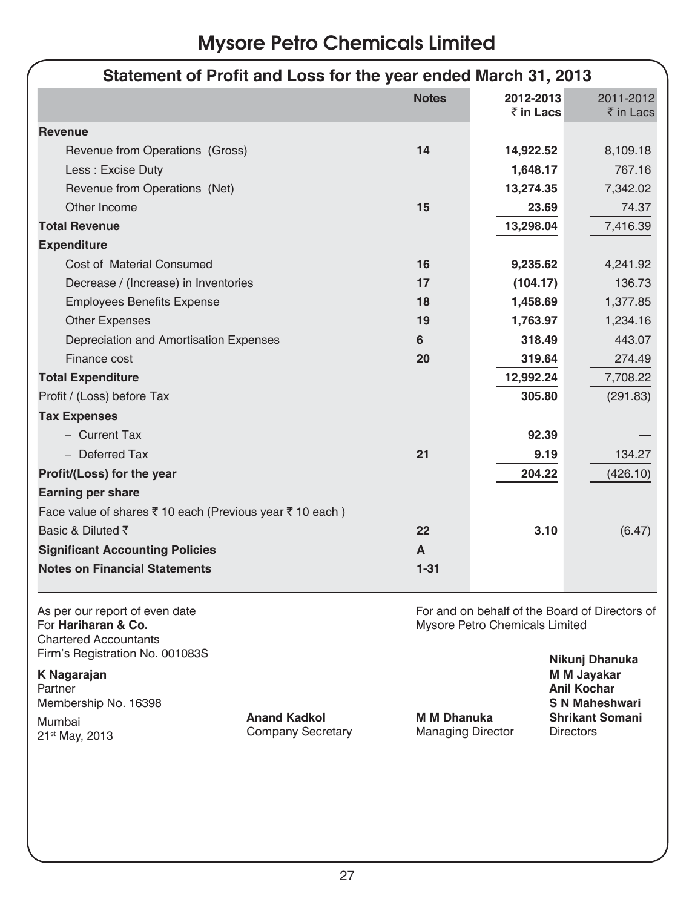# Mysore Petro Chemicals Limited

## Statement of Profit and Loss for the year ended March 31, 2013

| | Notes | 2012-2013 ₹ in Lacs | 2011-2012 ₹ in Lacs |
|---|---|---|---|
| **Revenue** | | | |
| Revenue from Operations (Gross) | 14 | 14,922.52 | 8,109.18 |
| Less : Excise Duty | | 1,648.17 | 767.16 |
| Revenue from Operations (Net) | | 13,274.35 | 7,342.02 |
| Other Income | 15 | 23.69 | 74.37 |
| **Total Revenue** | | 13,298.04 | 7,416.39 |
| **Expenditure** | | | |
| Cost of Material Consumed | 16 | 9,235.62 | 4,241.92 |
| Decrease / (Increase) in Inventories | 17 | (104.17) | 136.73 |
| Employees Benefits Expense | 18 | 1,458.69 | 1,377.85 |
| Other Expenses | 19 | 1,763.97 | 1,234.16 |
| Depreciation and Amortisation Expenses | 6 | 318.49 | 443.07 |
| Finance cost | 20 | 319.64 | 274.49 |
| **Total Expenditure** | | 12,992.24 | 7,708.22 |
| Profit / (Loss) before Tax | | 305.80 | (291.83) |
| **Tax Expenses** | | | |
| − Current Tax | | 92.39 | — |
| − Deferred Tax | 21 | 9.19 | 134.27 |
| **Profit/(Loss) for the year** | | 204.22 | (426.10) |
| **Earning per share** | | | |
| Face value of shares ₹ 10 each (Previous year ₹ 10 each ) | | | |
| Basic & Diluted ₹ | 22 | 3.10 | (6.47) |
| **Significant Accounting Policies** | A | | |
| **Notes on Financial Statements** | 1-31 | | |

As per our report of even date
For **Hariharan & Co.**
Chartered Accountants
Firm's Registration No. 001083S

**K Nagarajan**
Partner
Membership No. 16398

Mumbai
21st May, 2013

**Anand Kadkol**
Company Secretary

For and on behalf of the Board of Directors of
Mysore Petro Chemicals Limited

**M M Dhanuka**
Managing Director

**Nikunj Dhanuka**
**M M Jayakar**
**Anil Kochar**
**S N Maheshwari**
**Shrikant Somani**
Directors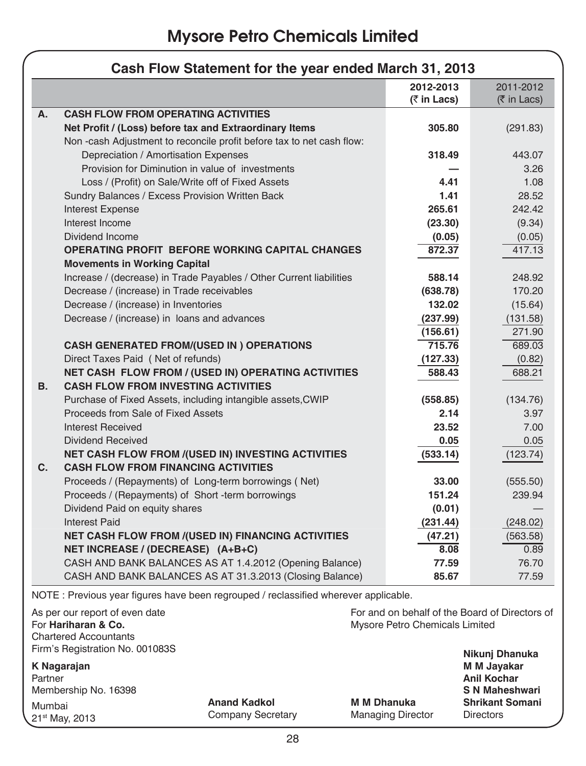# Mysore Petro Chemicals Limited

## Cash Flow Statement for the year ended March 31, 2013

| | | 2012-2013 (₹ in Lacs) | 2011-2012 (₹ in Lacs) |
|---|---|---|---|
| **A.** | **CASH FLOW FROM OPERATING ACTIVITIES** | | |
| | **Net Profit / (Loss) before tax and Extraordinary Items** | **305.80** | (291.83) |
| | Non -cash Adjustment to reconcile profit before tax to net cash flow: | | |
| | Depreciation / Amortisation Expenses | **318.49** | 443.07 |
| | Provision for Diminution in value of investments | **—** | 3.26 |
| | Loss / (Profit) on Sale/Write off of Fixed Assets | **4.41** | 1.08 |
| | Sundry Balances / Excess Provision Written Back | **1.41** | 28.52 |
| | Interest Expense | **265.61** | 242.42 |
| | Interest Income | **(23.30)** | (9.34) |
| | Dividend Income | **(0.05)** | (0.05) |
| | **OPERATING PROFIT BEFORE WORKING CAPITAL CHANGES** | **872.37** | 417.13 |
| | **Movements in Working Capital** | | |
| | Increase / (decrease) in Trade Payables / Other Current liabilities | **588.14** | 248.92 |
| | Decrease / (increase) in Trade receivables | **(638.78)** | 170.20 |
| | Decrease / (increase) in Inventories | **132.02** | (15.64) |
| | Decrease / (increase) in loans and advances | **(237.99)** | (131.58) |
| | | **(156.61)** | 271.90 |
| | **CASH GENERATED FROM/(USED IN ) OPERATIONS** | **715.76** | 689.03 |
| | Direct Taxes Paid ( Net of refunds) | **(127.33)** | (0.82) |
| | **NET CASH FLOW FROM / (USED IN) OPERATING ACTIVITIES** | **588.43** | 688.21 |
| **B.** | **CASH FLOW FROM INVESTING ACTIVITIES** | | |
| | Purchase of Fixed Assets, including intangible assets,CWIP | **(558.85)** | (134.76) |
| | Proceeds from Sale of Fixed Assets | **2.14** | 3.97 |
| | Interest Received | **23.52** | 7.00 |
| | Dividend Received | **0.05** | 0.05 |
| | **NET CASH FLOW FROM /(USED IN) INVESTING ACTIVITIES** | **(533.14)** | (123.74) |
| **C.** | **CASH FLOW FROM FINANCING ACTIVITIES** | | |
| | Proceeds / (Repayments) of Long-term borrowings ( Net) | **33.00** | (555.50) |
| | Proceeds / (Repayments) of Short -term borrowings | **151.24** | 239.94 |
| | Dividend Paid on equity shares | **(0.01)** | — |
| | Interest Paid | **(231.44)** | (248.02) |
| | **NET CASH FLOW FROM /(USED IN) FINANCING ACTIVITIES** | **(47.21)** | (563.58) |
| | **NET INCREASE / (DECREASE) (A+B+C)** | **8.08** | 0.89 |
| | CASH AND BANK BALANCES AS AT 1.4.2012 (Opening Balance) | **77.59** | 76.70 |
| | CASH AND BANK BALANCES AS AT 31.3.2013 (Closing Balance) | **85.67** | 77.59 |

NOTE : Previous year figures have been regrouped / reclassified wherever applicable.

As per our report of even date
For **Hariharan & Co.**
Chartered Accountants
Firm's Registration No. 001083S

**K Nagarajan**
Partner
Membership No. 16398

Mumbai
21st May, 2013

For and on behalf of the Board of Directors of Mysore Petro Chemicals Limited

**Anand Kadkol**
Company Secretary

**M M Dhanuka**
Managing Director

**Nikunj Dhanuka**
**M M Jayakar**
**Anil Kochar**
**S N Maheshwari**
**Shrikant Somani**
Directors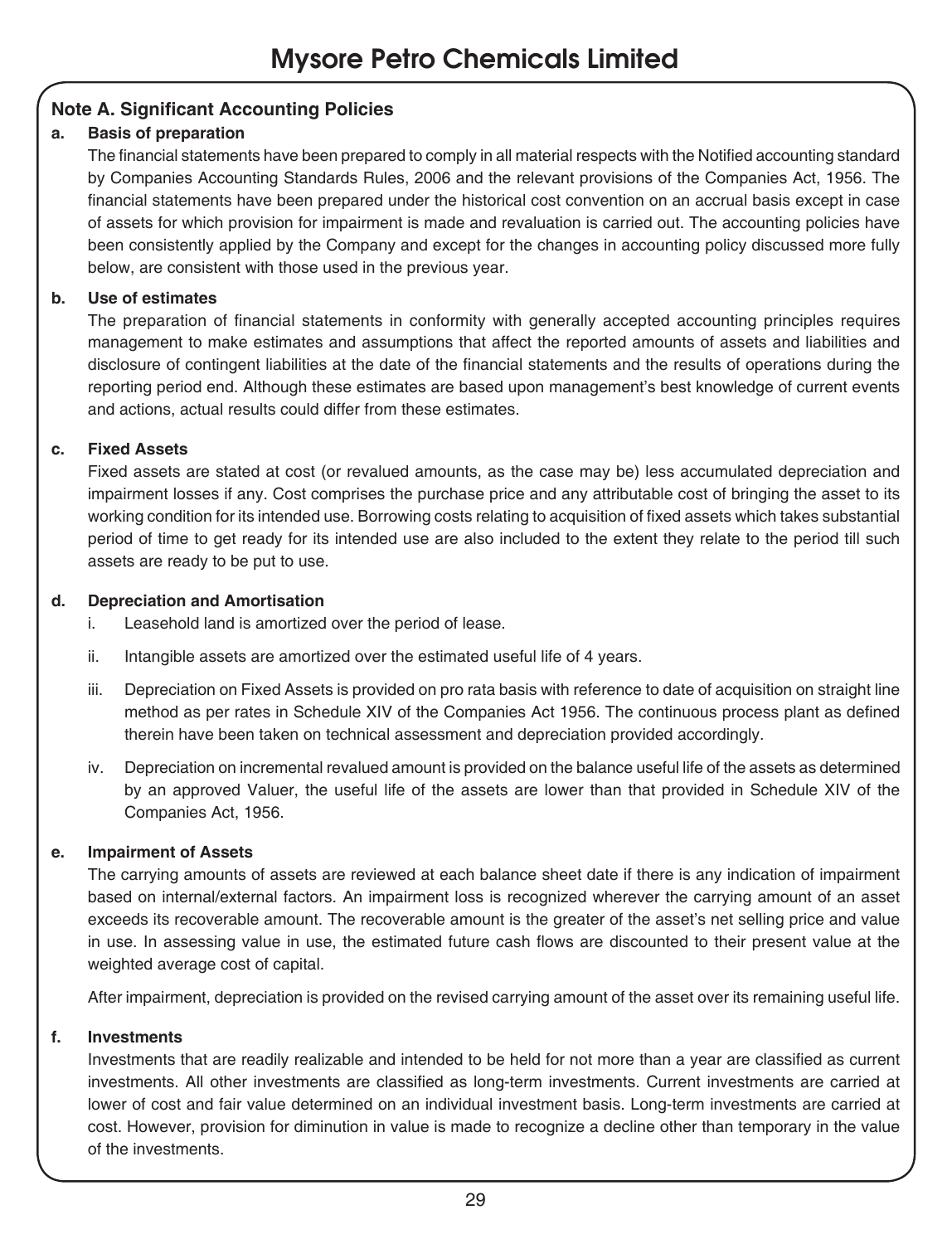## Note A. Significant Accounting Policies

**a. Basis of preparation**

The financial statements have been prepared to comply in all material respects with the Notified accounting standard by Companies Accounting Standards Rules, 2006 and the relevant provisions of the Companies Act, 1956. The financial statements have been prepared under the historical cost convention on an accrual basis except in case of assets for which provision for impairment is made and revaluation is carried out. The accounting policies have been consistently applied by the Company and except for the changes in accounting policy discussed more fully below, are consistent with those used in the previous year.

**b. Use of estimates**

The preparation of financial statements in conformity with generally accepted accounting principles requires management to make estimates and assumptions that affect the reported amounts of assets and liabilities and disclosure of contingent liabilities at the date of the financial statements and the results of operations during the reporting period end. Although these estimates are based upon management's best knowledge of current events and actions, actual results could differ from these estimates.

**c. Fixed Assets**

Fixed assets are stated at cost (or revalued amounts, as the case may be) less accumulated depreciation and impairment losses if any. Cost comprises the purchase price and any attributable cost of bringing the asset to its working condition for its intended use. Borrowing costs relating to acquisition of fixed assets which takes substantial period of time to get ready for its intended use are also included to the extent they relate to the period till such assets are ready to be put to use.

**d. Depreciation and Amortisation**

i. Leasehold land is amortized over the period of lease.

ii. Intangible assets are amortized over the estimated useful life of 4 years.

iii. Depreciation on Fixed Assets is provided on pro rata basis with reference to date of acquisition on straight line method as per rates in Schedule XIV of the Companies Act 1956. The continuous process plant as defined therein have been taken on technical assessment and depreciation provided accordingly.

iv. Depreciation on incremental revalued amount is provided on the balance useful life of the assets as determined by an approved Valuer, the useful life of the assets are lower than that provided in Schedule XIV of the Companies Act, 1956.

**e. Impairment of Assets**

The carrying amounts of assets are reviewed at each balance sheet date if there is any indication of impairment based on internal/external factors. An impairment loss is recognized wherever the carrying amount of an asset exceeds its recoverable amount. The recoverable amount is the greater of the asset's net selling price and value in use. In assessing value in use, the estimated future cash flows are discounted to their present value at the weighted average cost of capital.

After impairment, depreciation is provided on the revised carrying amount of the asset over its remaining useful life.

**f. Investments**

Investments that are readily realizable and intended to be held for not more than a year are classified as current investments. All other investments are classified as long-term investments. Current investments are carried at lower of cost and fair value determined on an individual investment basis. Long-term investments are carried at cost. However, provision for diminution in value is made to recognize a decline other than temporary in the value of the investments.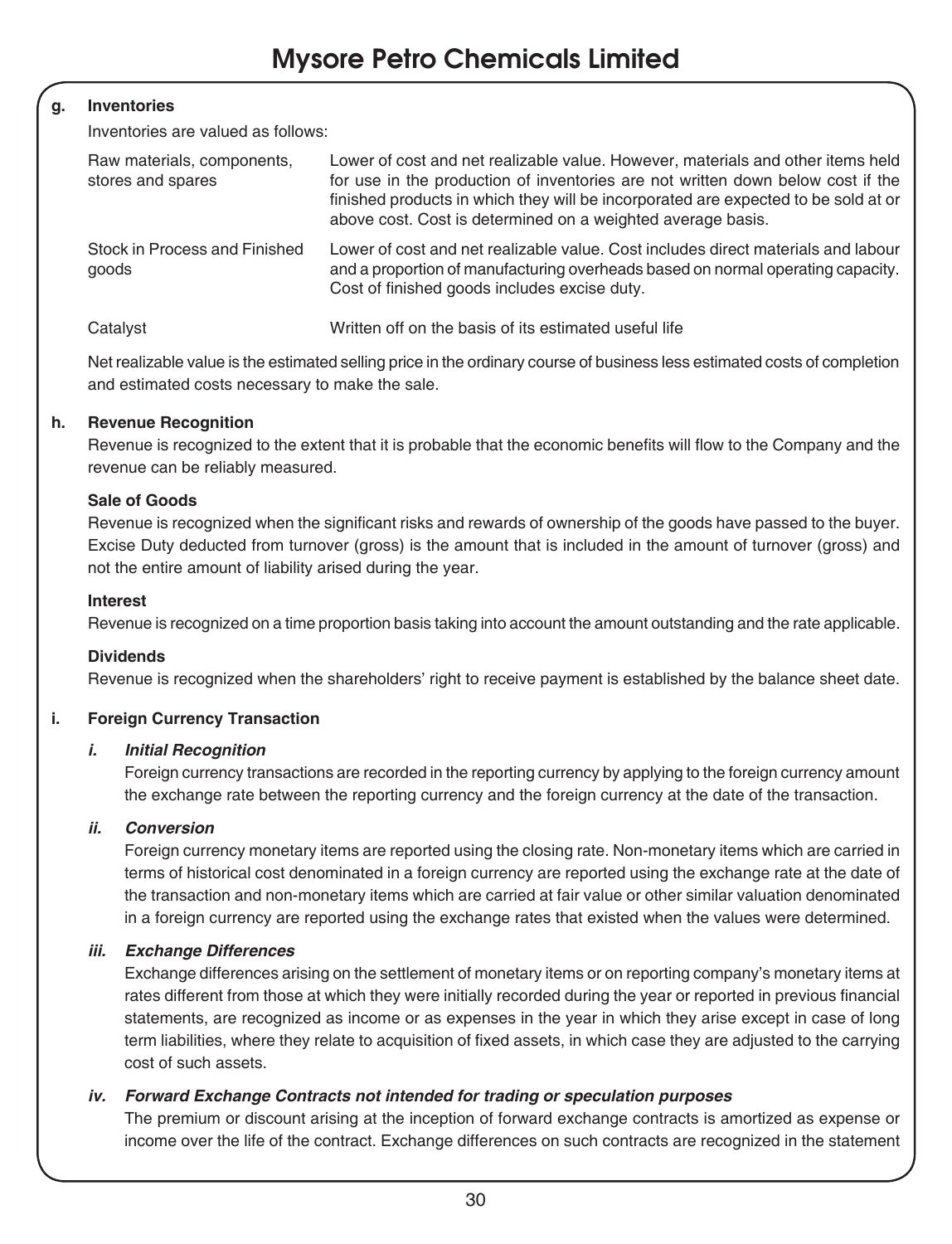**g. Inventories**

Inventories are valued as follows:

| | |
|---|---|
| Raw materials, components, stores and spares | Lower of cost and net realizable value. However, materials and other items held for use in the production of inventories are not written down below cost if the finished products in which they will be incorporated are expected to be sold at or above cost. Cost is determined on a weighted average basis. |
| Stock in Process and Finished goods | Lower of cost and net realizable value. Cost includes direct materials and labour and a proportion of manufacturing overheads based on normal operating capacity. Cost of finished goods includes excise duty. |
| Catalyst | Written off on the basis of its estimated useful life |

Net realizable value is the estimated selling price in the ordinary course of business less estimated costs of completion and estimated costs necessary to make the sale.

**h. Revenue Recognition**

Revenue is recognized to the extent that it is probable that the economic benefits will flow to the Company and the revenue can be reliably measured.

**Sale of Goods**

Revenue is recognized when the significant risks and rewards of ownership of the goods have passed to the buyer. Excise Duty deducted from turnover (gross) is the amount that is included in the amount of turnover (gross) and not the entire amount of liability arised during the year.

**Interest**

Revenue is recognized on a time proportion basis taking into account the amount outstanding and the rate applicable.

**Dividends**

Revenue is recognized when the shareholders' right to receive payment is established by the balance sheet date.

**i. Foreign Currency Transaction**

***i. Initial Recognition***

Foreign currency transactions are recorded in the reporting currency by applying to the foreign currency amount the exchange rate between the reporting currency and the foreign currency at the date of the transaction.

***ii. Conversion***

Foreign currency monetary items are reported using the closing rate. Non-monetary items which are carried in terms of historical cost denominated in a foreign currency are reported using the exchange rate at the date of the transaction and non-monetary items which are carried at fair value or other similar valuation denominated in a foreign currency are reported using the exchange rates that existed when the values were determined.

***iii. Exchange Differences***

Exchange differences arising on the settlement of monetary items or on reporting company's monetary items at rates different from those at which they were initially recorded during the year or reported in previous financial statements, are recognized as income or as expenses in the year in which they arise except in case of long term liabilities, where they relate to acquisition of fixed assets, in which case they are adjusted to the carrying cost of such assets.

***iv. Forward Exchange Contracts not intended for trading or speculation purposes***

The premium or discount arising at the inception of forward exchange contracts is amortized as expense or income over the life of the contract. Exchange differences on such contracts are recognized in the statement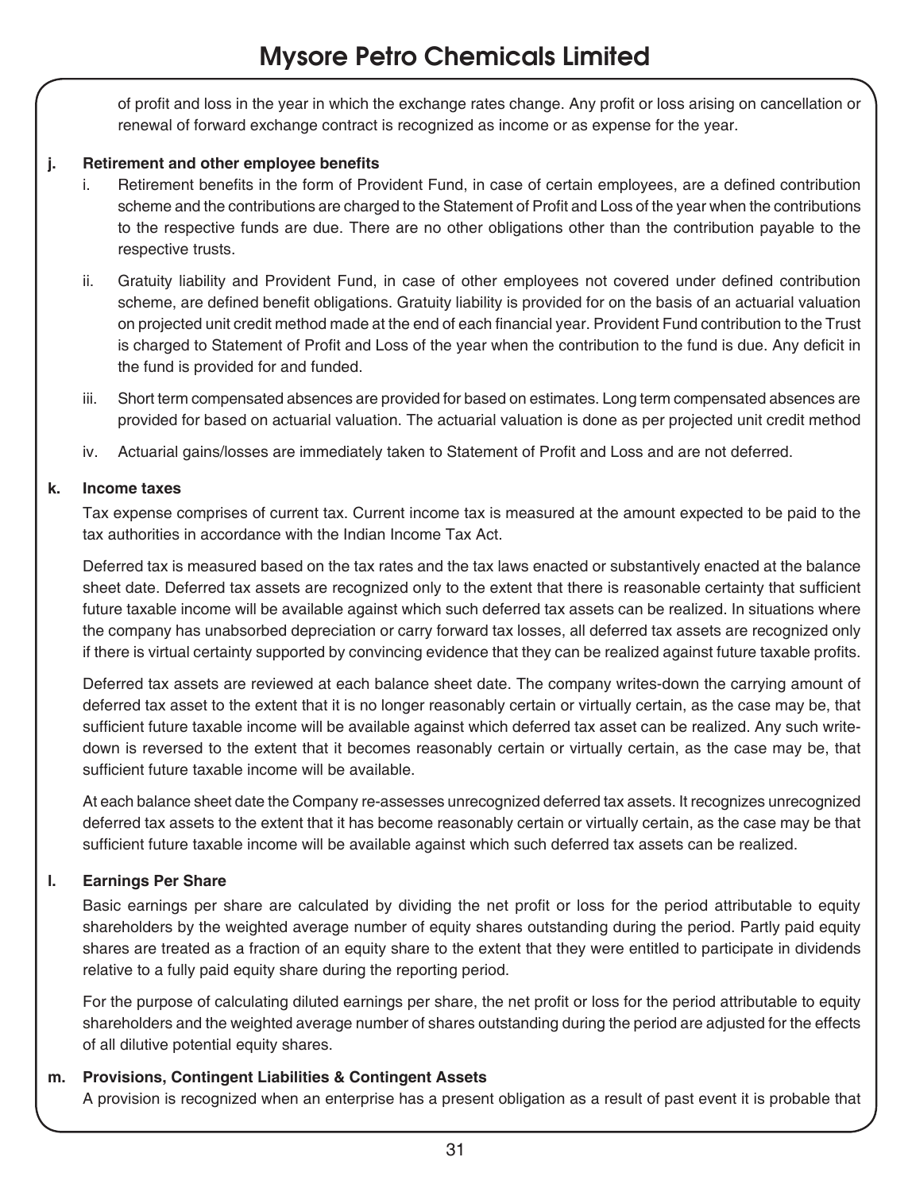of profit and loss in the year in which the exchange rates change. Any profit or loss arising on cancellation or renewal of forward exchange contract is recognized as income or as expense for the year.

**j. Retirement and other employee benefits**

i. Retirement benefits in the form of Provident Fund, in case of certain employees, are a defined contribution scheme and the contributions are charged to the Statement of Profit and Loss of the year when the contributions to the respective funds are due. There are no other obligations other than the contribution payable to the respective trusts.

ii. Gratuity liability and Provident Fund, in case of other employees not covered under defined contribution scheme, are defined benefit obligations. Gratuity liability is provided for on the basis of an actuarial valuation on projected unit credit method made at the end of each financial year. Provident Fund contribution to the Trust is charged to Statement of Profit and Loss of the year when the contribution to the fund is due. Any deficit in the fund is provided for and funded.

iii. Short term compensated absences are provided for based on estimates. Long term compensated absences are provided for based on actuarial valuation. The actuarial valuation is done as per projected unit credit method

iv. Actuarial gains/losses are immediately taken to Statement of Profit and Loss and are not deferred.

**k. Income taxes**

Tax expense comprises of current tax. Current income tax is measured at the amount expected to be paid to the tax authorities in accordance with the Indian Income Tax Act.

Deferred tax is measured based on the tax rates and the tax laws enacted or substantively enacted at the balance sheet date. Deferred tax assets are recognized only to the extent that there is reasonable certainty that sufficient future taxable income will be available against which such deferred tax assets can be realized. In situations where the company has unabsorbed depreciation or carry forward tax losses, all deferred tax assets are recognized only if there is virtual certainty supported by convincing evidence that they can be realized against future taxable profits.

Deferred tax assets are reviewed at each balance sheet date. The company writes-down the carrying amount of deferred tax asset to the extent that it is no longer reasonably certain or virtually certain, as the case may be, that sufficient future taxable income will be available against which deferred tax asset can be realized. Any such write-down is reversed to the extent that it becomes reasonably certain or virtually certain, as the case may be, that sufficient future taxable income will be available.

At each balance sheet date the Company re-assesses unrecognized deferred tax assets. It recognizes unrecognized deferred tax assets to the extent that it has become reasonably certain or virtually certain, as the case may be that sufficient future taxable income will be available against which such deferred tax assets can be realized.

**l. Earnings Per Share**

Basic earnings per share are calculated by dividing the net profit or loss for the period attributable to equity shareholders by the weighted average number of equity shares outstanding during the period. Partly paid equity shares are treated as a fraction of an equity share to the extent that they were entitled to participate in dividends relative to a fully paid equity share during the reporting period.

For the purpose of calculating diluted earnings per share, the net profit or loss for the period attributable to equity shareholders and the weighted average number of shares outstanding during the period are adjusted for the effects of all dilutive potential equity shares.

**m. Provisions, Contingent Liabilities & Contingent Assets**

A provision is recognized when an enterprise has a present obligation as a result of past event it is probable that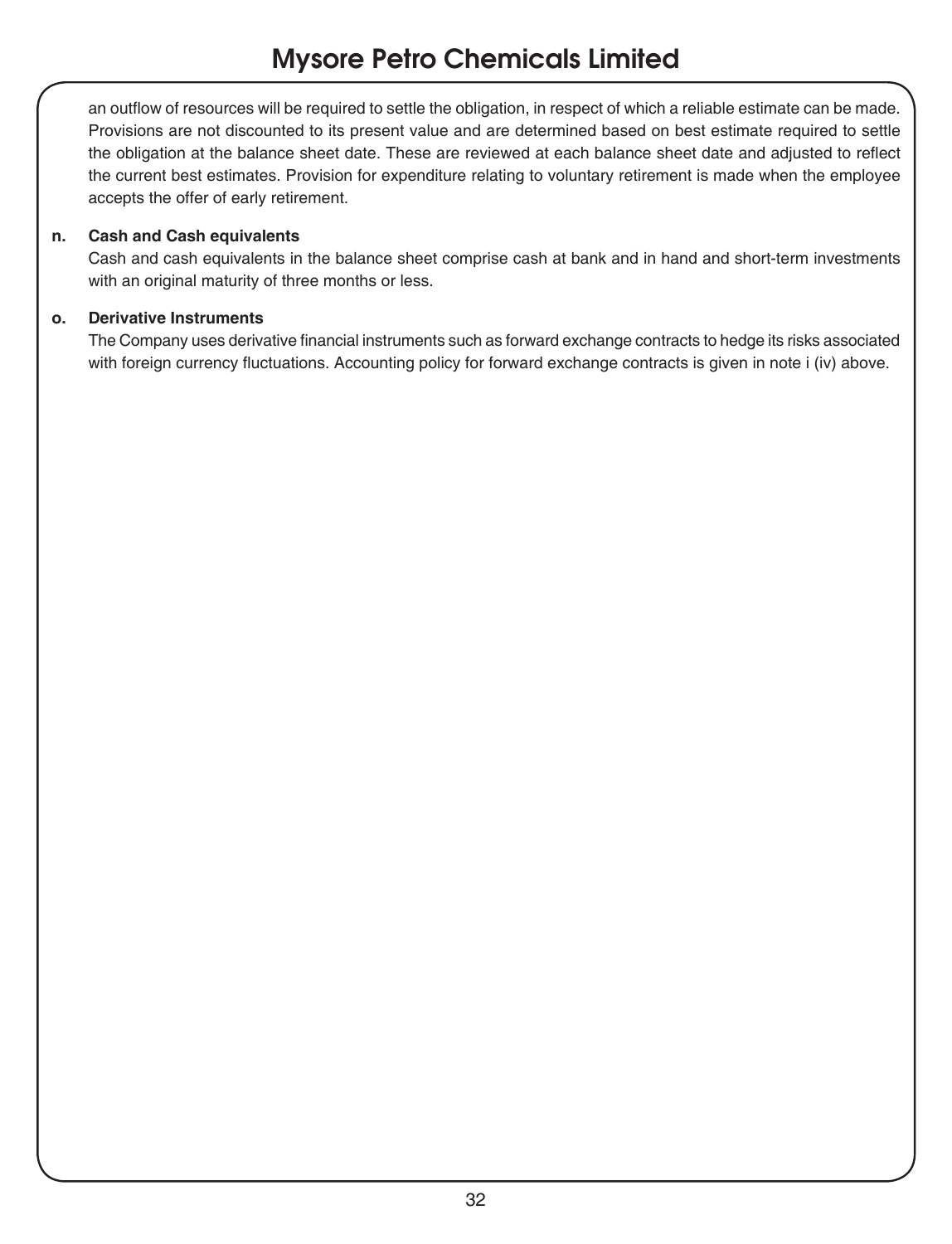an outflow of resources will be required to settle the obligation, in respect of which a reliable estimate can be made. Provisions are not discounted to its present value and are determined based on best estimate required to settle the obligation at the balance sheet date. These are reviewed at each balance sheet date and adjusted to reflect the current best estimates. Provision for expenditure relating to voluntary retirement is made when the employee accepts the offer of early retirement.

**n. Cash and Cash equivalents**

Cash and cash equivalents in the balance sheet comprise cash at bank and in hand and short-term investments with an original maturity of three months or less.

**o. Derivative Instruments**

The Company uses derivative financial instruments such as forward exchange contracts to hedge its risks associated with foreign currency fluctuations. Accounting policy for forward exchange contracts is given in note i (iv) above.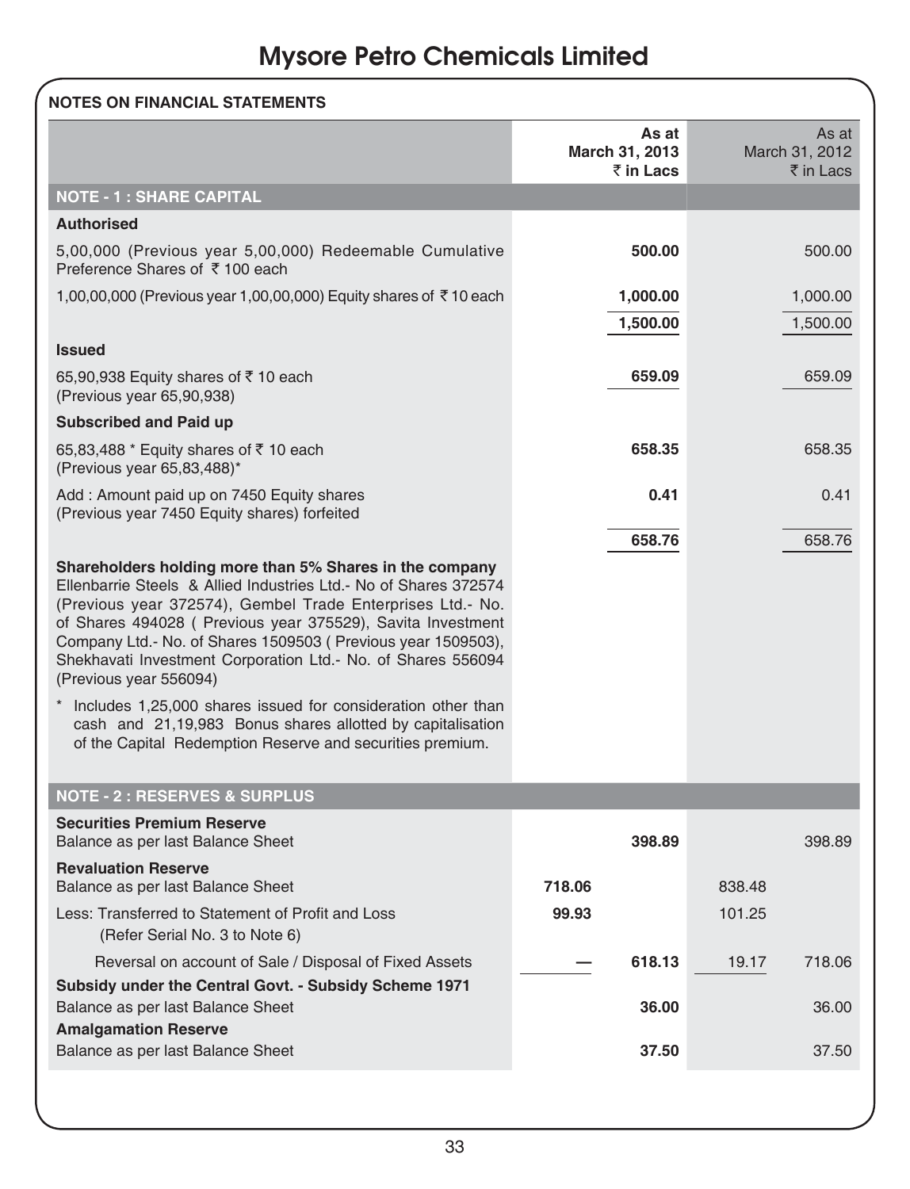## NOTES ON FINANCIAL STATEMENTS

| | | As at March 31, 2013 ₹ in Lacs | | As at March 31, 2012 ₹ in Lacs |
|---|---|---|---|---|
| **NOTE - 1 : SHARE CAPITAL** | | | | |
| **Authorised** | | | | |
| 5,00,000 (Previous year 5,00,000) Redeemable Cumulative Preference Shares of ₹ 100 each | | **500.00** | | 500.00 |
| 1,00,00,000 (Previous year 1,00,00,000) Equity shares of ₹ 10 each | | **1,000.00** | | 1,000.00 |
| | | **1,500.00** | | 1,500.00 |
| **Issued** | | | | |
| 65,90,938 Equity shares of ₹ 10 each (Previous year 65,90,938) | | **659.09** | | 659.09 |
| **Subscribed and Paid up** | | | | |
| 65,83,488 * Equity shares of ₹ 10 each (Previous year 65,83,488)* | | **658.35** | | 658.35 |
| Add : Amount paid up on 7450 Equity shares (Previous year 7450 Equity shares) forfeited | | **0.41** | | 0.41 |
| | | **658.76** | | 658.76 |

**Shareholders holding more than 5% Shares in the company**
Ellenbarrie Steels & Allied Industries Ltd.- No of Shares 372574 (Previous year 372574), Gembel Trade Enterprises Ltd.- No. of Shares 494028 ( Previous year 375529), Savita Investment Company Ltd.- No. of Shares 1509503 ( Previous year 1509503), Shekhavati Investment Corporation Ltd.- No. of Shares 556094 (Previous year 556094)

\* Includes 1,25,000 shares issued for consideration other than cash and 21,19,983 Bonus shares allotted by capitalisation of the Capital Redemption Reserve and securities premium.

| | | As at March 31, 2013 ₹ in Lacs | | As at March 31, 2012 ₹ in Lacs |
|---|---|---|---|---|
| **NOTE - 2 : RESERVES & SURPLUS** | | | | |
| **Securities Premium Reserve** Balance as per last Balance Sheet | | **398.89** | | 398.89 |
| **Revaluation Reserve** Balance as per last Balance Sheet | **718.06** | | 838.48 | |
| Less: Transferred to Statement of Profit and Loss (Refer Serial No. 3 to Note 6) | **99.93** | | 101.25 | |
| Reversal on account of Sale / Disposal of Fixed Assets | **—** | **618.13** | 19.17 | 718.06 |
| **Subsidy under the Central Govt. - Subsidy Scheme 1971** | | | | |
| Balance as per last Balance Sheet | | **36.00** | | 36.00 |
| **Amalgamation Reserve** | | | | |
| Balance as per last Balance Sheet | | **37.50** | | 37.50 |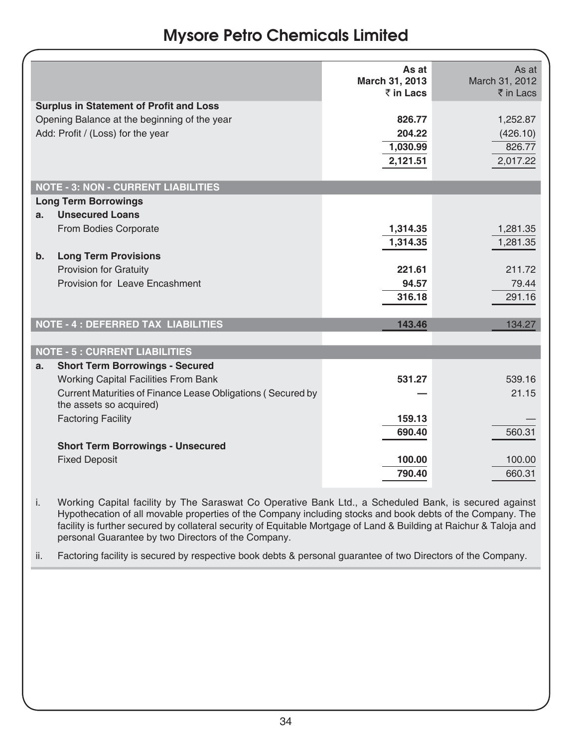# Mysore Petro Chemicals Limited

| | As at March 31, 2013 ₹ in Lacs | As at March 31, 2012 ₹ in Lacs |
|---|---|---|
| **Surplus in Statement of Profit and Loss** | | |
| Opening Balance at the beginning of the year | **826.77** | 1,252.87 |
| Add: Profit / (Loss) for the year | **204.22** | (426.10) |
| | **1,030.99** | 826.77 |
| | **2,121.51** | 2,017.22 |
| **NOTE - 3: NON - CURRENT LIABILITIES** | | |
| **Long Term Borrowings** | | |
| **a. Unsecured Loans** | | |
| From Bodies Corporate | **1,314.35** | 1,281.35 |
| | **1,314.35** | 1,281.35 |
| **b. Long Term Provisions** | | |
| Provision for Gratuity | **221.61** | 211.72 |
| Provision for Leave Encashment | **94.57** | 79.44 |
| | **316.18** | 291.16 |
| **NOTE - 4 : DEFERRED TAX LIABILITIES** | **143.46** | 134.27 |
| **NOTE - 5 : CURRENT LIABILITIES** | | |
| **a. Short Term Borrowings - Secured** | | |
| Working Capital Facilities From Bank | **531.27** | 539.16 |
| Current Maturities of Finance Lease Obligations ( Secured by the assets so acquired) | **—** | 21.15 |
| Factoring Facility | **159.13** | — |
| | **690.40** | 560.31 |
| **Short Term Borrowings - Unsecured** | | |
| Fixed Deposit | **100.00** | 100.00 |
| | **790.40** | 660.31 |

i. Working Capital facility by The Saraswat Co Operative Bank Ltd., a Scheduled Bank, is secured against Hypothecation of all movable properties of the Company including stocks and book debts of the Company. The facility is further secured by collateral security of Equitable Mortgage of Land & Building at Raichur & Taloja and personal Guarantee by two Directors of the Company.

ii. Factoring facility is secured by respective book debts & personal guarantee of two Directors of the Company.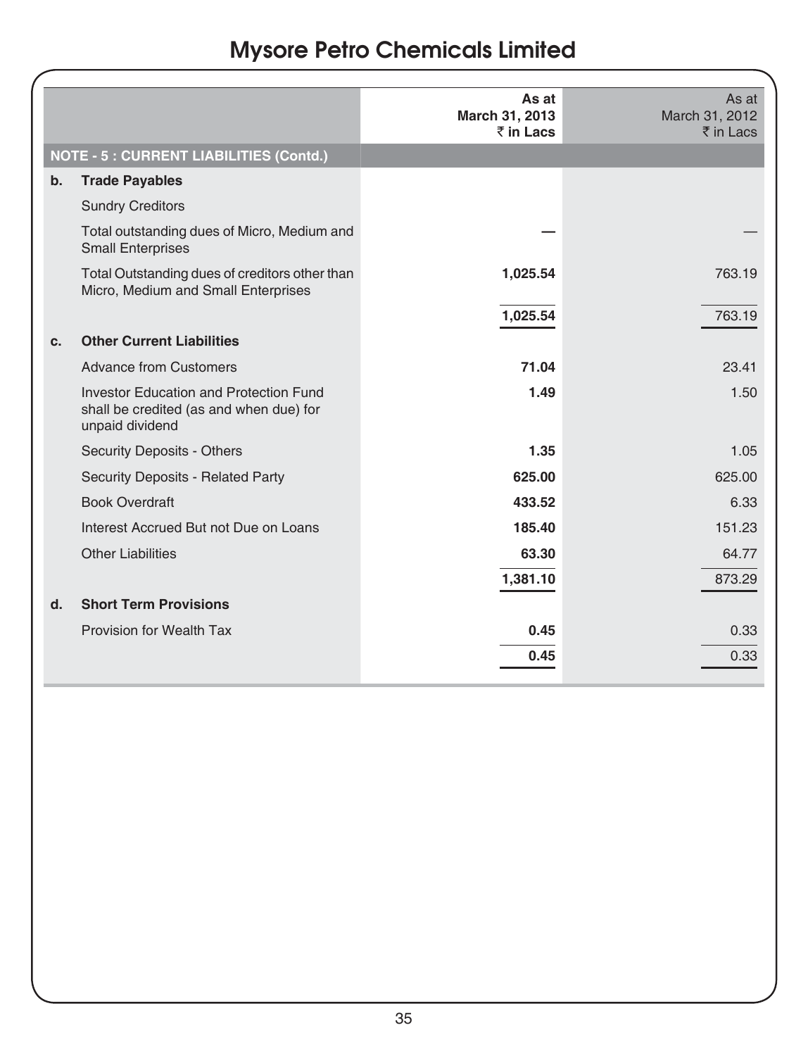| | | As at March 31, 2013 ₹ in Lacs | As at March 31, 2012 ₹ in Lacs |
|---|---|---|---|
| **NOTE - 5 : CURRENT LIABILITIES (Contd.)** | | | |
| **b.** | **Trade Payables** | | |
| | Sundry Creditors | | |
| | Total outstanding dues of Micro, Medium and Small Enterprises | **—** | — |
| | Total Outstanding dues of creditors other than Micro, Medium and Small Enterprises | **1,025.54** | 763.19 |
| | | **1,025.54** | 763.19 |
| **c.** | **Other Current Liabilities** | | |
| | Advance from Customers | **71.04** | 23.41 |
| | Investor Education and Protection Fund shall be credited (as and when due) for unpaid dividend | **1.49** | 1.50 |
| | Security Deposits - Others | **1.35** | 1.05 |
| | Security Deposits - Related Party | **625.00** | 625.00 |
| | Book Overdraft | **433.52** | 6.33 |
| | Interest Accrued But not Due on Loans | **185.40** | 151.23 |
| | Other Liabilities | **63.30** | 64.77 |
| | | **1,381.10** | 873.29 |
| **d.** | **Short Term Provisions** | | |
| | Provision for Wealth Tax | **0.45** | 0.33 |
| | | **0.45** | 0.33 |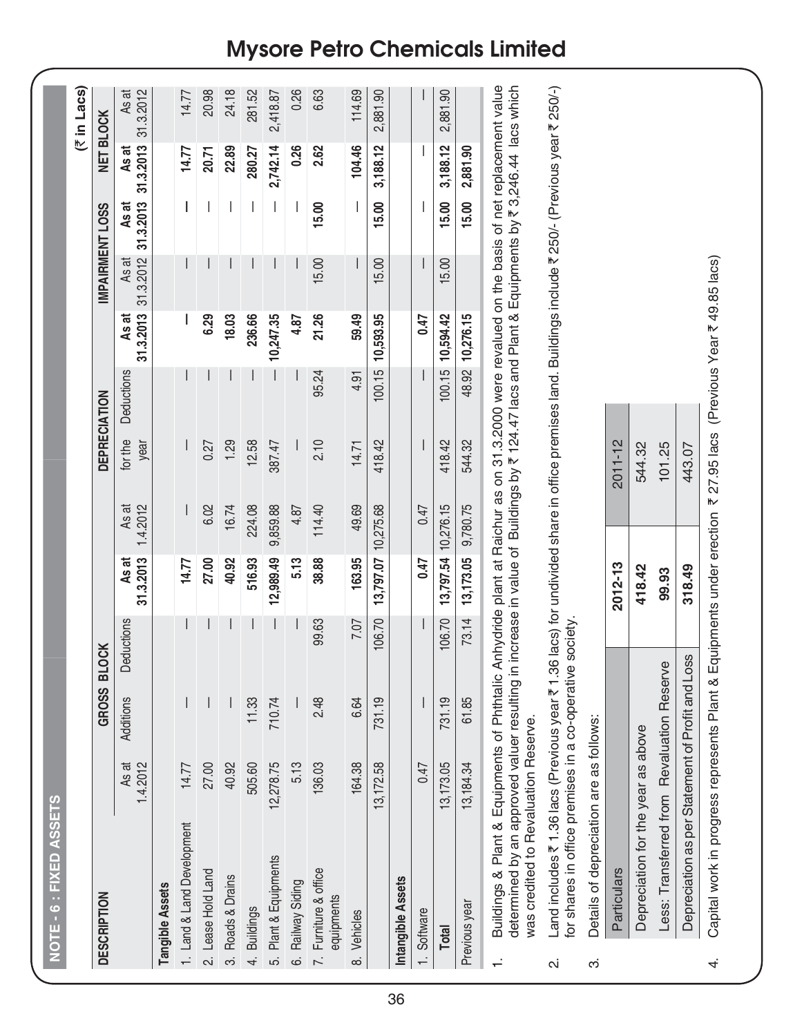## NOTE - 6 : FIXED ASSETS

(₹ in Lacs)

| DESCRIPTION | GROSS BLOCK | | | | DEPRECIATION | | | | IMPAIRMENT LOSS | | NET BLOCK | |
|---|---|---|---|---|---|---|---|---|---|---|---|---|
| | As at 1.4.2012 | Additions | Deductions | As at 31.3.2013 | As at 1.4.2012 | for the year | Deductions | As at 31.3.2013 | As at 31.3.2012 | As at 31.3.2013 | As at 31.3.2013 | As at 31.3.2012 |
| **Tangible Assets** | | | | | | | | | | | | |
| 1. Land & Land Development | 14.77 | — | — | **14.77** | — | — | — | **—** | — | **—** | **14.77** | 14.77 |
| 2. Lease Hold Land | 27.00 | — | — | **27.00** | 6.02 | 0.27 | — | **6.29** | — | **—** | **20.71** | 20.98 |
| 3. Roads & Drains | 40.92 | — | — | **40.92** | 16.74 | 1.29 | — | **18.03** | — | **—** | **22.89** | 24.18 |
| 4. Buildings | 505.60 | 11.33 | — | **516.93** | 224.08 | 12.58 | — | **236.66** | — | **—** | **280.27** | 281.52 |
| 5. Plant & Equipments | 12,278.75 | 710.74 | — | **12,989.49** | 9,859.88 | 387.47 | — | **10,247.35** | — | **—** | **2,742.14** | 2,418.87 |
| 6. Railway Siding | 5.13 | — | — | **5.13** | 4.87 | — | — | **4.87** | — | **—** | **0.26** | 0.26 |
| 7. Furniture & office equipments | 136.03 | 2.48 | 99.63 | **38.88** | 114.40 | 2.10 | 95.24 | **21.26** | 15.00 | **15.00** | **2.62** | 6.63 |
| 8. Vehicles | 164.38 | 6.64 | 7.07 | **163.95** | 49.69 | 14.71 | 4.91 | **59.49** | — | **—** | **104.46** | 114.69 |
| | 13,172.58 | 731.19 | 106.70 | **13,797.07** | 10,275.68 | 418.42 | 100.15 | **10,593.95** | 15.00 | **15.00** | **3,188.12** | 2,881.90 |
| **Intangible Assets** | | | | | | | | | | | | |
| 1. Software | 0.47 | — | — | **0.47** | 0.47 | — | — | **0.47** | — | **—** | **—** | — |
| **Total** | 13,173.05 | 731.19 | 106.70 | **13,797.54** | 10,276.15 | 418.42 | 100.15 | **10,594.42** | 15.00 | **15.00** | **3,188.12** | 2,881.90 |
| Previous year | 13,184.34 | 61.85 | 73.14 | **13,173.05** | 9,780.75 | 544.32 | 48.92 | **10,276.15** | | **15.00** | **2,881.90** | |

1. Buildings & Plant & Equipments of Phthtalic Anhydride plant at Raichur as on 31.3.2000 were revalued on the basis of net replacement value determined by an approved valuer resulting in increase in value of Buildings by ₹ 124.47 lacs and Plant & Equipments by ₹ 3,246.44 lacs which was credited to Revaluation Reserve.

2. Land includes ₹ 1.36 lacs (Previous year ₹ 1.36 lacs) for undivided share in office premises land. Buildings include ₹ 250/- (Previous year ₹ 250/-) for shares in office premises in a co-operative society.

3. Details of depreciation are as follows:

| Particulars | 2012-13 | 2011-12 |
|---|---|---|
| Depreciation for the year as above | **418.42** | 544.32 |
| Less: Transferred from Revaluation Reserve | **99.93** | 101.25 |
| Depreciation as per Statement of Profit and Loss | **318.49** | 443.07 |

4. Capital work in progress represents Plant & Equipments under erection ₹ 27.95 lacs (Previous Year ₹ 49.85 lacs)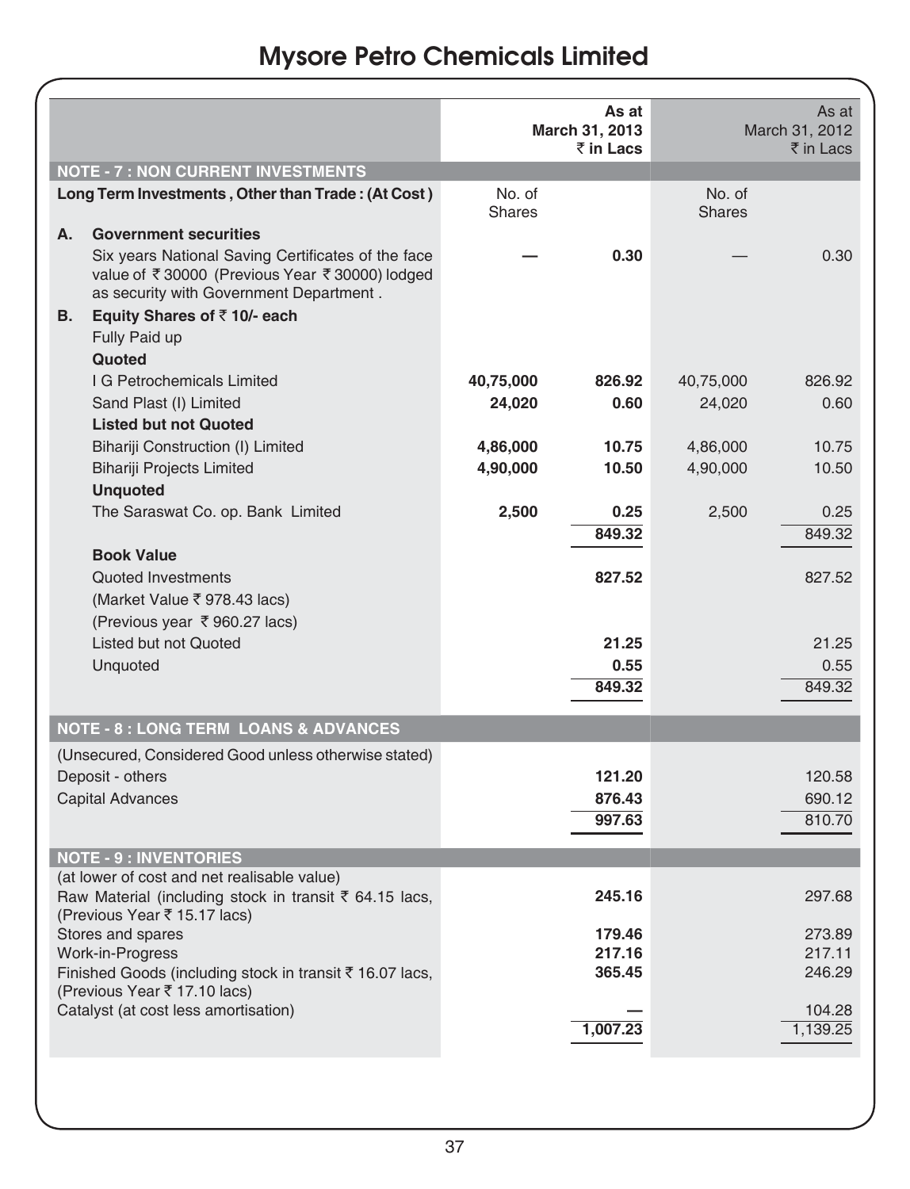# Mysore Petro Chemicals Limited

| | No. of Shares | As at March 31, 2013 ₹ in Lacs | No. of Shares | As at March 31, 2012 ₹ in Lacs |
|---|---|---|---|---|
| **NOTE - 7 : NON CURRENT INVESTMENTS** | | | | |
| **Long Term Investments , Other than Trade : (At Cost )** | | | | |
| **A. Government securities** | | | | |
| Six years National Saving Certificates of the face value of ₹ 30000 (Previous Year ₹ 30000) lodged as security with Government Department . | — | **0.30** | — | 0.30 |
| **B. Equity Shares of ₹ 10/- each** | | | | |
| Fully Paid up | | | | |
| **Quoted** | | | | |
| I G Petrochemicals Limited | **40,75,000** | **826.92** | 40,75,000 | 826.92 |
| Sand Plast (I) Limited | **24,020** | **0.60** | 24,020 | 0.60 |
| **Listed but not Quoted** | | | | |
| Bihariji Construction (I) Limited | **4,86,000** | **10.75** | 4,86,000 | 10.75 |
| Bihariji Projects Limited | **4,90,000** | **10.50** | 4,90,000 | 10.50 |
| **Unquoted** | | | | |
| The Saraswat Co. op. Bank Limited | **2,500** | **0.25** | 2,500 | 0.25 |
| | | **849.32** | | 849.32 |
| **Book Value** | | | | |
| Quoted Investments | | **827.52** | | 827.52 |
| (Market Value ₹ 978.43 lacs) | | | | |
| (Previous year ₹ 960.27 lacs) | | | | |
| Listed but not Quoted | | **21.25** | | 21.25 |
| Unquoted | | **0.55** | | 0.55 |
| | | **849.32** | | 849.32 |
| **NOTE - 8 : LONG TERM LOANS & ADVANCES** | | | | |
| (Unsecured, Considered Good unless otherwise stated) | | | | |
| Deposit - others | | **121.20** | | 120.58 |
| Capital Advances | | **876.43** | | 690.12 |
| | | **997.63** | | 810.70 |
| **NOTE - 9 : INVENTORIES** | | | | |
| (at lower of cost and net realisable value) | | | | |
| Raw Material (including stock in transit ₹ 64.15 lacs, (Previous Year ₹ 15.17 lacs) | | **245.16** | | 297.68 |
| Stores and spares | | **179.46** | | 273.89 |
| Work-in-Progress | | **217.16** | | 217.11 |
| Finished Goods (including stock in transit ₹ 16.07 lacs, (Previous Year ₹ 17.10 lacs) | | **365.45** | | 246.29 |
| Catalyst (at cost less amortisation) | | **—** | | 104.28 |
| | | **1,007.23** | | 1,139.25 |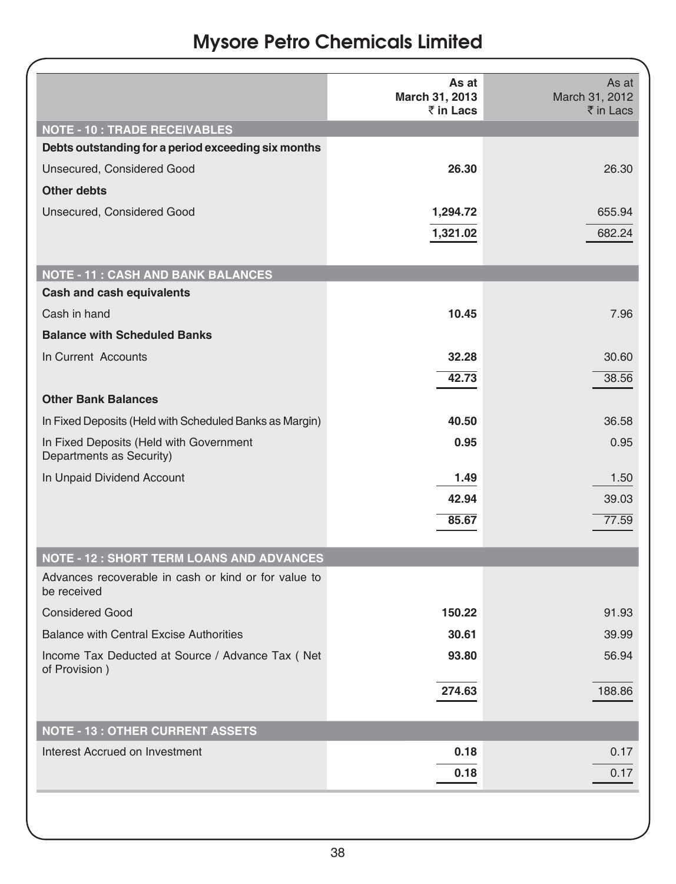# Mysore Petro Chemicals Limited

| | As at March 31, 2013 ₹ in Lacs | As at March 31, 2012 ₹ in Lacs |
|---|---|---|
| **NOTE - 10 : TRADE RECEIVABLES** | | |
| **Debts outstanding for a period exceeding six months** | | |
| Unsecured, Considered Good | **26.30** | 26.30 |
| **Other debts** | | |
| Unsecured, Considered Good | **1,294.72** | 655.94 |
| | **1,321.02** | 682.24 |
| **NOTE - 11 : CASH AND BANK BALANCES** | | |
| **Cash and cash equivalents** | | |
| Cash in hand | **10.45** | 7.96 |
| **Balance with Scheduled Banks** | | |
| In Current Accounts | **32.28** | 30.60 |
| | **42.73** | 38.56 |
| **Other Bank Balances** | | |
| In Fixed Deposits (Held with Scheduled Banks as Margin) | **40.50** | 36.58 |
| In Fixed Deposits (Held with Government Departments as Security) | **0.95** | 0.95 |
| In Unpaid Dividend Account | **1.49** | 1.50 |
| | **42.94** | 39.03 |
| | **85.67** | 77.59 |
| **NOTE - 12 : SHORT TERM LOANS AND ADVANCES** | | |
| Advances recoverable in cash or kind or for value to be received | | |
| Considered Good | **150.22** | 91.93 |
| Balance with Central Excise Authorities | **30.61** | 39.99 |
| Income Tax Deducted at Source / Advance Tax ( Net of Provision ) | **93.80** | 56.94 |
| | **274.63** | 188.86 |
| **NOTE - 13 : OTHER CURRENT ASSETS** | | |
| Interest Accrued on Investment | **0.18** | 0.17 |
| | **0.18** | 0.17 |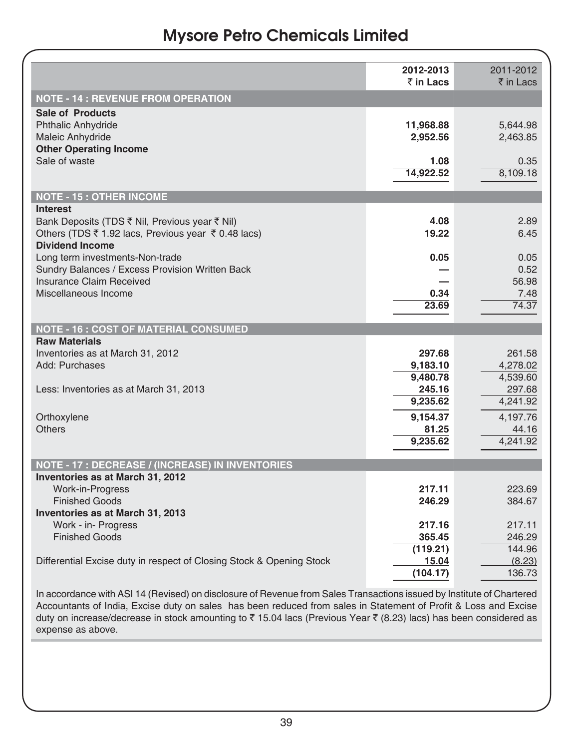# Mysore Petro Chemicals Limited

| | 2012-2013 ₹ in Lacs | 2011-2012 ₹ in Lacs |
|---|---|---|
| **NOTE - 14 : REVENUE FROM OPERATION** | | |
| **Sale of Products** | | |
| Phthalic Anhydride | **11,968.88** | 5,644.98 |
| Maleic Anhydride | **2,952.56** | 2,463.85 |
| **Other Operating Income** | | |
| Sale of waste | **1.08** | 0.35 |
| | **14,922.52** | 8,109.18 |
| **NOTE - 15 : OTHER INCOME** | | |
| **Interest** | | |
| Bank Deposits (TDS ₹ Nil, Previous year ₹ Nil) | **4.08** | 2.89 |
| Others (TDS ₹ 1.92 lacs, Previous year ₹ 0.48 lacs) | **19.22** | 6.45 |
| **Dividend Income** | | |
| Long term investments-Non-trade | **0.05** | 0.05 |
| Sundry Balances / Excess Provision Written Back | **—** | 0.52 |
| Insurance Claim Received | **—** | 56.98 |
| Miscellaneous Income | **0.34** | 7.48 |
| | **23.69** | 74.37 |
| **NOTE - 16 : COST OF MATERIAL CONSUMED** | | |
| **Raw Materials** | | |
| Inventories as at March 31, 2012 | **297.68** | 261.58 |
| Add: Purchases | **9,183.10** | 4,278.02 |
| | **9,480.78** | 4,539.60 |
| Less: Inventories as at March 31, 2013 | **245.16** | 297.68 |
| | **9,235.62** | 4,241.92 |
| Orthoxylene | **9,154.37** | 4,197.76 |
| Others | **81.25** | 44.16 |
| | **9,235.62** | 4,241.92 |
| **NOTE - 17 : DECREASE / (INCREASE) IN INVENTORIES** | | |
| **Inventories as at March 31, 2012** | | |
| Work-in-Progress | **217.11** | 223.69 |
| Finished Goods | **246.29** | 384.67 |
| **Inventories as at March 31, 2013** | | |
| Work - in- Progress | **217.16** | 217.11 |
| Finished Goods | **365.45** | 246.29 |
| | **(119.21)** | 144.96 |
| Differential Excise duty in respect of Closing Stock & Opening Stock | **15.04** | (8.23) |
| | **(104.17)** | 136.73 |

In accordance with ASI 14 (Revised) on disclosure of Revenue from Sales Transactions issued by Institute of Chartered Accountants of India, Excise duty on sales has been reduced from sales in Statement of Profit & Loss and Excise duty on increase/decrease in stock amounting to ₹ 15.04 lacs (Previous Year ₹ (8.23) lacs) has been considered as expense as above.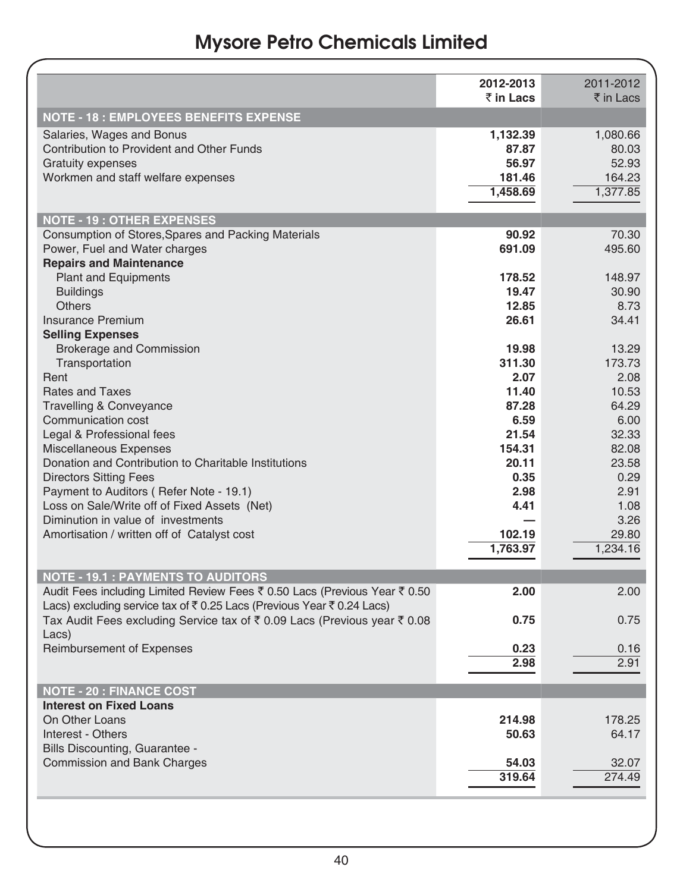# Mysore Petro Chemicals Limited

| | 2012-2013 ₹ in Lacs | 2011-2012 ₹ in Lacs |
|---|---|---|
| **NOTE - 18 : EMPLOYEES BENEFITS EXPENSE** | | |
| Salaries, Wages and Bonus | **1,132.39** | 1,080.66 |
| Contribution to Provident and Other Funds | **87.87** | 80.03 |
| Gratuity expenses | **56.97** | 52.93 |
| Workmen and staff welfare expenses | **181.46** | 164.23 |
| | **1,458.69** | 1,377.85 |
| **NOTE - 19 : OTHER EXPENSES** | | |
| Consumption of Stores,Spares and Packing Materials | **90.92** | 70.30 |
| Power, Fuel and Water charges | **691.09** | 495.60 |
| **Repairs and Maintenance** | | |
| Plant and Equipments | **178.52** | 148.97 |
| Buildings | **19.47** | 30.90 |
| Others | **12.85** | 8.73 |
| Insurance Premium | **26.61** | 34.41 |
| **Selling Expenses** | | |
| Brokerage and Commission | **19.98** | 13.29 |
| Transportation | **311.30** | 173.73 |
| Rent | **2.07** | 2.08 |
| Rates and Taxes | **11.40** | 10.53 |
| Travelling & Conveyance | **87.28** | 64.29 |
| Communication cost | **6.59** | 6.00 |
| Legal & Professional fees | **21.54** | 32.33 |
| Miscellaneous Expenses | **154.31** | 82.08 |
| Donation and Contribution to Charitable Institutions | **20.11** | 23.58 |
| Directors Sitting Fees | **0.35** | 0.29 |
| Payment to Auditors ( Refer Note - 19.1) | **2.98** | 2.91 |
| Loss on Sale/Write off of Fixed Assets (Net) | **4.41** | 1.08 |
| Diminution in value of investments | **—** | 3.26 |
| Amortisation / written off of Catalyst cost | **102.19** | 29.80 |
| | **1,763.97** | 1,234.16 |
| **NOTE - 19.1 : PAYMENTS TO AUDITORS** | | |
| Audit Fees including Limited Review Fees ₹ 0.50 Lacs (Previous Year ₹ 0.50 Lacs) excluding service tax of ₹ 0.25 Lacs (Previous Year ₹ 0.24 Lacs) | **2.00** | 2.00 |
| Tax Audit Fees excluding Service tax of ₹ 0.09 Lacs (Previous year ₹ 0.08 Lacs) | **0.75** | 0.75 |
| Reimbursement of Expenses | **0.23** | 0.16 |
| | **2.98** | 2.91 |
| **NOTE - 20 : FINANCE COST** | | |
| **Interest on Fixed Loans** | | |
| On Other Loans | **214.98** | 178.25 |
| Interest - Others | **50.63** | 64.17 |
| Bills Discounting, Guarantee - Commission and Bank Charges | **54.03** | 32.07 |
| | **319.64** | 274.49 |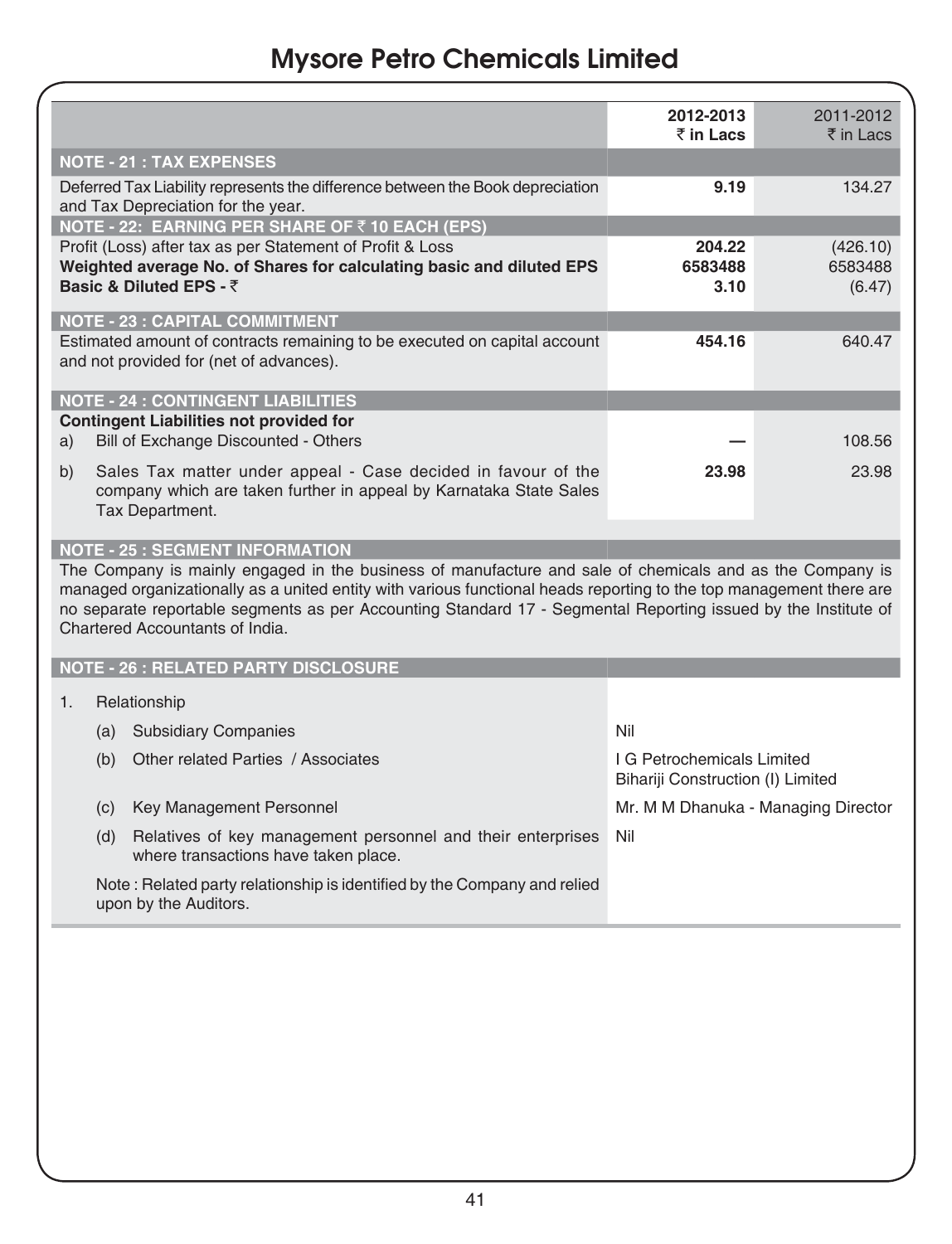# Mysore Petro Chemicals Limited

| | 2012-2013 ₹ in Lacs | 2011-2012 ₹ in Lacs |
|---|---|---|
| **NOTE - 21 : TAX EXPENSES** | | |
| Deferred Tax Liability represents the difference between the Book depreciation and Tax Depreciation for the year. | **9.19** | 134.27 |
| **NOTE - 22: EARNING PER SHARE OF ₹ 10 EACH (EPS)** | | |
| Profit (Loss) after tax as per Statement of Profit & Loss | **204.22** | (426.10) |
| **Weighted average No. of Shares for calculating basic and diluted EPS** | **6583488** | 6583488 |
| **Basic & Diluted EPS - ₹** | **3.10** | (6.47) |
| **NOTE - 23 : CAPITAL COMMITMENT** | | |
| Estimated amount of contracts remaining to be executed on capital account and not provided for (net of advances). | **454.16** | 640.47 |
| **NOTE - 24 : CONTINGENT LIABILITIES** | | |
| **Contingent Liabilities not provided for** | | |
| a) Bill of Exchange Discounted - Others | **—** | 108.56 |
| b) Sales Tax matter under appeal - Case decided in favour of the company which are taken further in appeal by Karnataka State Sales Tax Department. | **23.98** | 23.98 |

**NOTE - 25 : SEGMENT INFORMATION**

The Company is mainly engaged in the business of manufacture and sale of chemicals and as the Company is managed organizationally as a united entity with various functional heads reporting to the top management there are no separate reportable segments as per Accounting Standard 17 - Segmental Reporting issued by the Institute of Chartered Accountants of India.

**NOTE - 26 : RELATED PARTY DISCLOSURE**

| | |
|---|---|
| 1. Relationship | |
| (a) Subsidiary Companies | Nil |
| (b) Other related Parties / Associates | I G Petrochemicals Limited<br>Bihariji Construction (I) Limited |
| (c) Key Management Personnel | Mr. M M Dhanuka - Managing Director |
| (d) Relatives of key management personnel and their enterprises where transactions have taken place. | Nil |
| Note : Related party relationship is identified by the Company and relied upon by the Auditors. | |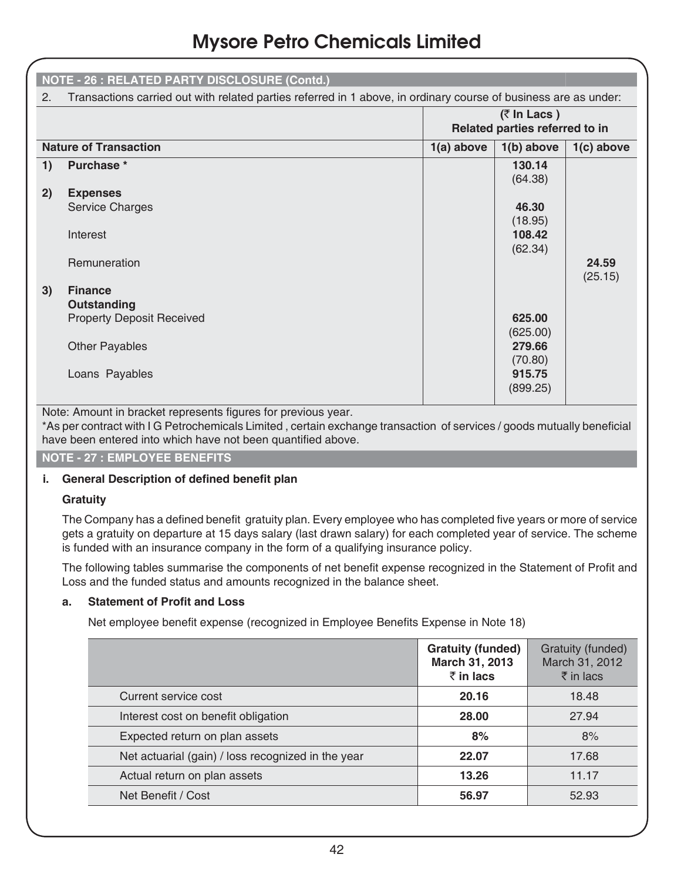# Mysore Petro Chemicals Limited

## NOTE - 26 : RELATED PARTY DISCLOSURE (Contd.)

2. Transactions carried out with related parties referred in 1 above, in ordinary course of business are as under:

| | | (₹ In Lacs ) Related parties referred to in | | |
|---|---|---|---|---|
| | **Nature of Transaction** | **1(a) above** | **1(b) above** | **1(c) above** |
| **1)** | **Purchase \*** | | **130.14** (64.38) | |
| **2)** | **Expenses** | | | |
| | Service Charges | | **46.30** (18.95) | |
| | Interest | | **108.42** (62.34) | |
| | Remuneration | | | **24.59** (25.15) |
| **3)** | **Finance** | | | |
| | **Outstanding** | | | |
| | Property Deposit Received | | **625.00** (625.00) | |
| | Other Payables | | **279.66** (70.80) | |
| | Loans Payables | | **915.75** (899.25) | |

Note: Amount in bracket represents figures for previous year.

*As per contract with I G Petrochemicals Limited , certain exchange transaction of services / goods mutually beneficial have been entered into which have not been quantified above.

## NOTE - 27 : EMPLOYEE BENEFITS

**i. General Description of defined benefit plan**

**Gratuity**

The Company has a defined benefit gratuity plan. Every employee who has completed five years or more of service gets a gratuity on departure at 15 days salary (last drawn salary) for each completed year of service. The scheme is funded with an insurance company in the form of a qualifying insurance policy.

The following tables summarise the components of net benefit expense recognized in the Statement of Profit and Loss and the funded status and amounts recognized in the balance sheet.

**a. Statement of Profit and Loss**

Net employee benefit expense (recognized in Employee Benefits Expense in Note 18)

| | **Gratuity (funded) March 31, 2013 ₹ in lacs** | Gratuity (funded) March 31, 2012 ₹ in lacs |
|---|---|---|
| Current service cost | **20.16** | 18.48 |
| Interest cost on benefit obligation | **28.00** | 27.94 |
| Expected return on plan assets | **8%** | 8% |
| Net actuarial (gain) / loss recognized in the year | **22.07** | 17.68 |
| Actual return on plan assets | **13.26** | 11.17 |
| Net Benefit / Cost | **56.97** | 52.93 |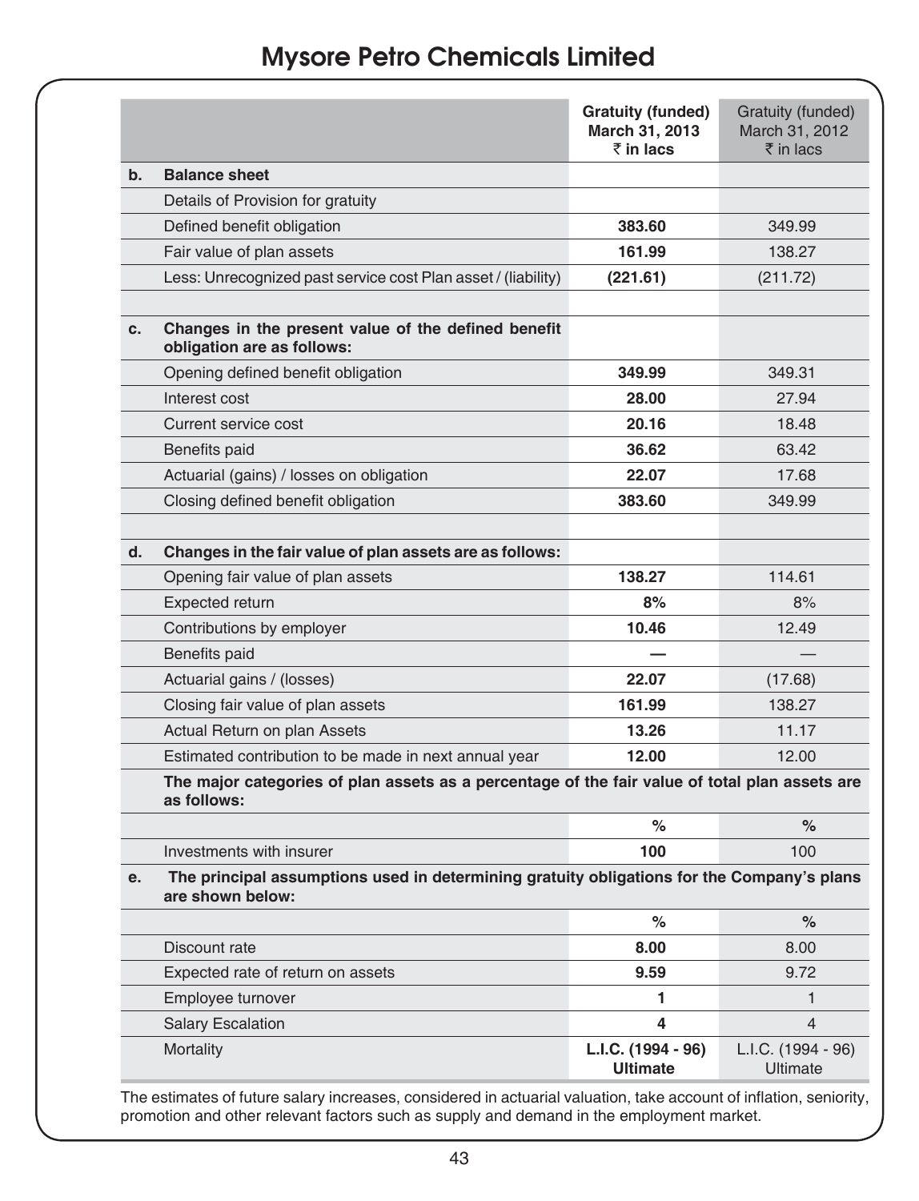| | | Gratuity (funded) March 31, 2013 ₹ in lacs | Gratuity (funded) March 31, 2012 ₹ in lacs |
|---|---|---|---|
| **b.** | **Balance sheet** | | |
| | Details of Provision for gratuity | | |
| | Defined benefit obligation | **383.60** | 349.99 |
| | Fair value of plan assets | **161.99** | 138.27 |
| | Less: Unrecognized past service cost Plan asset / (liability) | **(221.61)** | (211.72) |
| | | | |
| **c.** | **Changes in the present value of the defined benefit obligation are as follows:** | | |
| | Opening defined benefit obligation | **349.99** | 349.31 |
| | Interest cost | **28.00** | 27.94 |
| | Current service cost | **20.16** | 18.48 |
| | Benefits paid | **36.62** | 63.42 |
| | Actuarial (gains) / losses on obligation | **22.07** | 17.68 |
| | Closing defined benefit obligation | **383.60** | 349.99 |
| | | | |
| **d.** | **Changes in the fair value of plan assets are as follows:** | | |
| | Opening fair value of plan assets | **138.27** | 114.61 |
| | Expected return | **8%** | 8% |
| | Contributions by employer | **10.46** | 12.49 |
| | Benefits paid | **—** | — |
| | Actuarial gains / (losses) | **22.07** | (17.68) |
| | Closing fair value of plan assets | **161.99** | 138.27 |
| | Actual Return on plan Assets | **13.26** | 11.17 |
| | Estimated contribution to be made in next annual year | **12.00** | 12.00 |
| | **The major categories of plan assets as a percentage of the fair value of total plan assets are as follows:** | | |
| | | **%** | **%** |
| | Investments with insurer | **100** | 100 |
| **e.** | **The principal assumptions used in determining gratuity obligations for the Company's plans are shown below:** | | |
| | | **%** | **%** |
| | Discount rate | **8.00** | 8.00 |
| | Expected rate of return on assets | **9.59** | 9.72 |
| | Employee turnover | **1** | 1 |
| | Salary Escalation | **4** | 4 |
| | Mortality | **L.I.C. (1994 - 96) Ultimate** | L.I.C. (1994 - 96) Ultimate |

The estimates of future salary increases, considered in actuarial valuation, take account of inflation, seniority, promotion and other relevant factors such as supply and demand in the employment market.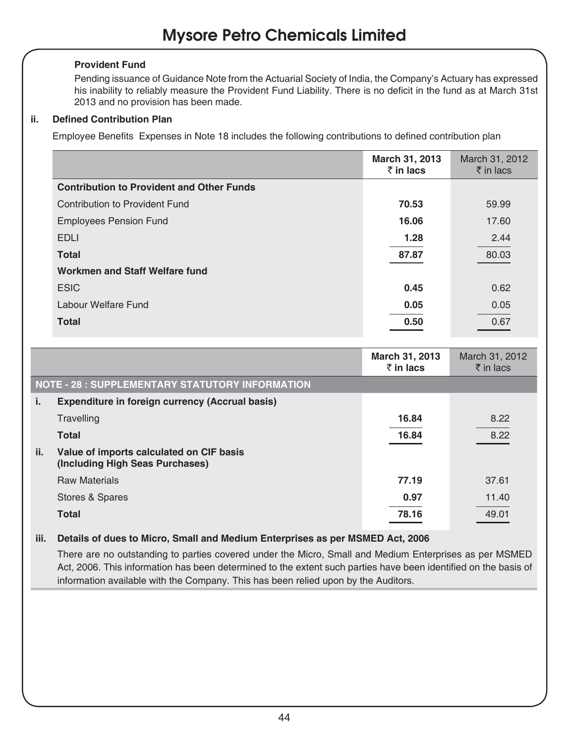**Provident Fund**

Pending issuance of Guidance Note from the Actuarial Society of India, the Company's Actuary has expressed his inability to reliably measure the Provident Fund Liability. There is no deficit in the fund as at March 31st 2013 and no provision has been made.

**ii. Defined Contribution Plan**

Employee Benefits Expenses in Note 18 includes the following contributions to defined contribution plan

| | March 31, 2013 ₹ in lacs | March 31, 2012 ₹ in lacs |
|---|---|---|
| **Contribution to Provident and Other Funds** | | |
| Contribution to Provident Fund | **70.53** | 59.99 |
| Employees Pension Fund | **16.06** | 17.60 |
| EDLI | **1.28** | 2.44 |
| **Total** | **87.87** | 80.03 |
| **Workmen and Staff Welfare fund** | | |
| ESIC | **0.45** | 0.62 |
| Labour Welfare Fund | **0.05** | 0.05 |
| **Total** | **0.50** | 0.67 |

| | | March 31, 2013 ₹ in lacs | March 31, 2012 ₹ in lacs |
|---|---|---|---|
| **NOTE - 28 : SUPPLEMENTARY STATUTORY INFORMATION** | | | |
| i. | **Expenditure in foreign currency (Accrual basis)** | | |
| | Travelling | **16.84** | 8.22 |
| | **Total** | **16.84** | 8.22 |
| ii. | **Value of imports calculated on CIF basis (Including High Seas Purchases)** | | |
| | Raw Materials | **77.19** | 37.61 |
| | Stores & Spares | **0.97** | 11.40 |
| | **Total** | **78.16** | 49.01 |

**iii. Details of dues to Micro, Small and Medium Enterprises as per MSMED Act, 2006**

There are no outstanding to parties covered under the Micro, Small and Medium Enterprises as per MSMED Act, 2006. This information has been determined to the extent such parties have been identified on the basis of information available with the Company. This has been relied upon by the Auditors.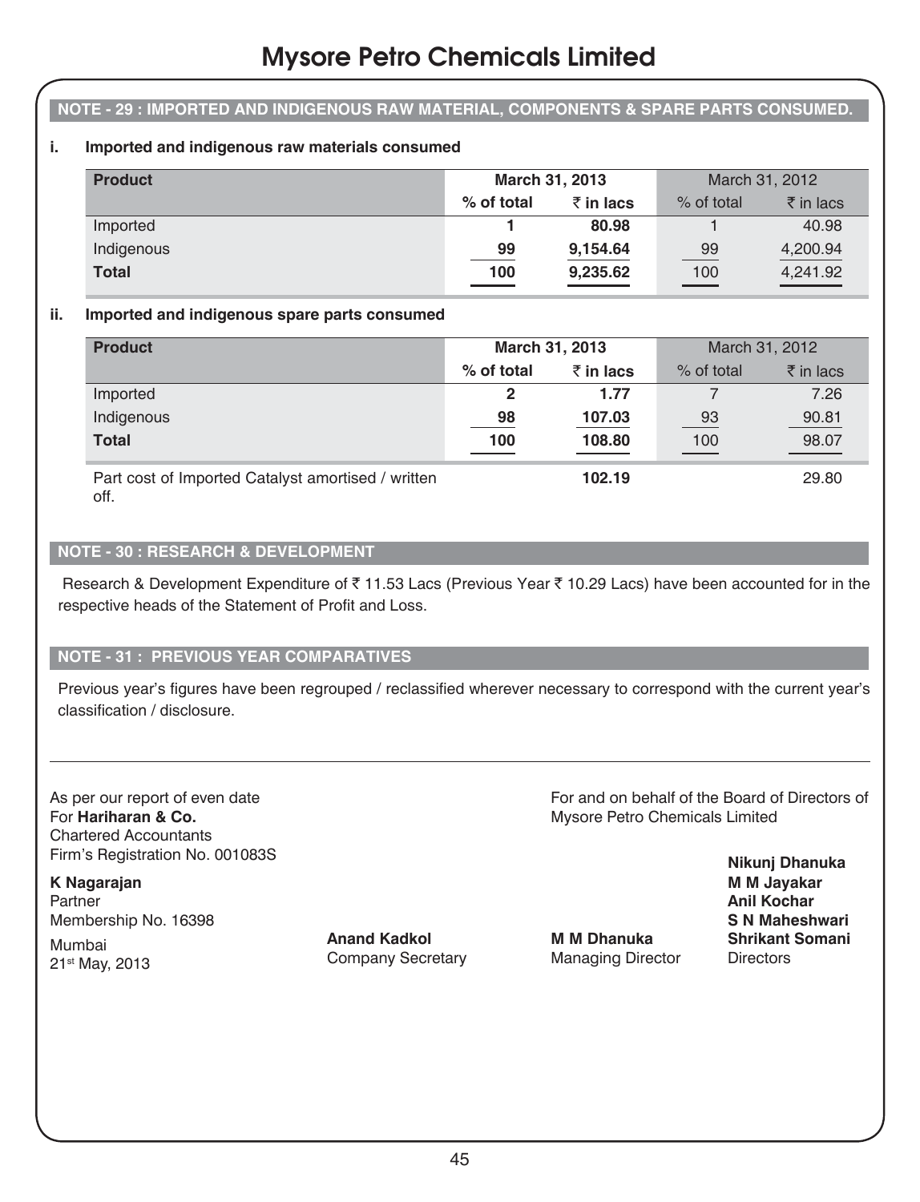# Mysore Petro Chemicals Limited

## NOTE - 29 : IMPORTED AND INDIGENOUS RAW MATERIAL, COMPONENTS & SPARE PARTS CONSUMED.

**i. Imported and indigenous raw materials consumed**

| Product | March 31, 2013 | | March 31, 2012 | |
|---|---|---|---|---|
| | % of total | ₹ in lacs | % of total | ₹ in lacs |
| Imported | 1 | 80.98 | 1 | 40.98 |
| Indigenous | 99 | 9,154.64 | 99 | 4,200.94 |
| **Total** | 100 | 9,235.62 | 100 | 4,241.92 |

**ii. Imported and indigenous spare parts consumed**

| Product | March 31, 2013 | | March 31, 2012 | |
|---|---|---|---|---|
| | % of total | ₹ in lacs | % of total | ₹ in lacs |
| Imported | 2 | 1.77 | 7 | 7.26 |
| Indigenous | 98 | 107.03 | 93 | 90.81 |
| **Total** | 100 | 108.80 | 100 | 98.07 |
| Part cost of Imported Catalyst amortised / written off. | | 102.19 | | 29.80 |

## NOTE - 30 : RESEARCH & DEVELOPMENT

Research & Development Expenditure of ₹ 11.53 Lacs (Previous Year ₹ 10.29 Lacs) have been accounted for in the respective heads of the Statement of Profit and Loss.

## NOTE - 31 : PREVIOUS YEAR COMPARATIVES

Previous year's figures have been regrouped / reclassified wherever necessary to correspond with the current year's classification / disclosure.

As per our report of even date
For **Hariharan & Co.**
Chartered Accountants
Firm's Registration No. 001083S

**K Nagarajan**
Partner
Membership No. 16398

Mumbai
21st May, 2013

For and on behalf of the Board of Directors of
Mysore Petro Chemicals Limited

**Anand Kadkol**
Company Secretary

**M M Dhanuka**
Managing Director

**Nikunj Dhanuka**
**M M Jayakar**
**Anil Kochar**
**S N Maheshwari**
**Shrikant Somani**
Directors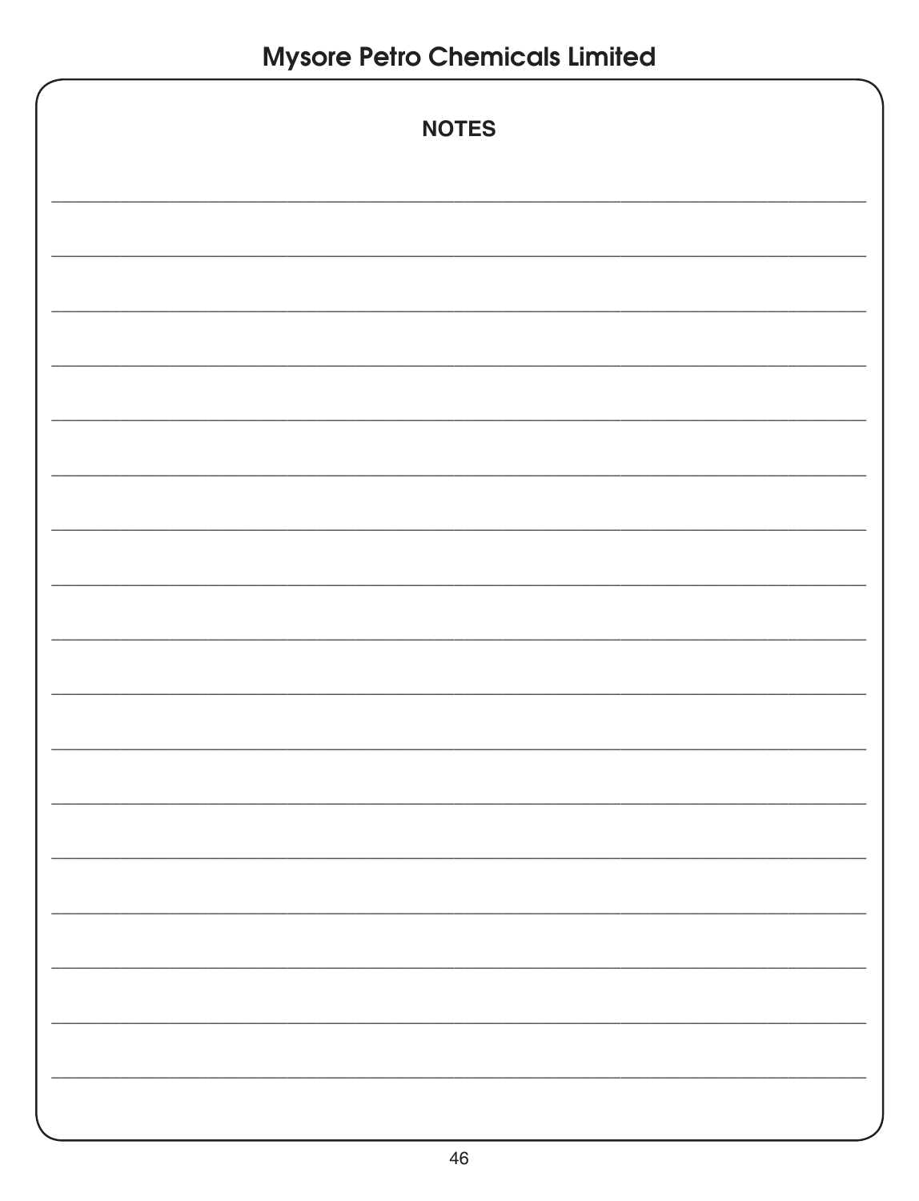# NOTES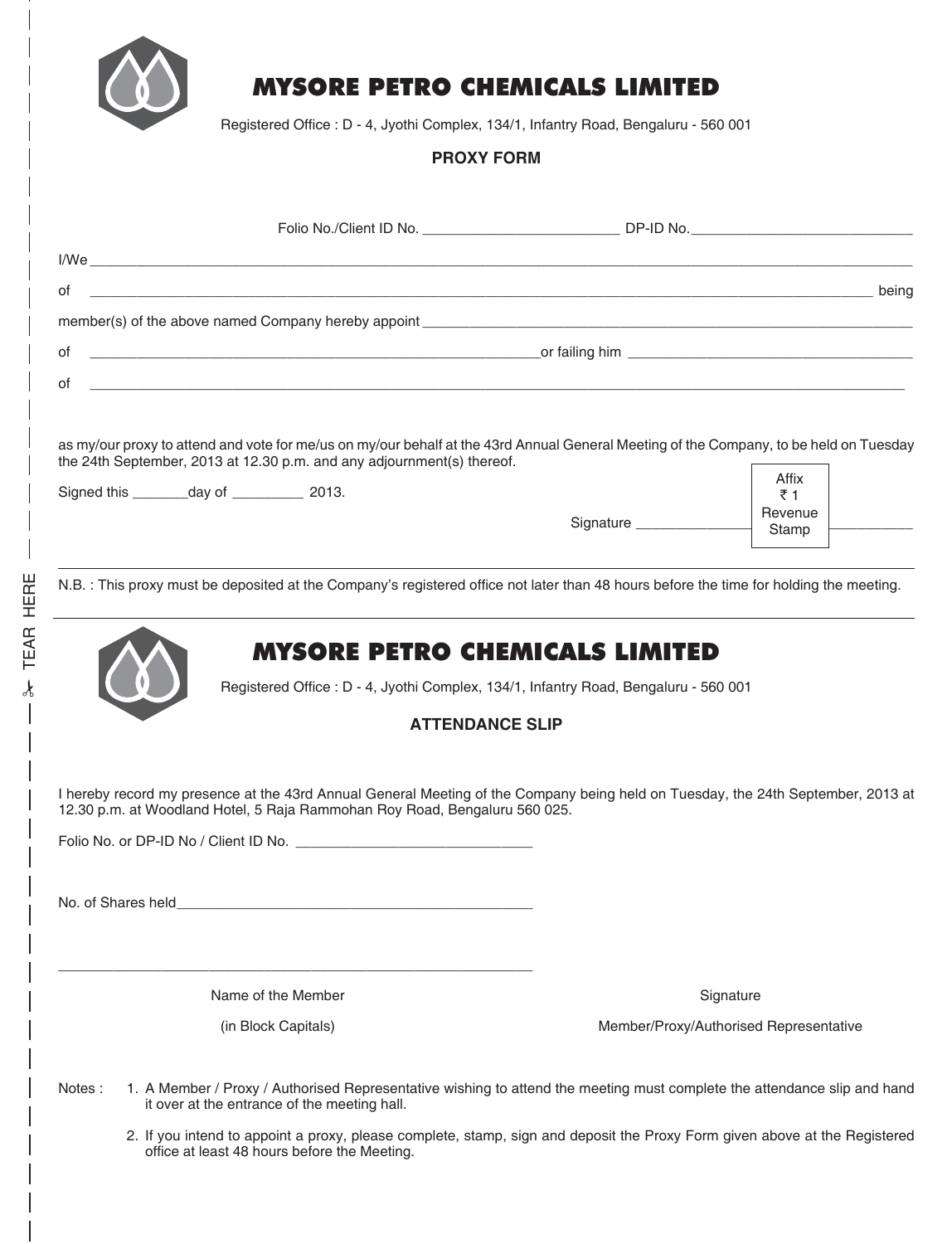# MYSORE PETRO CHEMICALS LIMITED

Registered Office : D - 4, Jyothi Complex, 134/1, Infantry Road, Bengaluru - 560 001

**PROXY FORM**

Folio No./Client ID No. ______________________ DP-ID No. ________________________

I/We ____________________________________________________________________________

of ____________________________________________________________________________ being

member(s) of the above named Company hereby appoint ____________________________________

of ______________________________________________ or failing him ____________________________

of ____________________________________________________________________________

as my/our proxy to attend and vote for me/us on my/our behalf at the 43rd Annual General Meeting of the Company, to be held on Tuesday the 24th September, 2013 at 12.30 p.m. and any adjournment(s) thereof.

Signed this _______day of _________ 2013.

Signature ______________ Affix ₹ 1 Revenue Stamp

N.B. : This proxy must be deposited at the Company's registered office not later than 48 hours before the time for holding the meeting.

✂ TEAR HERE

# MYSORE PETRO CHEMICALS LIMITED

Registered Office : D - 4, Jyothi Complex, 134/1, Infantry Road, Bengaluru - 560 001

**ATTENDANCE SLIP**

I hereby record my presence at the 43rd Annual General Meeting of the Company being held on Tuesday, the 24th September, 2013 at 12.30 p.m. at Woodland Hotel, 5 Raja Rammohan Roy Road, Bengaluru 560 025.

Folio No. or DP-ID No / Client ID No. ____________________________

No. of Shares held ____________________________________________

_______________________________________________

Name of the Member (in Block Capitals)

Signature Member/Proxy/Authorised Representative

Notes :

1. A Member / Proxy / Authorised Representative wishing to attend the meeting must complete the attendance slip and hand it over at the entrance of the meeting hall.
2. If you intend to appoint a proxy, please complete, stamp, sign and deposit the Proxy Form given above at the Registered office at least 48 hours before the Meeting.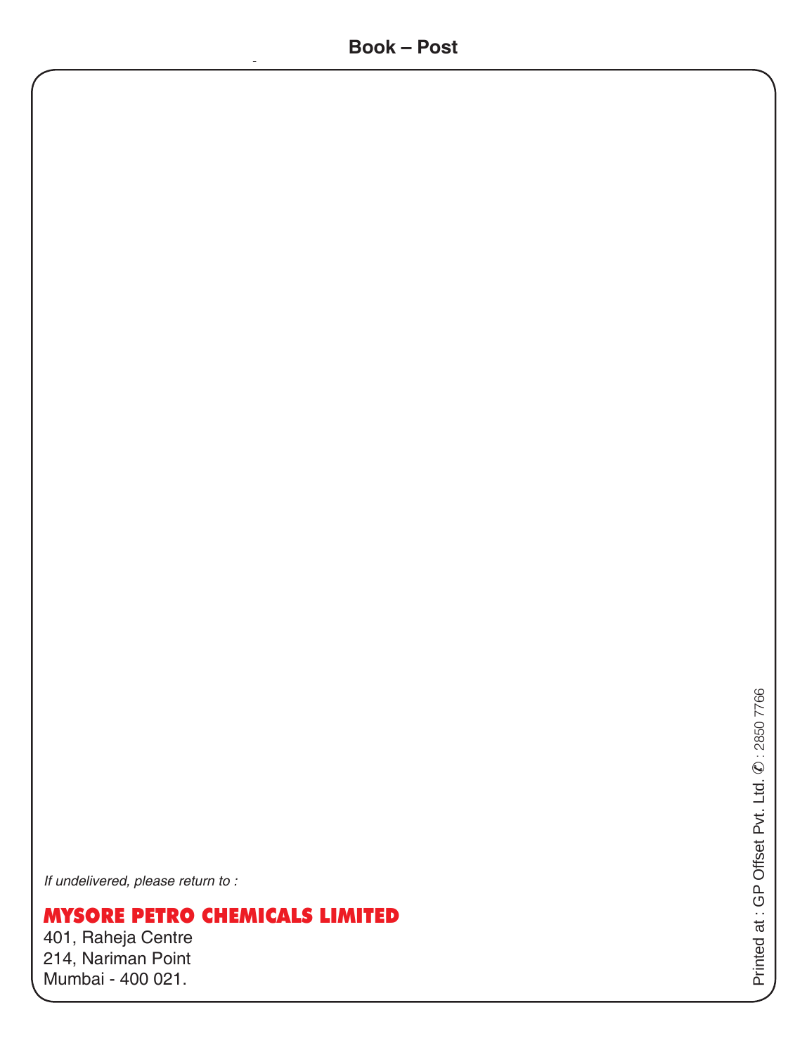**Book – Post**

*If undelivered, please return to :*

**MYSORE PETRO CHEMICALS LIMITED**

401, Raheja Centre
214, Nariman Point
Mumbai - 400 021.

Printed at : GP Offset Pvt. Ltd. ✆ : 2850 7766